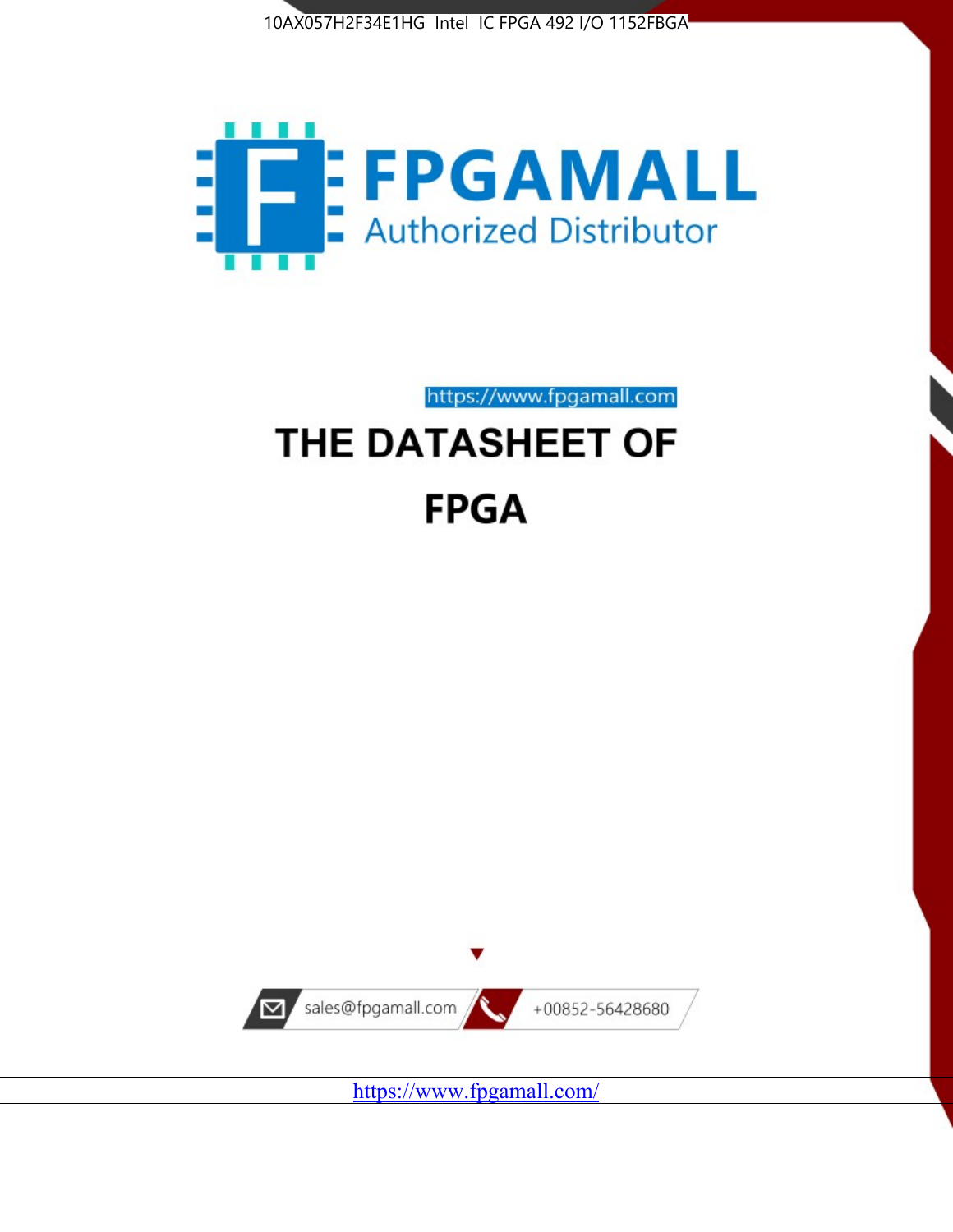10AX057H2F34E1HG Intel IC FPGA 492 I/O 1152FBGA

FPGAMALL

Authorized Distributor

https://www.fpgamall.com

# THE DATASHEET OF

# FPGA

sales@fpgamall.com

+00852-56428680

https://www.fpgamall.com/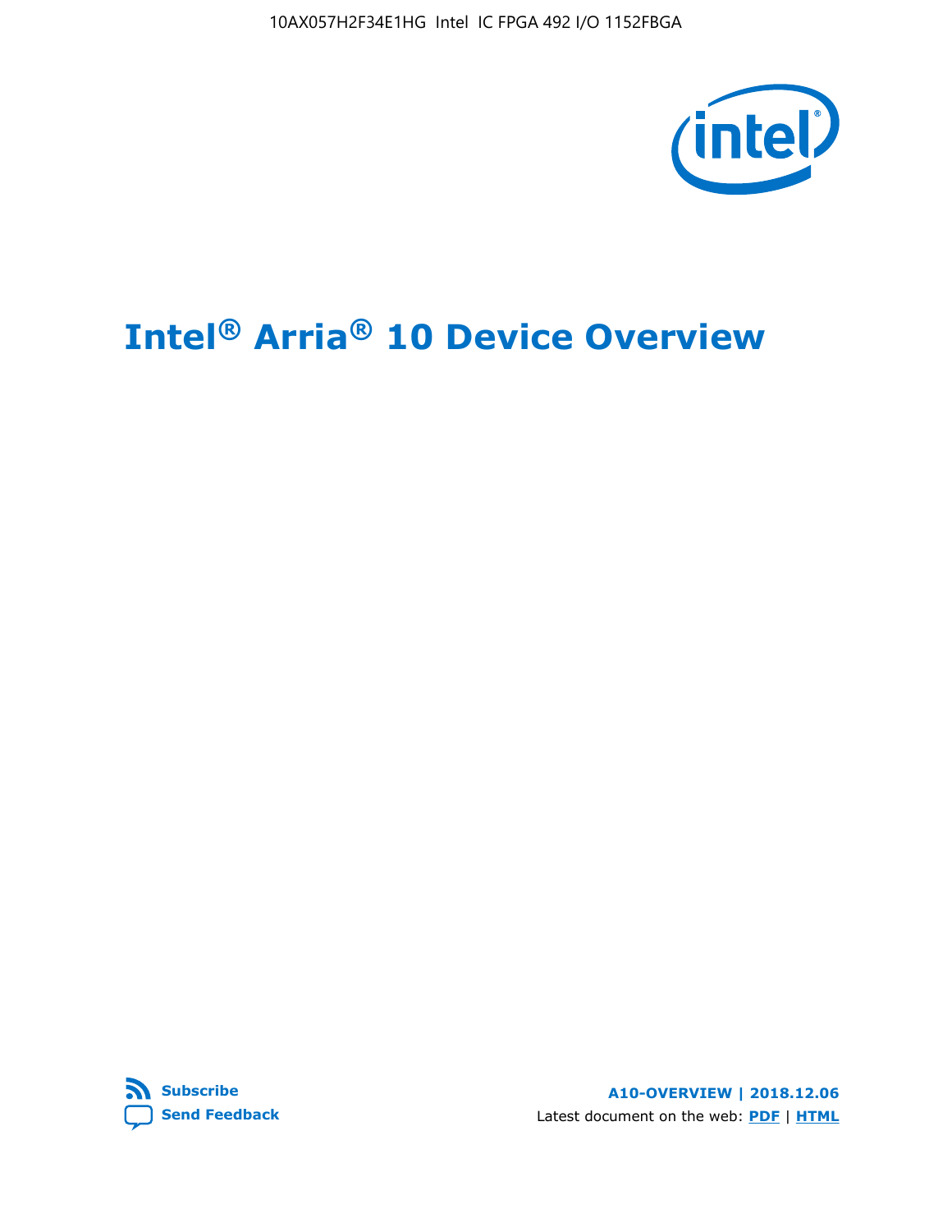# Intel® Arria® 10 Device Overview

Subscribe

Send Feedback

A10-OVERVIEW | 2018.12.06

Latest document on the web: PDF | HTML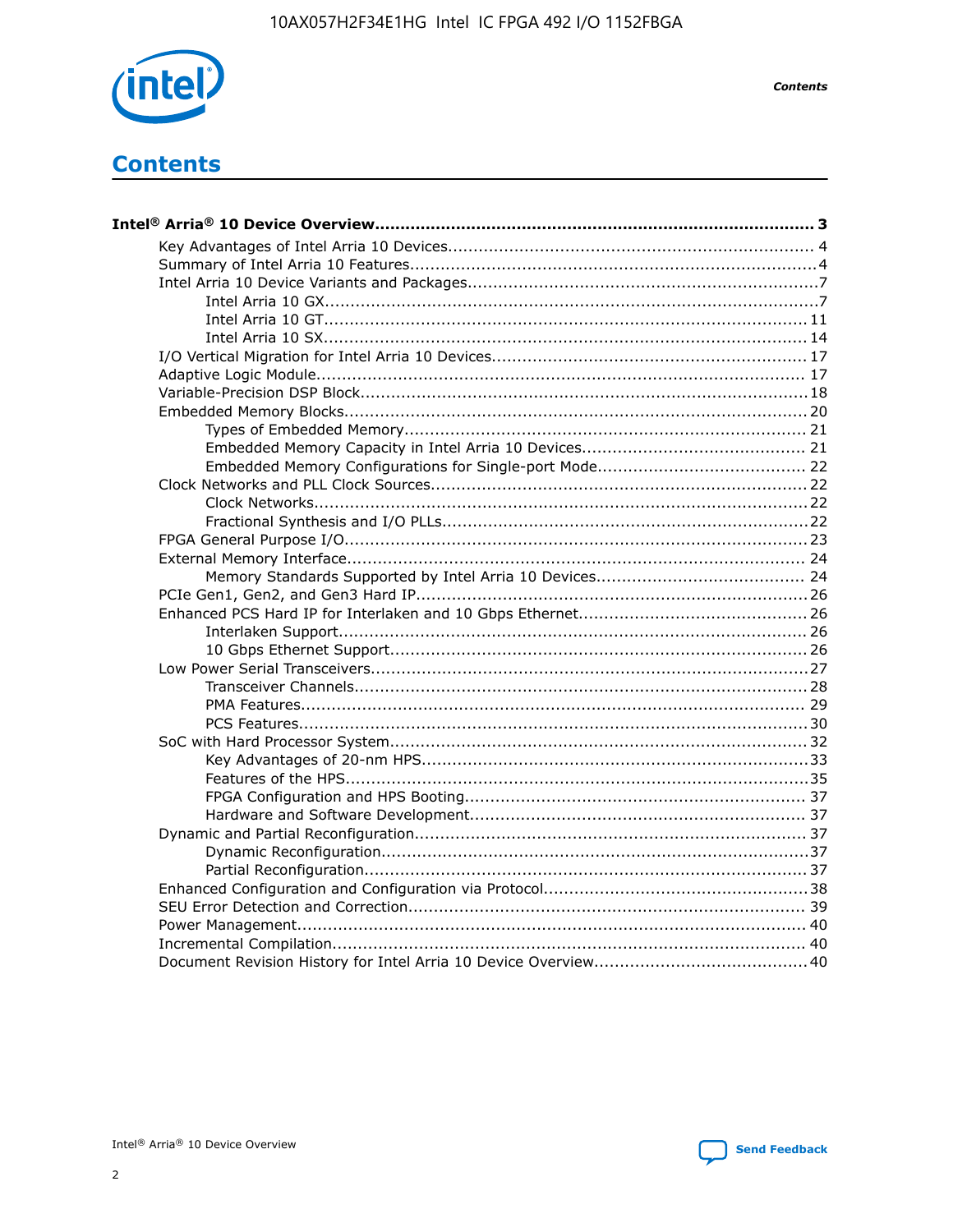# Contents

**Intel® Arria® 10 Device Overview......................................................................................... 3**

- Key Advantages of Intel Arria 10 Devices....................................................................... 4
- Summary of Intel Arria 10 Features................................................................................4
- Intel Arria 10 Device Variants and Packages.....................................................................7
  - Intel Arria 10 GX.................................................................................................7
  - Intel Arria 10 GT............................................................................................... 11
  - Intel Arria 10 SX............................................................................................... 14
- I/O Vertical Migration for Intel Arria 10 Devices.............................................................. 17
- Adaptive Logic Module................................................................................................ 17
- Variable-Precision DSP Block.......................................................................................18
- Embedded Memory Blocks...........................................................................................20
  - Types of Embedded Memory............................................................................... 21
  - Embedded Memory Capacity in Intel Arria 10 Devices............................................ 21
  - Embedded Memory Configurations for Single-port Mode......................................... 22
- Clock Networks and PLL Clock Sources.........................................................................22
  - Clock Networks.................................................................................................22
  - Fractional Synthesis and I/O PLLs........................................................................22
- FPGA General Purpose I/O..........................................................................................23
- External Memory Interface.......................................................................................... 24
  - Memory Standards Supported by Intel Arria 10 Devices......................................... 24
- PCIe Gen1, Gen2, and Gen3 Hard IP.............................................................................26
- Enhanced PCS Hard IP for Interlaken and 10 Gbps Ethernet.............................................26
  - Interlaken Support............................................................................................ 26
  - 10 Gbps Ethernet Support.................................................................................. 26
- Low Power Serial Transceivers.....................................................................................27
  - Transceiver Channels.........................................................................................28
  - PMA Features................................................................................................... 29
  - PCS Features....................................................................................................30
- SoC with Hard Processor System.................................................................................. 32
  - Key Advantages of 20-nm HPS............................................................................33
  - Features of the HPS...........................................................................................35
  - FPGA Configuration and HPS Booting................................................................... 37
  - Hardware and Software Development.................................................................. 37
- Dynamic and Partial Reconfiguration.............................................................................37
  - Dynamic Reconfiguration....................................................................................37
  - Partial Reconfiguration.......................................................................................37
- Enhanced Configuration and Configuration via Protocol....................................................38
- SEU Error Detection and Correction.............................................................................. 39
- Power Management.................................................................................................... 40
- Incremental Compilation............................................................................................. 40
- Document Revision History for Intel Arria 10 Device Overview..........................................40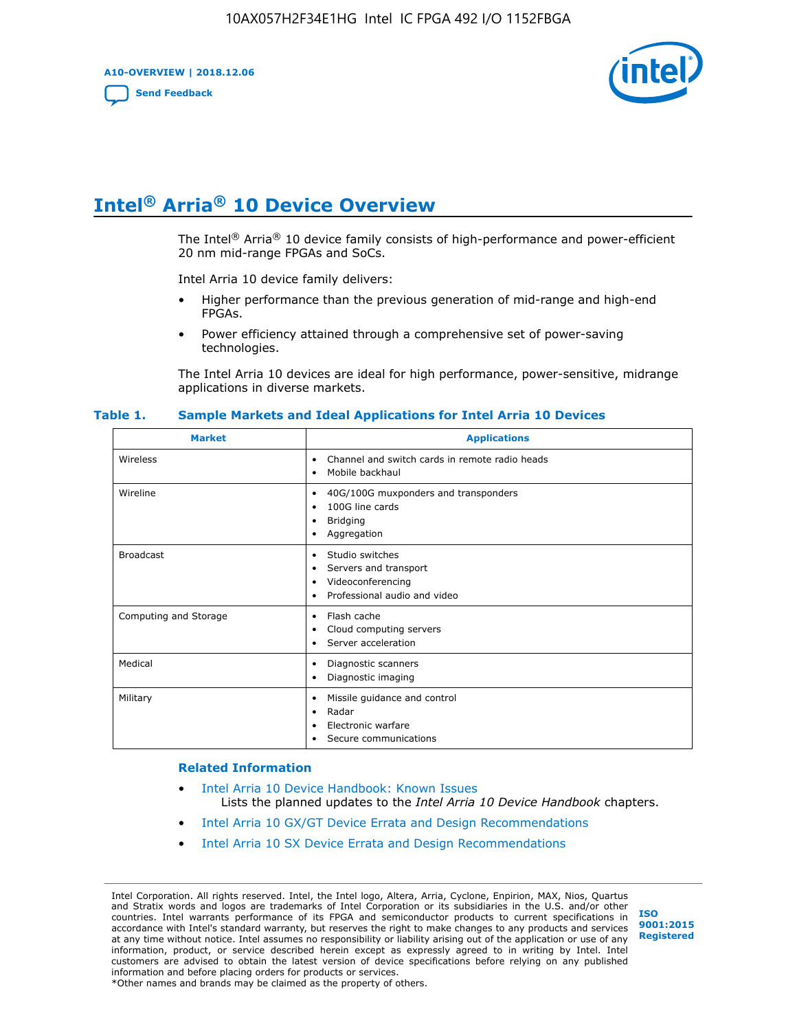# Intel® Arria® 10 Device Overview

The Intel® Arria® 10 device family consists of high-performance and power-efficient 20 nm mid-range FPGAs and SoCs.

Intel Arria 10 device family delivers:

- Higher performance than the previous generation of mid-range and high-end FPGAs.
- Power efficiency attained through a comprehensive set of power-saving technologies.

The Intel Arria 10 devices are ideal for high performance, power-sensitive, midrange applications in diverse markets.

**Table 1. Sample Markets and Ideal Applications for Intel Arria 10 Devices**

| Market | Applications |
|---|---|
| Wireless | • Channel and switch cards in remote radio heads<br>• Mobile backhaul |
| Wireline | • 40G/100G muxponders and transponders<br>• 100G line cards<br>• Bridging<br>• Aggregation |
| Broadcast | • Studio switches<br>• Servers and transport<br>• Videoconferencing<br>• Professional audio and video |
| Computing and Storage | • Flash cache<br>• Cloud computing servers<br>• Server acceleration |
| Medical | • Diagnostic scanners<br>• Diagnostic imaging |
| Military | • Missile guidance and control<br>• Radar<br>• Electronic warfare<br>• Secure communications |

### Related Information

- Intel Arria 10 Device Handbook: Known Issues
  Lists the planned updates to the *Intel Arria 10 Device Handbook* chapters.
- Intel Arria 10 GX/GT Device Errata and Design Recommendations
- Intel Arria 10 SX Device Errata and Design Recommendations

Intel Corporation. All rights reserved. Intel, the Intel logo, Altera, Arria, Cyclone, Enpirion, MAX, Nios, Quartus and Stratix words and logos are trademarks of Intel Corporation or its subsidiaries in the U.S. and/or other countries. Intel warrants performance of its FPGA and semiconductor products to current specifications in accordance with Intel's standard warranty, but reserves the right to make changes to any products and services at any time without notice. Intel assumes no responsibility or liability arising out of the application or use of any information, product, or service described herein except as expressly agreed to in writing by Intel. Intel customers are advised to obtain the latest version of device specifications before relying on any published information and before placing orders for products or services.
*Other names and brands may be claimed as the property of others.

ISO 9001:2015 Registered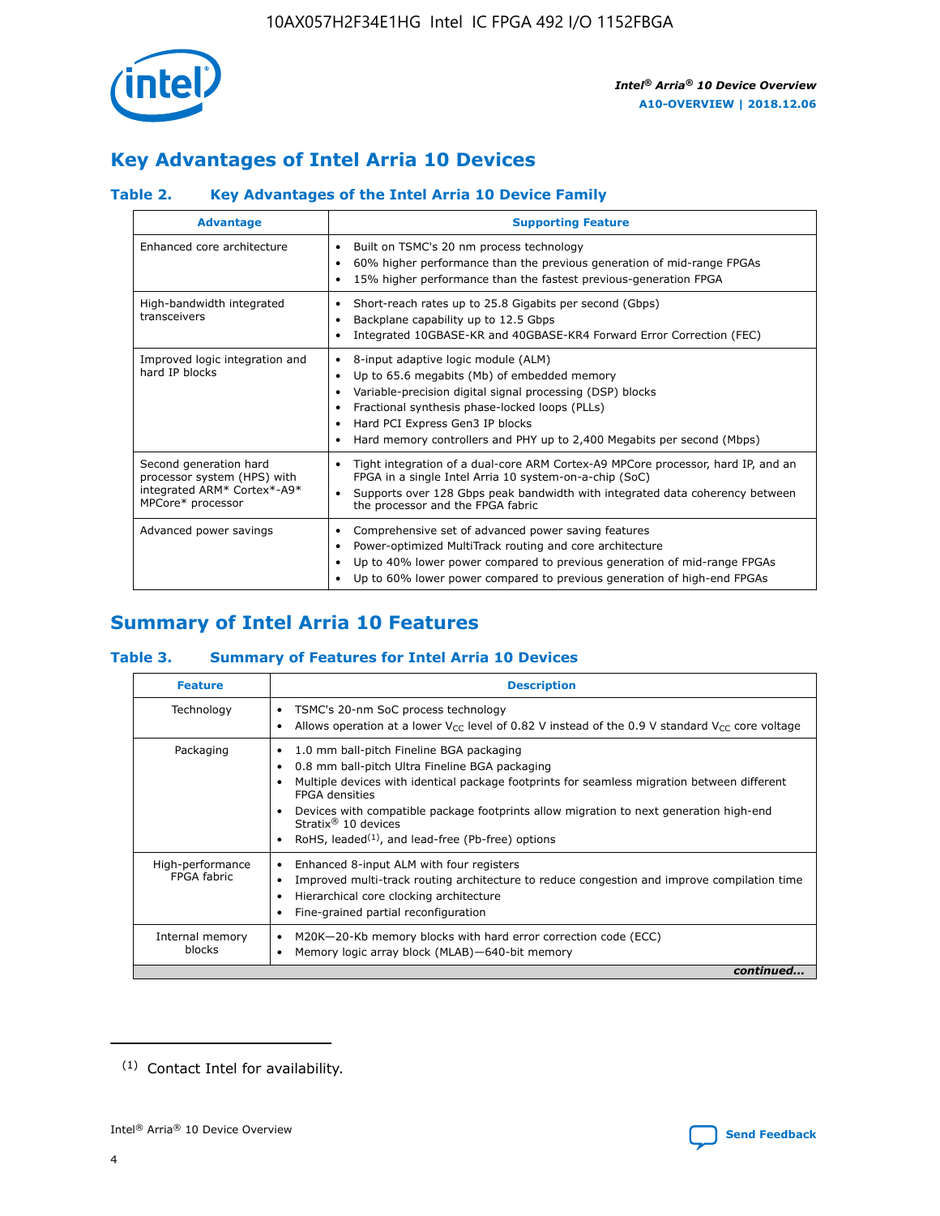## Key Advantages of Intel Arria 10 Devices

### Table 2. Key Advantages of the Intel Arria 10 Device Family

| Advantage | Supporting Feature |
|---|---|
| Enhanced core architecture | • Built on TSMC's 20 nm process technology<br>• 60% higher performance than the previous generation of mid-range FPGAs<br>• 15% higher performance than the fastest previous-generation FPGA |
| High-bandwidth integrated transceivers | • Short-reach rates up to 25.8 Gigabits per second (Gbps)<br>• Backplane capability up to 12.5 Gbps<br>• Integrated 10GBASE-KR and 40GBASE-KR4 Forward Error Correction (FEC) |
| Improved logic integration and hard IP blocks | • 8-input adaptive logic module (ALM)<br>• Up to 65.6 megabits (Mb) of embedded memory<br>• Variable-precision digital signal processing (DSP) blocks<br>• Fractional synthesis phase-locked loops (PLLs)<br>• Hard PCI Express Gen3 IP blocks<br>• Hard memory controllers and PHY up to 2,400 Megabits per second (Mbps) |
| Second generation hard processor system (HPS) with integrated ARM* Cortex*-A9* MPCore* processor | • Tight integration of a dual-core ARM Cortex-A9 MPCore processor, hard IP, and an FPGA in a single Intel Arria 10 system-on-a-chip (SoC)<br>• Supports over 128 Gbps peak bandwidth with integrated data coherency between the processor and the FPGA fabric |
| Advanced power savings | • Comprehensive set of advanced power saving features<br>• Power-optimized MultiTrack routing and core architecture<br>• Up to 40% lower power compared to previous generation of mid-range FPGAs<br>• Up to 60% lower power compared to previous generation of high-end FPGAs |

## Summary of Intel Arria 10 Features

### Table 3. Summary of Features for Intel Arria 10 Devices

| Feature | Description |
|---|---|
| Technology | • TSMC's 20-nm SoC process technology<br>• Allows operation at a lower $V_{CC}$ level of 0.82 V instead of the 0.9 V standard $V_{CC}$ core voltage |
| Packaging | • 1.0 mm ball-pitch Fineline BGA packaging<br>• 0.8 mm ball-pitch Ultra Fineline BGA packaging<br>• Multiple devices with identical package footprints for seamless migration between different FPGA densities<br>• Devices with compatible package footprints allow migration to next generation high-end Stratix® 10 devices<br>• RoHS, leaded[1], and lead-free (Pb-free) options |
| High-performance FPGA fabric | • Enhanced 8-input ALM with four registers<br>• Improved multi-track routing architecture to reduce congestion and improve compilation time<br>• Hierarchical core clocking architecture<br>• Fine-grained partial reconfiguration |
| Internal memory blocks | • M20K—20-Kb memory blocks with hard error correction code (ECC)<br>• Memory logic array block (MLAB)—640-bit memory |

*continued...*

(1) Contact Intel for availability.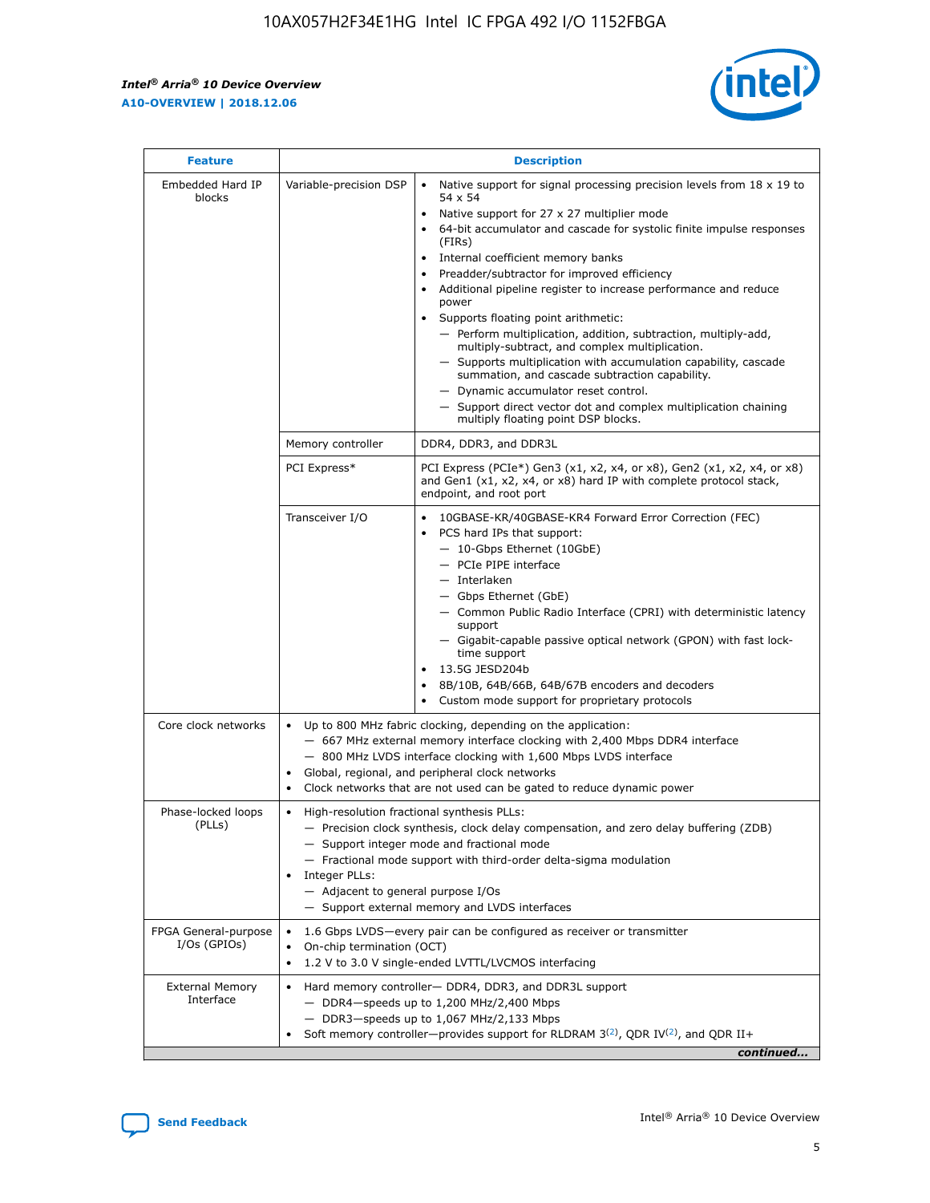| Feature | Description | |
|---|---|---|
| Embedded Hard IP blocks | Variable-precision DSP | • Native support for signal processing precision levels from 18 x 19 to 54 x 54<br>• Native support for 27 x 27 multiplier mode<br>• 64-bit accumulator and cascade for systolic finite impulse responses (FIRs)<br>• Internal coefficient memory banks<br>• Preadder/subtractor for improved efficiency<br>• Additional pipeline register to increase performance and reduce power<br>• Supports floating point arithmetic:<br>— Perform multiplication, addition, subtraction, multiply-add, multiply-subtract, and complex multiplication.<br>— Supports multiplication with accumulation capability, cascade summation, and cascade subtraction capability.<br>— Dynamic accumulator reset control.<br>— Support direct vector dot and complex multiplication chaining multiply floating point DSP blocks. |
| | Memory controller | DDR4, DDR3, and DDR3L |
| | PCI Express* | PCI Express (PCIe*) Gen3 (x1, x2, x4, or x8), Gen2 (x1, x2, x4, or x8) and Gen1 (x1, x2, x4, or x8) hard IP with complete protocol stack, endpoint, and root port |
| | Transceiver I/O | • 10GBASE-KR/40GBASE-KR4 Forward Error Correction (FEC)<br>• PCS hard IPs that support:<br>— 10-Gbps Ethernet (10GbE)<br>— PCIe PIPE interface<br>— Interlaken<br>— Gbps Ethernet (GbE)<br>— Common Public Radio Interface (CPRI) with deterministic latency support<br>— Gigabit-capable passive optical network (GPON) with fast lock-time support<br>• 13.5G JESD204b<br>• 8B/10B, 64B/66B, 64B/67B encoders and decoders<br>• Custom mode support for proprietary protocols |
| Core clock networks | • Up to 800 MHz fabric clocking, depending on the application:<br>— 667 MHz external memory interface clocking with 2,400 Mbps DDR4 interface<br>— 800 MHz LVDS interface clocking with 1,600 Mbps LVDS interface<br>• Global, regional, and peripheral clock networks<br>• Clock networks that are not used can be gated to reduce dynamic power | |
| Phase-locked loops (PLLs) | • High-resolution fractional synthesis PLLs:<br>— Precision clock synthesis, clock delay compensation, and zero delay buffering (ZDB)<br>— Support integer mode and fractional mode<br>— Fractional mode support with third-order delta-sigma modulation<br>• Integer PLLs:<br>— Adjacent to general purpose I/Os<br>— Support external memory and LVDS interfaces | |
| FPGA General-purpose I/Os (GPIOs) | • 1.6 Gbps LVDS—every pair can be configured as receiver or transmitter<br>• On-chip termination (OCT)<br>• 1.2 V to 3.0 V single-ended LVTTL/LVCMOS interfacing | |
| External Memory Interface | • Hard memory controller— DDR4, DDR3, and DDR3L support<br>— DDR4—speeds up to 1,200 MHz/2,400 Mbps<br>— DDR3—speeds up to 1,067 MHz/2,133 Mbps<br>• Soft memory controller—provides support for RLDRAM 3[(2)], QDR IV[(2)], and QDR II+ | |

*continued...*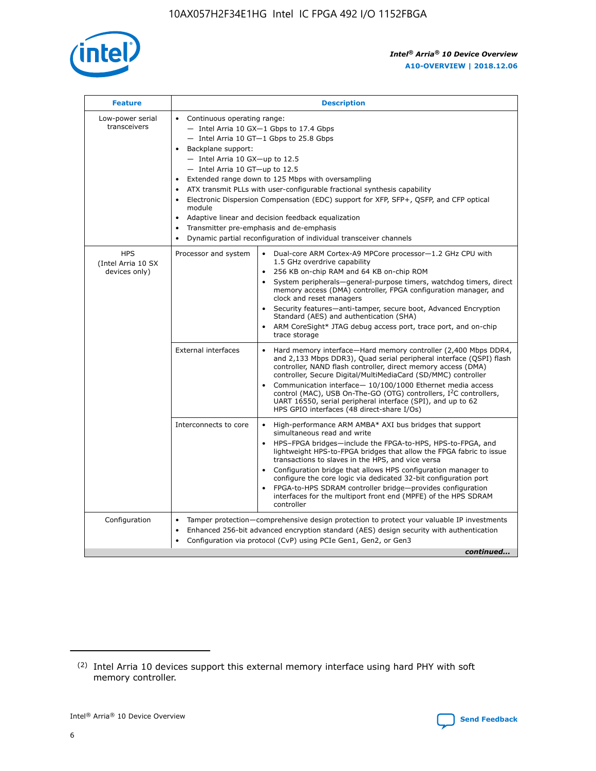| Feature | Description | |
|---|---|---|
| Low-power serial transceivers | • Continuous operating range:<br>— Intel Arria 10 GX—1 Gbps to 17.4 Gbps<br>— Intel Arria 10 GT—1 Gbps to 25.8 Gbps<br>• Backplane support:<br>— Intel Arria 10 GX—up to 12.5<br>— Intel Arria 10 GT—up to 12.5<br>• Extended range down to 125 Mbps with oversampling<br>• ATX transmit PLLs with user-configurable fractional synthesis capability<br>• Electronic Dispersion Compensation (EDC) support for XFP, SFP+, QSFP, and CFP optical module<br>• Adaptive linear and decision feedback equalization<br>• Transmitter pre-emphasis and de-emphasis<br>• Dynamic partial reconfiguration of individual transceiver channels | |
| HPS (Intel Arria 10 SX devices only) | Processor and system | • Dual-core ARM Cortex-A9 MPCore processor—1.2 GHz CPU with 1.5 GHz overdrive capability<br>• 256 KB on-chip RAM and 64 KB on-chip ROM<br>• System peripherals—general-purpose timers, watchdog timers, direct memory access (DMA) controller, FPGA configuration manager, and clock and reset managers<br>• Security features—anti-tamper, secure boot, Advanced Encryption Standard (AES) and authentication (SHA)<br>• ARM CoreSight* JTAG debug access port, trace port, and on-chip trace storage |
| | External interfaces | • Hard memory interface—Hard memory controller (2,400 Mbps DDR4, and 2,133 Mbps DDR3), Quad serial peripheral interface (QSPI) flash controller, NAND flash controller, direct memory access (DMA) controller, Secure Digital/MultiMediaCard (SD/MMC) controller<br>• Communication interface— 10/100/1000 Ethernet media access control (MAC), USB On-The-GO (OTG) controllers, I$^2$C controllers, UART 16550, serial peripheral interface (SPI), and up to 62 HPS GPIO interfaces (48 direct-share I/Os) |
| | Interconnects to core | • High-performance ARM AMBA* AXI bus bridges that support simultaneous read and write<br>• HPS–FPGA bridges—include the FPGA-to-HPS, HPS-to-FPGA, and lightweight HPS-to-FPGA bridges that allow the FPGA fabric to issue transactions to slaves in the HPS, and vice versa<br>• Configuration bridge that allows HPS configuration manager to configure the core logic via dedicated 32-bit configuration port<br>• FPGA-to-HPS SDRAM controller bridge—provides configuration interfaces for the multiport front end (MPFE) of the HPS SDRAM controller |
| Configuration | • Tamper protection—comprehensive design protection to protect your valuable IP investments<br>• Enhanced 256-bit advanced encryption standard (AES) design security with authentication<br>• Configuration via protocol (CvP) using PCIe Gen1, Gen2, or Gen3 | |

*continued...*

(2) Intel Arria 10 devices support this external memory interface using hard PHY with soft memory controller.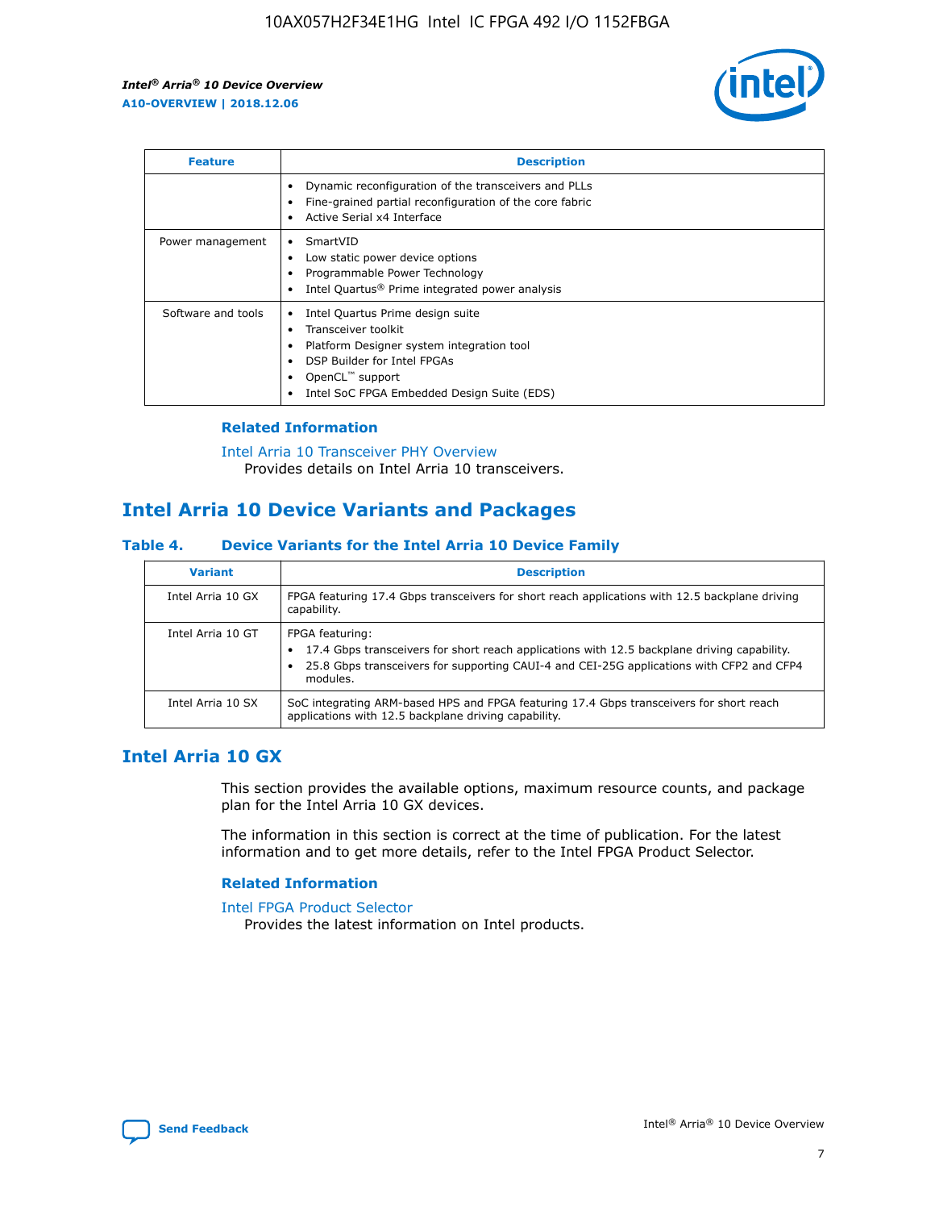| Feature | Description |
| --- | --- |
| | • Dynamic reconfiguration of the transceivers and PLLs<br>• Fine-grained partial reconfiguration of the core fabric<br>• Active Serial x4 Interface |
| Power management | • SmartVID<br>• Low static power device options<br>• Programmable Power Technology<br>• Intel Quartus® Prime integrated power analysis |
| Software and tools | • Intel Quartus Prime design suite<br>• Transceiver toolkit<br>• Platform Designer system integration tool<br>• DSP Builder for Intel FPGAs<br>• OpenCL™ support<br>• Intel SoC FPGA Embedded Design Suite (EDS) |

### Related Information

Intel Arria 10 Transceiver PHY Overview
Provides details on Intel Arria 10 transceivers.

## Intel Arria 10 Device Variants and Packages

#### Table 4. Device Variants for the Intel Arria 10 Device Family

| Variant | Description |
| --- | --- |
| Intel Arria 10 GX | FPGA featuring 17.4 Gbps transceivers for short reach applications with 12.5 backplane driving capability. |
| Intel Arria 10 GT | FPGA featuring:<br>• 17.4 Gbps transceivers for short reach applications with 12.5 backplane driving capability.<br>• 25.8 Gbps transceivers for supporting CAUI-4 and CEI-25G applications with CFP2 and CFP4 modules. |
| Intel Arria 10 SX | SoC integrating ARM-based HPS and FPGA featuring 17.4 Gbps transceivers for short reach applications with 12.5 backplane driving capability. |

## Intel Arria 10 GX

This section provides the available options, maximum resource counts, and package plan for the Intel Arria 10 GX devices.

The information in this section is correct at the time of publication. For the latest information and to get more details, refer to the Intel FPGA Product Selector.

### Related Information

Intel FPGA Product Selector
Provides the latest information on Intel products.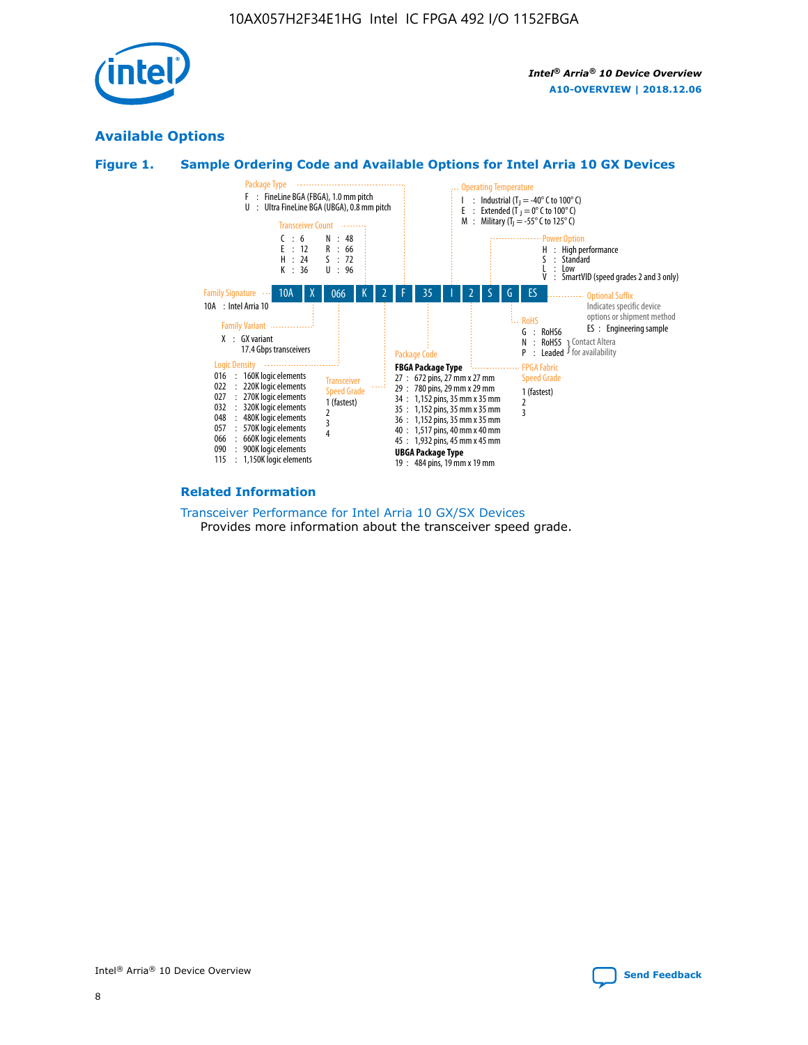## Available Options

### Figure 1. Sample Ordering Code and Available Options for Intel Arria 10 GX Devices

10A X 066 K 2 F 35 I 2 S G ES

**Family Signature**
10A : Intel Arria 10

**Family Variant**
X : GX variant
17.4 Gbps transceivers

**Logic Density**
016 : 160K logic elements
022 : 220K logic elements
027 : 270K logic elements
032 : 320K logic elements
048 : 480K logic elements
057 : 570K logic elements
066 : 660K logic elements
090 : 900K logic elements
115 : 1,150K logic elements

**Transceiver Count**
C : 6, E : 12, H : 24, K : 36, N : 48, R : 66, S : 72, U : 96

**Transceiver Speed Grade**
1 (fastest)
2
3
4

**Package Type**
F : FineLine BGA (FBGA), 1.0 mm pitch
U : Ultra FineLine BGA (UBGA), 0.8 mm pitch

**Package Code**

**FBGA Package Type**
27 : 672 pins, 27 mm x 27 mm
29 : 780 pins, 29 mm x 29 mm
34 : 1,152 pins, 35 mm x 35 mm
35 : 1,152 pins, 35 mm x 35 mm
36 : 1,152 pins, 35 mm x 35 mm
40 : 1,517 pins, 40 mm x 40 mm
45 : 1,932 pins, 45 mm x 45 mm

**UBGA Package Type**
19 : 484 pins, 19 mm x 19 mm

**Operating Temperature**
I : Industrial ($T_J$ = -40° C to 100° C)
E : Extended ($T_J$ = 0° C to 100° C)
M : Military ($T_J$ = -55° C to 125° C)

**FPGA Fabric Speed Grade**
1 (fastest)
2
3

**Power Option**
H : High performance
S : Standard
L : Low
V : SmartVID (speed grades 2 and 3 only)

**RoHS**
G : RoHS6
N : RoHS5 (Contact Altera for availability)
P : Leaded (Contact Altera for availability)

**Optional Suffix**
Indicates specific device options or shipment method
ES : Engineering sample

### Related Information

Transceiver Performance for Intel Arria 10 GX/SX Devices
Provides more information about the transceiver speed grade.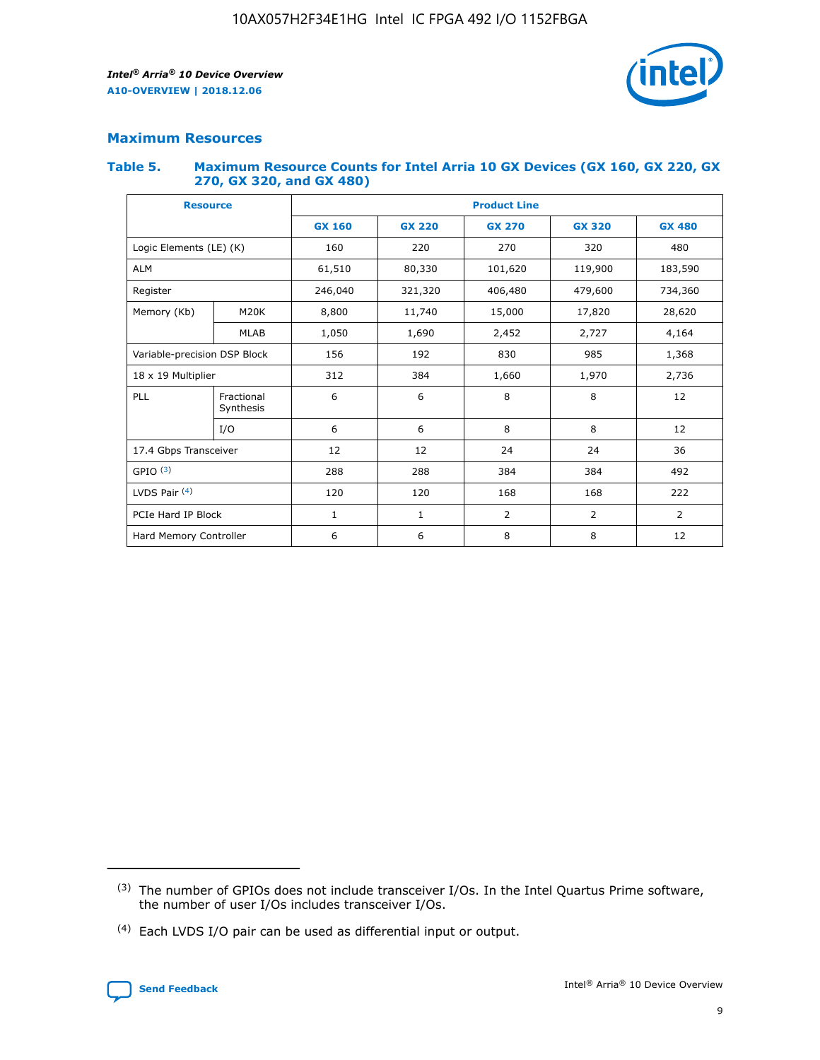## Maximum Resources

### Table 5. Maximum Resource Counts for Intel Arria 10 GX Devices (GX 160, GX 220, GX 270, GX 320, and GX 480)

| Resource | | Product Line | | | | |
|---|---|---|---|---|---|---|
| | | GX 160 | GX 220 | GX 270 | GX 320 | GX 480 |
| Logic Elements (LE) (K) | | 160 | 220 | 270 | 320 | 480 |
| ALM | | 61,510 | 80,330 | 101,620 | 119,900 | 183,590 |
| Register | | 246,040 | 321,320 | 406,480 | 479,600 | 734,360 |
| Memory (Kb) | M20K | 8,800 | 11,740 | 15,000 | 17,820 | 28,620 |
| | MLAB | 1,050 | 1,690 | 2,452 | 2,727 | 4,164 |
| Variable-precision DSP Block | | 156 | 192 | 830 | 985 | 1,368 |
| 18 x 19 Multiplier | | 312 | 384 | 1,660 | 1,970 | 2,736 |
| PLL | Fractional Synthesis | 6 | 6 | 8 | 8 | 12 |
| | I/O | 6 | 6 | 8 | 8 | 12 |
| 17.4 Gbps Transceiver | | 12 | 12 | 24 | 24 | 36 |
| GPIO (3) | | 288 | 288 | 384 | 384 | 492 |
| LVDS Pair (4) | | 120 | 120 | 168 | 168 | 222 |
| PCIe Hard IP Block | | 1 | 1 | 2 | 2 | 2 |
| Hard Memory Controller | | 6 | 6 | 8 | 8 | 12 |

(3) The number of GPIOs does not include transceiver I/Os. In the Intel Quartus Prime software, the number of user I/Os includes transceiver I/Os.

(4) Each LVDS I/O pair can be used as differential input or output.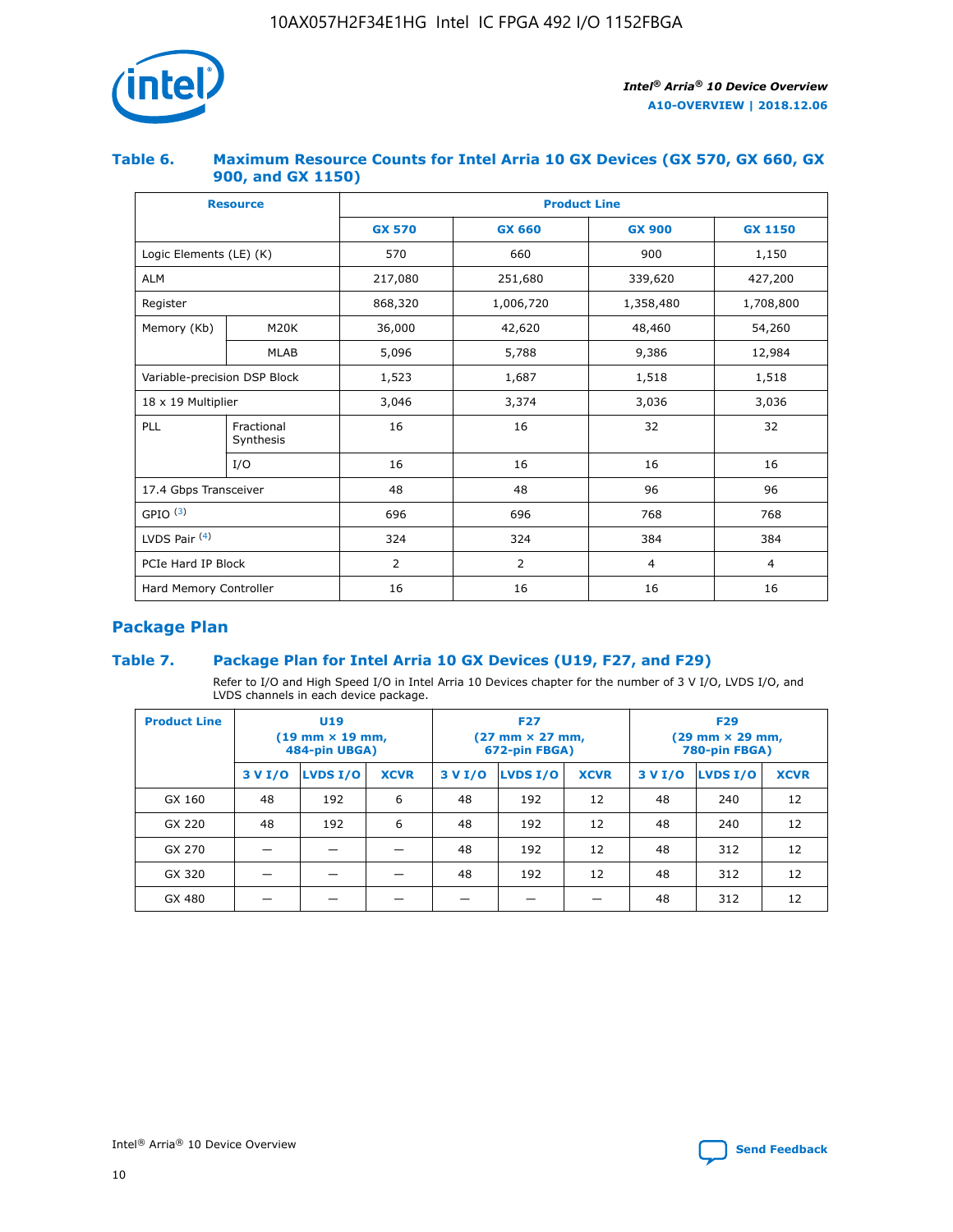## Table 6. Maximum Resource Counts for Intel Arria 10 GX Devices (GX 570, GX 660, GX 900, and GX 1150)

| Resource | | Product Line | | | |
|---|---|---|---|---|---|
| | | GX 570 | GX 660 | GX 900 | GX 1150 |
| Logic Elements (LE) (K) | | 570 | 660 | 900 | 1,150 |
| ALM | | 217,080 | 251,680 | 339,620 | 427,200 |
| Register | | 868,320 | 1,006,720 | 1,358,480 | 1,708,800 |
| Memory (Kb) | M20K | 36,000 | 42,620 | 48,460 | 54,260 |
| | MLAB | 5,096 | 5,788 | 9,386 | 12,984 |
| Variable-precision DSP Block | | 1,523 | 1,687 | 1,518 | 1,518 |
| 18 x 19 Multiplier | | 3,046 | 3,374 | 3,036 | 3,036 |
| PLL | Fractional Synthesis | 16 | 16 | 32 | 32 |
| | I/O | 16 | 16 | 16 | 16 |
| 17.4 Gbps Transceiver | | 48 | 48 | 96 | 96 |
| GPIO [(3)] | | 696 | 696 | 768 | 768 |
| LVDS Pair [(4)] | | 324 | 324 | 384 | 384 |
| PCIe Hard IP Block | | 2 | 2 | 4 | 4 |
| Hard Memory Controller | | 16 | 16 | 16 | 16 |

## Package Plan

## Table 7. Package Plan for Intel Arria 10 GX Devices (U19, F27, and F29)

Refer to I/O and High Speed I/O in Intel Arria 10 Devices chapter for the number of 3 V I/O, LVDS I/O, and LVDS channels in each device package.

| Product Line | U19 (19 mm × 19 mm, 484-pin UBGA) | | | F27 (27 mm × 27 mm, 672-pin FBGA) | | | F29 (29 mm × 29 mm, 780-pin FBGA) | | |
|---|---|---|---|---|---|---|---|---|---|
| | 3 V I/O | LVDS I/O | XCVR | 3 V I/O | LVDS I/O | XCVR | 3 V I/O | LVDS I/O | XCVR |
| GX 160 | 48 | 192 | 6 | 48 | 192 | 12 | 48 | 240 | 12 |
| GX 220 | 48 | 192 | 6 | 48 | 192 | 12 | 48 | 240 | 12 |
| GX 270 | — | — | — | 48 | 192 | 12 | 48 | 312 | 12 |
| GX 320 | — | — | — | 48 | 192 | 12 | 48 | 312 | 12 |
| GX 480 | — | — | — | — | — | — | 48 | 312 | 12 |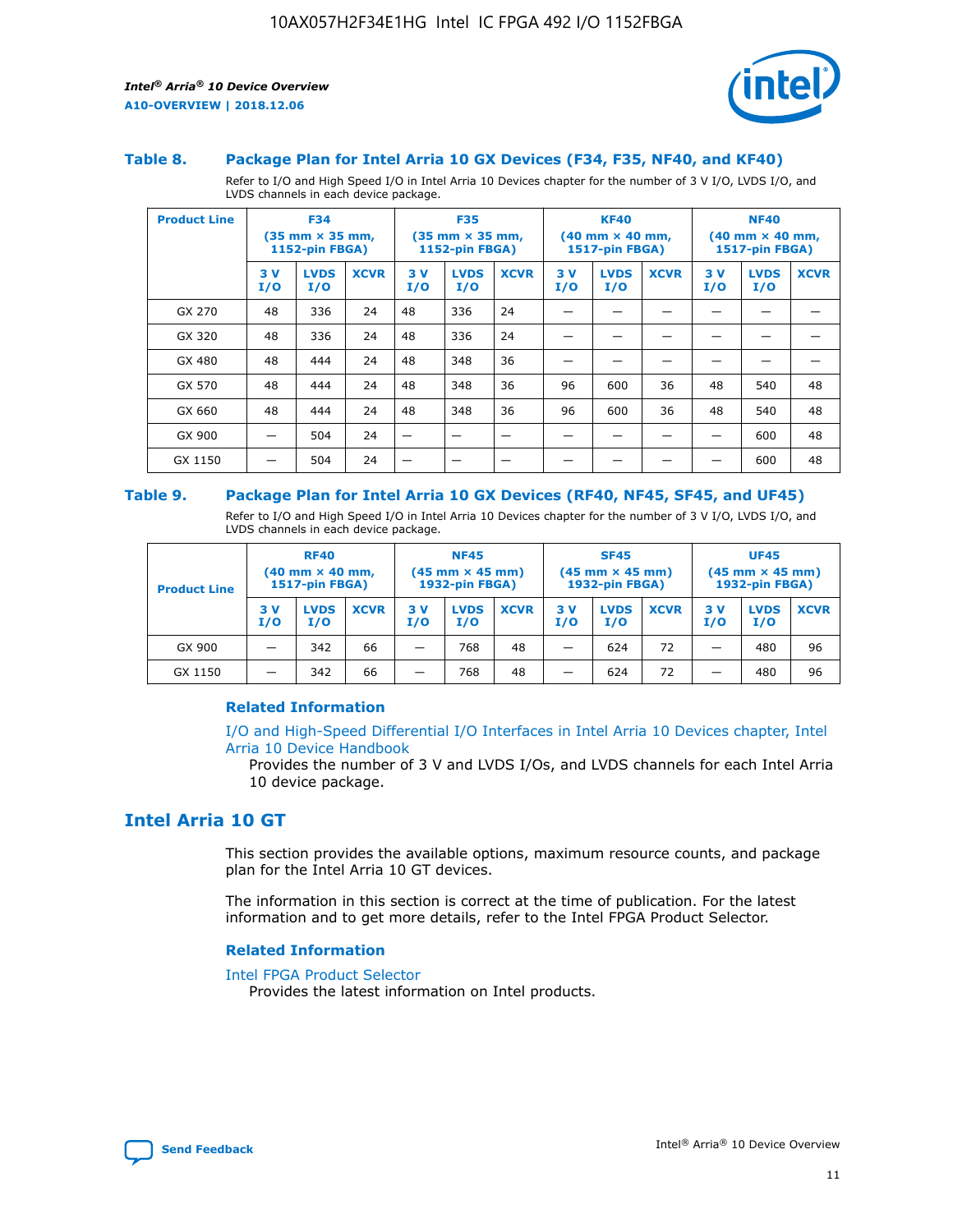### Table 8. Package Plan for Intel Arria 10 GX Devices (F34, F35, NF40, and KF40)

Refer to I/O and High Speed I/O in Intel Arria 10 Devices chapter for the number of 3 V I/O, LVDS I/O, and LVDS channels in each device package.

| Product Line | F34 (35 mm × 35 mm, 1152-pin FBGA) | | | F35 (35 mm × 35 mm, 1152-pin FBGA) | | | KF40 (40 mm × 40 mm, 1517-pin FBGA) | | | NF40 (40 mm × 40 mm, 1517-pin FBGA) | | |
|---|---|---|---|---|---|---|---|---|---|---|---|---|
| | 3 V I/O | LVDS I/O | XCVR | 3 V I/O | LVDS I/O | XCVR | 3 V I/O | LVDS I/O | XCVR | 3 V I/O | LVDS I/O | XCVR |
| GX 270 | 48 | 336 | 24 | 48 | 336 | 24 | — | — | — | — | — | — |
| GX 320 | 48 | 336 | 24 | 48 | 336 | 24 | — | — | — | — | — | — |
| GX 480 | 48 | 444 | 24 | 48 | 348 | 36 | — | — | — | — | — | — |
| GX 570 | 48 | 444 | 24 | 48 | 348 | 36 | 96 | 600 | 36 | 48 | 540 | 48 |
| GX 660 | 48 | 444 | 24 | 48 | 348 | 36 | 96 | 600 | 36 | 48 | 540 | 48 |
| GX 900 | — | 504 | 24 | — | — | — | — | — | — | — | 600 | 48 |
| GX 1150 | — | 504 | 24 | — | — | — | — | — | — | — | 600 | 48 |

### Table 9. Package Plan for Intel Arria 10 GX Devices (RF40, NF45, SF45, and UF45)

Refer to I/O and High Speed I/O in Intel Arria 10 Devices chapter for the number of 3 V I/O, LVDS I/O, and LVDS channels in each device package.

| Product Line | RF40 (40 mm × 40 mm, 1517-pin FBGA) | | | NF45 (45 mm × 45 mm) 1932-pin FBGA) | | | SF45 (45 mm × 45 mm) 1932-pin FBGA) | | | UF45 (45 mm × 45 mm) 1932-pin FBGA) | | |
|---|---|---|---|---|---|---|---|---|---|---|---|---|
| | 3 V I/O | LVDS I/O | XCVR | 3 V I/O | LVDS I/O | XCVR | 3 V I/O | LVDS I/O | XCVR | 3 V I/O | LVDS I/O | XCVR |
| GX 900 | — | 342 | 66 | — | 768 | 48 | — | 624 | 72 | — | 480 | 96 |
| GX 1150 | — | 342 | 66 | — | 768 | 48 | — | 624 | 72 | — | 480 | 96 |

#### Related Information

I/O and High-Speed Differential I/O Interfaces in Intel Arria 10 Devices chapter, Intel Arria 10 Device Handbook
Provides the number of 3 V and LVDS I/Os, and LVDS channels for each Intel Arria 10 device package.

## Intel Arria 10 GT

This section provides the available options, maximum resource counts, and package plan for the Intel Arria 10 GT devices.

The information in this section is correct at the time of publication. For the latest information and to get more details, refer to the Intel FPGA Product Selector.

#### Related Information

Intel FPGA Product Selector
Provides the latest information on Intel products.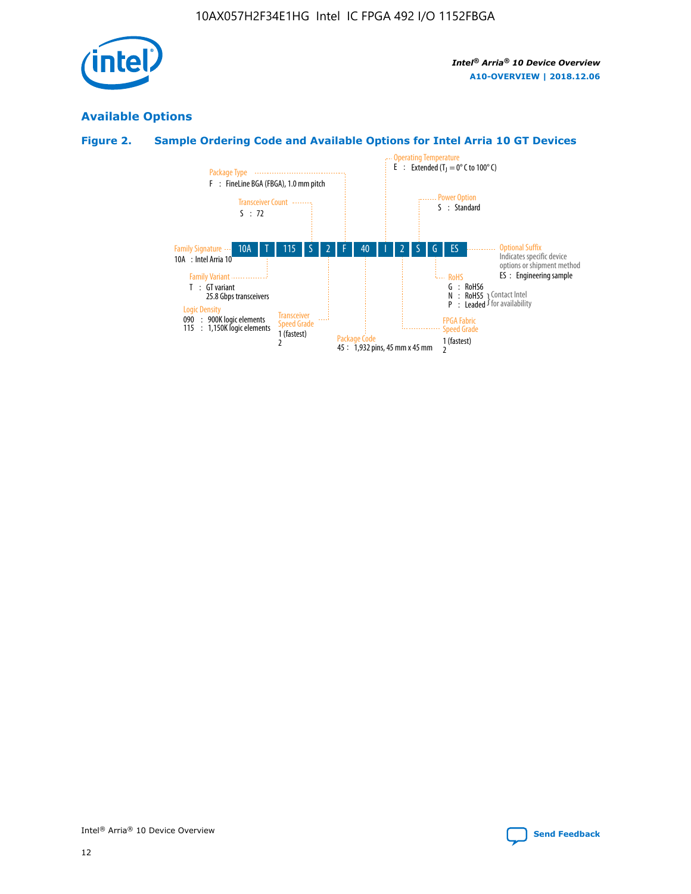## Available Options

### Figure 2. Sample Ordering Code and Available Options for Intel Arria 10 GT Devices

| 10A | T | 115 | S | 2 | F | 40 | I | 2 | S | G | ES |
|---|---|---|---|---|---|---|---|---|---|---|---|

**Family Signature**
10A : Intel Arria 10

**Family Variant**
T : GT variant
25.8 Gbps transceivers

**Logic Density**
090 : 900K logic elements
115 : 1,150K logic elements

**Transceiver Count**
S : 72

**Transceiver Speed Grade**
1 (fastest)
2

**Package Type**
F : FineLine BGA (FBGA), 1.0 mm pitch

**Package Code**
45 : 1,932 pins, 45 mm x 45 mm

**Operating Temperature**
E : Extended ($T_J$ = 0° C to 100° C)

**FPGA Fabric Speed Grade**
1 (fastest)
2

**Power Option**
S : Standard

**RoHS**
G : RoHS6
N : RoHS5 } Contact Intel for availability
P : Leaded } Contact Intel for availability

**Optional Suffix**
Indicates specific device options or shipment method
ES : Engineering sample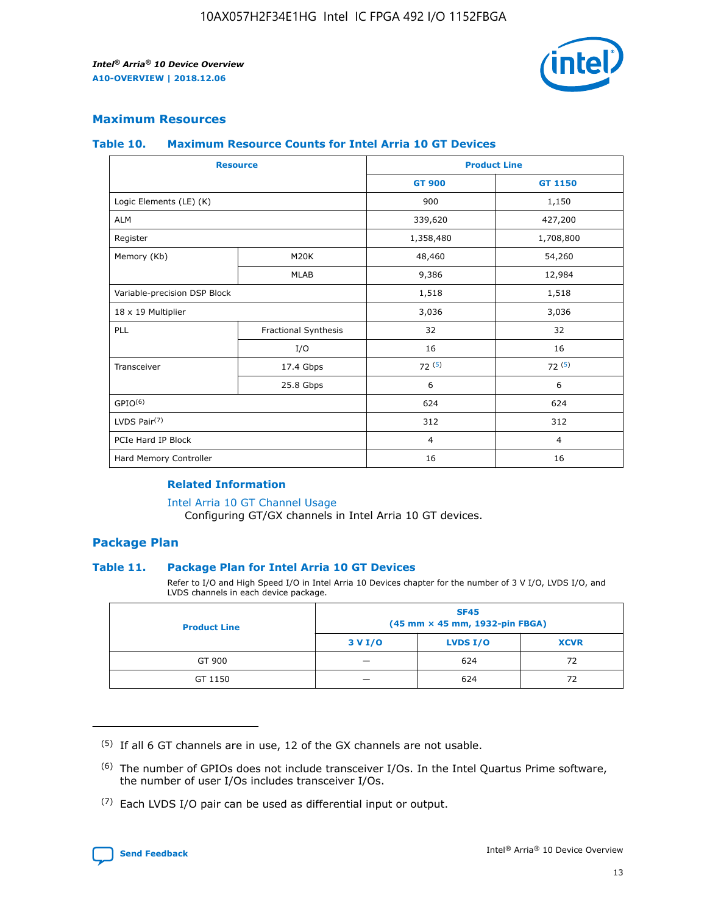## Maximum Resources

### Table 10. Maximum Resource Counts for Intel Arria 10 GT Devices

| Resource | | Product Line | |
|---|---|---|---|
| | | GT 900 | GT 1150 |
| Logic Elements (LE) (K) | | 900 | 1,150 |
| ALM | | 339,620 | 427,200 |
| Register | | 1,358,480 | 1,708,800 |
| Memory (Kb) | M20K | 48,460 | 54,260 |
| | MLAB | 9,386 | 12,984 |
| Variable-precision DSP Block | | 1,518 | 1,518 |
| 18 x 19 Multiplier | | 3,036 | 3,036 |
| PLL | Fractional Synthesis | 32 | 32 |
| | I/O | 16 | 16 |
| Transceiver | 17.4 Gbps | 72 (5) | 72 (5) |
| | 25.8 Gbps | 6 | 6 |
| GPIO(6) | | 624 | 624 |
| LVDS Pair(7) | | 312 | 312 |
| PCIe Hard IP Block | | 4 | 4 |
| Hard Memory Controller | | 16 | 16 |

#### Related Information

Intel Arria 10 GT Channel Usage
Configuring GT/GX channels in Intel Arria 10 GT devices.

## Package Plan

### Table 11. Package Plan for Intel Arria 10 GT Devices

Refer to I/O and High Speed I/O in Intel Arria 10 Devices chapter for the number of 3 V I/O, LVDS I/O, and LVDS channels in each device package.

| Product Line | SF45 (45 mm × 45 mm, 1932-pin FBGA) | | |
|---|---|---|---|
| | 3 V I/O | LVDS I/O | XCVR |
| GT 900 | — | 624 | 72 |
| GT 1150 | — | 624 | 72 |

---

(5) If all 6 GT channels are in use, 12 of the GX channels are not usable.

(6) The number of GPIOs does not include transceiver I/Os. In the Intel Quartus Prime software, the number of user I/Os includes transceiver I/Os.

(7) Each LVDS I/O pair can be used as differential input or output.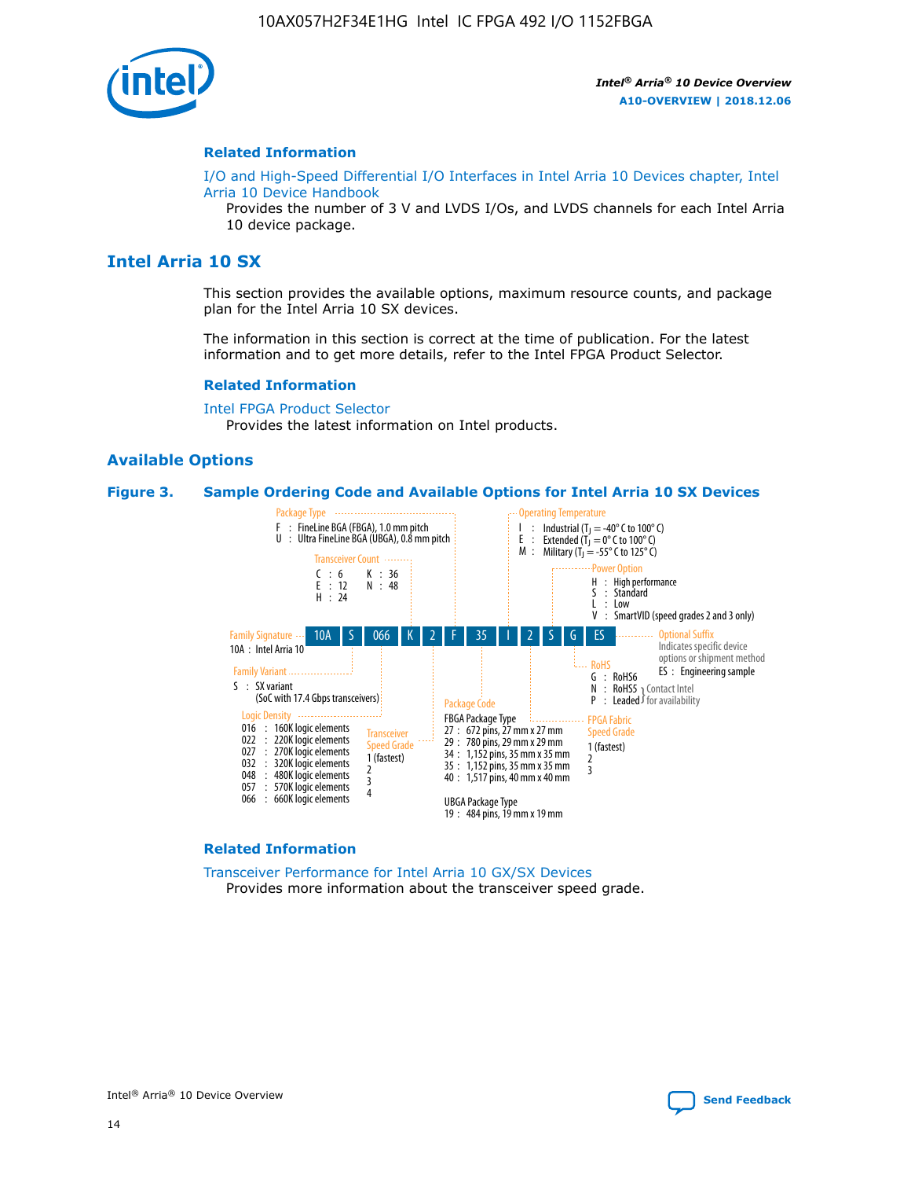#### Related Information

I/O and High-Speed Differential I/O Interfaces in Intel Arria 10 Devices chapter, Intel Arria 10 Device Handbook

Provides the number of 3 V and LVDS I/Os, and LVDS channels for each Intel Arria 10 device package.

## Intel Arria 10 SX

This section provides the available options, maximum resource counts, and package plan for the Intel Arria 10 SX devices.

The information in this section is correct at the time of publication. For the latest information and to get more details, refer to the Intel FPGA Product Selector.

#### Related Information

Intel FPGA Product Selector

Provides the latest information on Intel products.

### Available Options

**Figure 3. Sample Ordering Code and Available Options for Intel Arria 10 SX Devices**

Sample ordering code: 10A S 066 K 2 F 35 I 2 S G ES

- **Family Signature**
  - 10A : Intel Arria 10
- **Family Variant**
  - S : SX variant (SoC with 17.4 Gbps transceivers)
- **Logic Density**
  - 016 : 160K logic elements
  - 022 : 220K logic elements
  - 027 : 270K logic elements
  - 032 : 320K logic elements
  - 048 : 480K logic elements
  - 057 : 570K logic elements
  - 066 : 660K logic elements
- **Transceiver Count**
  - C : 6
  - E : 12
  - H : 24
  - K : 36
  - N : 48
- **Transceiver Speed Grade**
  - 1 (fastest)
  - 2
  - 3
  - 4
- **Package Type**
  - F : FineLine BGA (FBGA), 1.0 mm pitch
  - U : Ultra FineLine BGA (UBGA), 0.8 mm pitch
- **Package Code**
  - FBGA Package Type
    - 27 : 672 pins, 27 mm x 27 mm
    - 29 : 780 pins, 29 mm x 29 mm
    - 34 : 1,152 pins, 35 mm x 35 mm
    - 35 : 1,152 pins, 35 mm x 35 mm
    - 40 : 1,517 pins, 40 mm x 40 mm
  - UBGA Package Type
    - 19 : 484 pins, 19 mm x 19 mm
- **Operating Temperature**
  - I : Industrial ($T_J$ = -40° C to 100° C)
  - E : Extended ($T_J$ = 0° C to 100° C)
  - M : Military ($T_J$ = -55° C to 125° C)
- **FPGA Fabric Speed Grade**
  - 1 (fastest)
  - 2
  - 3
- **Power Option**
  - H : High performance
  - S : Standard
  - L : Low
  - V : SmartVID (speed grades 2 and 3 only)
- **RoHS**
  - G : RoHS6
  - N : RoHS5 (Contact Intel for availability)
  - P : Leaded (Contact Intel for availability)
- **Optional Suffix**
  - Indicates specific device options or shipment method
  - ES : Engineering sample

#### Related Information

Transceiver Performance for Intel Arria 10 GX/SX Devices

Provides more information about the transceiver speed grade.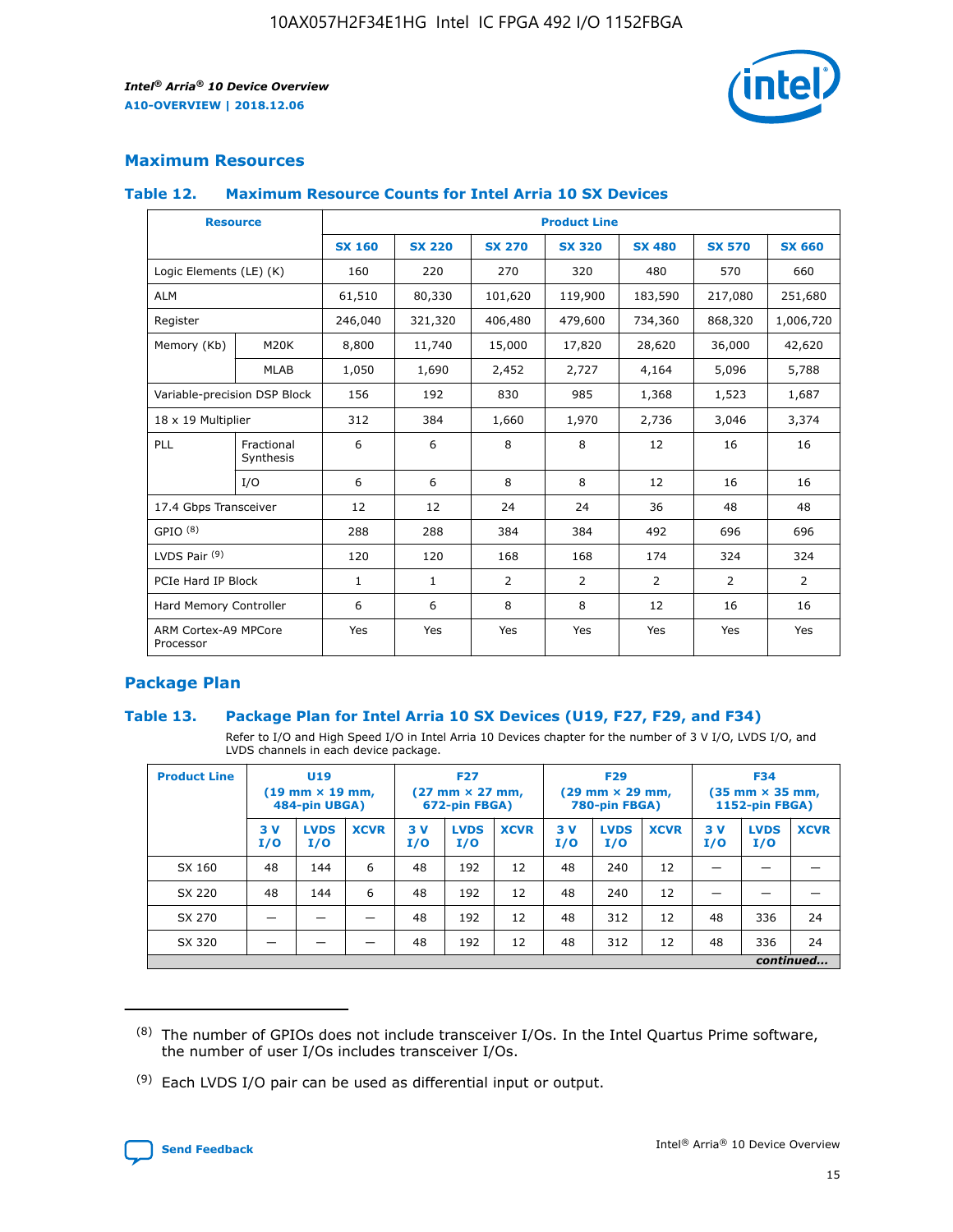## Maximum Resources

### Table 12. Maximum Resource Counts for Intel Arria 10 SX Devices

| Resource | | Product Line | | | | | | |
|---|---|---|---|---|---|---|---|---|
| | | SX 160 | SX 220 | SX 270 | SX 320 | SX 480 | SX 570 | SX 660 |
| Logic Elements (LE) (K) | | 160 | 220 | 270 | 320 | 480 | 570 | 660 |
| ALM | | 61,510 | 80,330 | 101,620 | 119,900 | 183,590 | 217,080 | 251,680 |
| Register | | 246,040 | 321,320 | 406,480 | 479,600 | 734,360 | 868,320 | 1,006,720 |
| Memory (Kb) | M20K | 8,800 | 11,740 | 15,000 | 17,820 | 28,620 | 36,000 | 42,620 |
| | MLAB | 1,050 | 1,690 | 2,452 | 2,727 | 4,164 | 5,096 | 5,788 |
| Variable-precision DSP Block | | 156 | 192 | 830 | 985 | 1,368 | 1,523 | 1,687 |
| 18 x 19 Multiplier | | 312 | 384 | 1,660 | 1,970 | 2,736 | 3,046 | 3,374 |
| PLL | Fractional Synthesis | 6 | 6 | 8 | 8 | 12 | 16 | 16 |
| | I/O | 6 | 6 | 8 | 8 | 12 | 16 | 16 |
| 17.4 Gbps Transceiver | | 12 | 12 | 24 | 24 | 36 | 48 | 48 |
| GPIO (8) | | 288 | 288 | 384 | 384 | 492 | 696 | 696 |
| LVDS Pair (9) | | 120 | 120 | 168 | 168 | 174 | 324 | 324 |
| PCIe Hard IP Block | | 1 | 1 | 2 | 2 | 2 | 2 | 2 |
| Hard Memory Controller | | 6 | 6 | 8 | 8 | 12 | 16 | 16 |
| ARM Cortex-A9 MPCore Processor | | Yes | Yes | Yes | Yes | Yes | Yes | Yes |

## Package Plan

### Table 13. Package Plan for Intel Arria 10 SX Devices (U19, F27, F29, and F34)

Refer to I/O and High Speed I/O in Intel Arria 10 Devices chapter for the number of 3 V I/O, LVDS I/O, and LVDS channels in each device package.

| Product Line | U19 (19 mm × 19 mm, 484-pin UBGA) | | | F27 (27 mm × 27 mm, 672-pin FBGA) | | | F29 (29 mm × 29 mm, 780-pin FBGA) | | | F34 (35 mm × 35 mm, 1152-pin FBGA) | | |
|---|---|---|---|---|---|---|---|---|---|---|---|---|
| | 3 V I/O | LVDS I/O | XCVR | 3 V I/O | LVDS I/O | XCVR | 3 V I/O | LVDS I/O | XCVR | 3 V I/O | LVDS I/O | XCVR |
| SX 160 | 48 | 144 | 6 | 48 | 192 | 12 | 48 | 240 | 12 | — | — | — |
| SX 220 | 48 | 144 | 6 | 48 | 192 | 12 | 48 | 240 | 12 | — | — | — |
| SX 270 | — | — | — | 48 | 192 | 12 | 48 | 312 | 12 | 48 | 336 | 24 |
| SX 320 | — | — | — | 48 | 192 | 12 | 48 | 312 | 12 | 48 | 336 | 24 |

*continued...*

(8) The number of GPIOs does not include transceiver I/Os. In the Intel Quartus Prime software, the number of user I/Os includes transceiver I/Os.

(9) Each LVDS I/O pair can be used as differential input or output.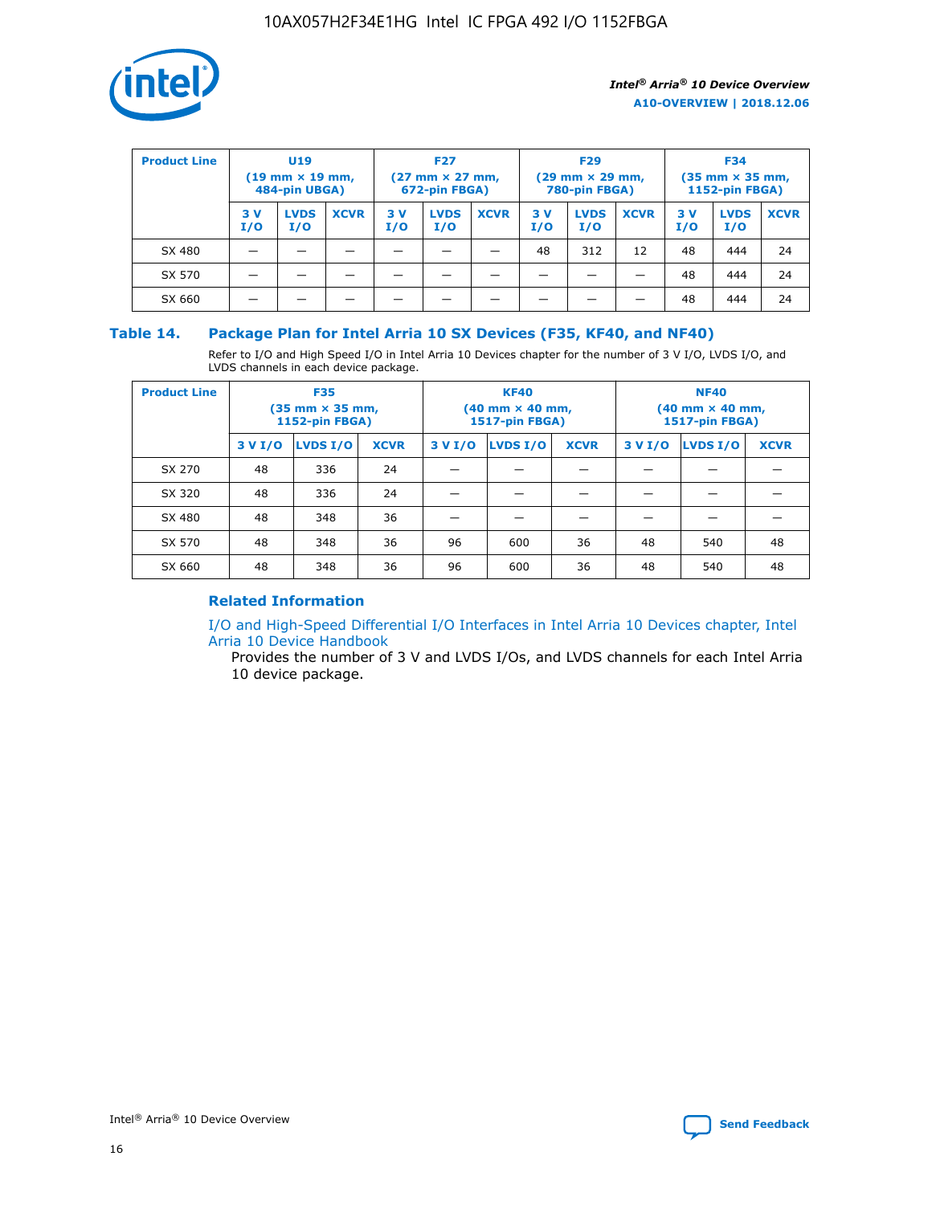| Product Line | U19 (19 mm × 19 mm, 484-pin UBGA) | | | F27 (27 mm × 27 mm, 672-pin FBGA) | | | F29 (29 mm × 29 mm, 780-pin FBGA) | | | F34 (35 mm × 35 mm, 1152-pin FBGA) | | |
|---|---|---|---|---|---|---|---|---|---|---|---|---|
| | 3 V I/O | LVDS I/O | XCVR | 3 V I/O | LVDS I/O | XCVR | 3 V I/O | LVDS I/O | XCVR | 3 V I/O | LVDS I/O | XCVR |
| SX 480 | — | — | — | — | — | — | 48 | 312 | 12 | 48 | 444 | 24 |
| SX 570 | — | — | — | — | — | — | — | — | — | 48 | 444 | 24 |
| SX 660 | — | — | — | — | — | — | — | — | — | 48 | 444 | 24 |

## Table 14. Package Plan for Intel Arria 10 SX Devices (F35, KF40, and NF40)

Refer to I/O and High Speed I/O in Intel Arria 10 Devices chapter for the number of 3 V I/O, LVDS I/O, and LVDS channels in each device package.

| Product Line | F35 (35 mm × 35 mm, 1152-pin FBGA) | | | KF40 (40 mm × 40 mm, 1517-pin FBGA) | | | NF40 (40 mm × 40 mm, 1517-pin FBGA) | | |
|---|---|---|---|---|---|---|---|---|---|
| | 3 V I/O | LVDS I/O | XCVR | 3 V I/O | LVDS I/O | XCVR | 3 V I/O | LVDS I/O | XCVR |
| SX 270 | 48 | 336 | 24 | — | — | — | — | — | — |
| SX 320 | 48 | 336 | 24 | — | — | — | — | — | — |
| SX 480 | 48 | 348 | 36 | — | — | — | — | — | — |
| SX 570 | 48 | 348 | 36 | 96 | 600 | 36 | 48 | 540 | 48 |
| SX 660 | 48 | 348 | 36 | 96 | 600 | 36 | 48 | 540 | 48 |

### Related Information

I/O and High-Speed Differential I/O Interfaces in Intel Arria 10 Devices chapter, Intel Arria 10 Device Handbook

Provides the number of 3 V and LVDS I/Os, and LVDS channels for each Intel Arria 10 device package.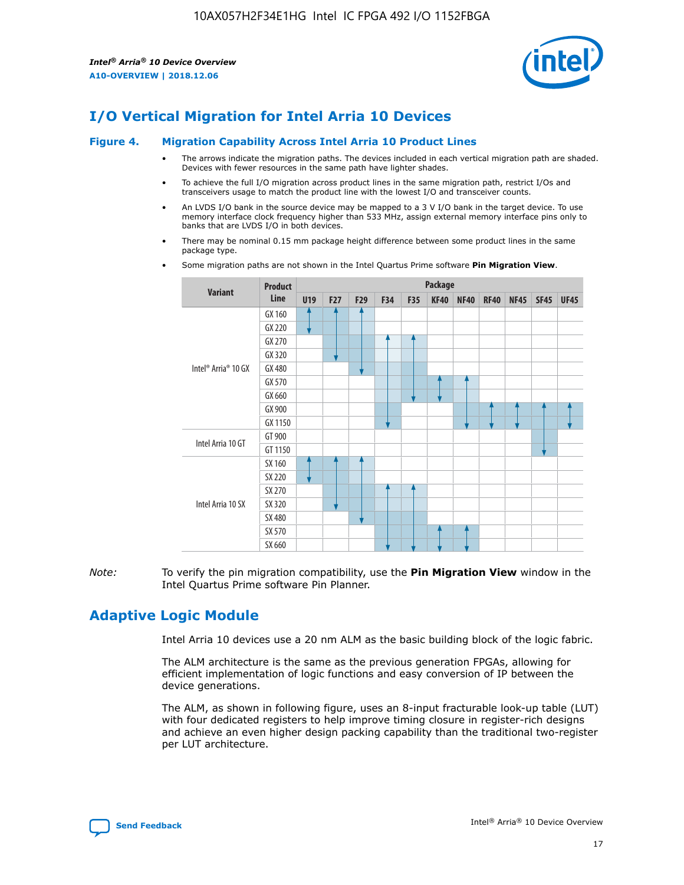# I/O Vertical Migration for Intel Arria 10 Devices

**Figure 4. Migration Capability Across Intel Arria 10 Product Lines**

- The arrows indicate the migration paths. The devices included in each vertical migration path are shaded. Devices with fewer resources in the same path have lighter shades.
- To achieve the full I/O migration across product lines in the same migration path, restrict I/Os and transceivers usage to match the product line with the lowest I/O and transceiver counts.
- An LVDS I/O bank in the source device may be mapped to a 3 V I/O bank in the target device. To use memory interface clock frequency higher than 533 MHz, assign external memory interface pins only to banks that are LVDS I/O in both devices.
- There may be nominal 0.15 mm package height difference between some product lines in the same package type.
- Some migration paths are not shown in the Intel Quartus Prime software **Pin Migration View**.

| Variant | Product Line | U19 | F27 | F29 | F34 | F35 | KF40 | NF40 | RF40 | NF45 | SF45 | UF45 |
|---|---|---|---|---|---|---|---|---|---|---|---|---|
| Intel® Arria® 10 GX | GX 160 | | | | | | | | | | | |
| | GX 220 | | | | | | | | | | | |
| | GX 270 | | | | | | | | | | | |
| | GX 320 | | | | | | | | | | | |
| | GX 480 | | | | | | | | | | | |
| | GX 570 | | | | | | | | | | | |
| | GX 660 | | | | | | | | | | | |
| | GX 900 | | | | | | | | | | | |
| | GX 1150 | | | | | | | | | | | |
| Intel Arria 10 GT | GT 900 | | | | | | | | | | | |
| | GT 1150 | | | | | | | | | | | |
| Intel Arria 10 SX | SX 160 | | | | | | | | | | | |
| | SX 220 | | | | | | | | | | | |
| | SX 270 | | | | | | | | | | | |
| | SX 320 | | | | | | | | | | | |
| | SX 480 | | | | | | | | | | | |
| | SX 570 | | | | | | | | | | | |
| | SX 660 | | | | | | | | | | | |

*Note:* To verify the pin migration compatibility, use the **Pin Migration View** window in the Intel Quartus Prime software Pin Planner.

# Adaptive Logic Module

Intel Arria 10 devices use a 20 nm ALM as the basic building block of the logic fabric.

The ALM architecture is the same as the previous generation FPGAs, allowing for efficient implementation of logic functions and easy conversion of IP between the device generations.

The ALM, as shown in following figure, uses an 8-input fracturable look-up table (LUT) with four dedicated registers to help improve timing closure in register-rich designs and achieve an even higher design packing capability than the traditional two-register per LUT architecture.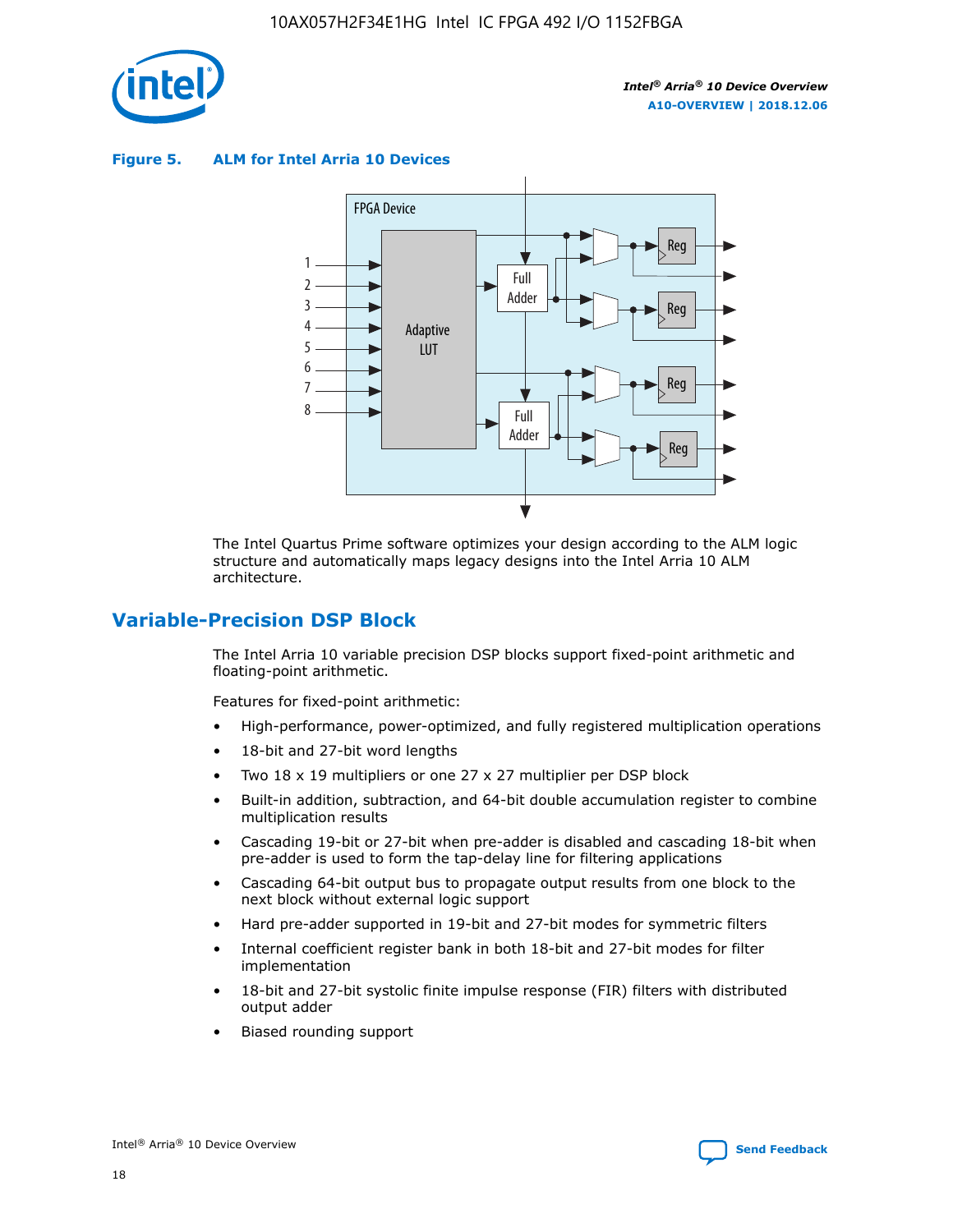**Figure 5. ALM for Intel Arria 10 Devices**

The Intel Quartus Prime software optimizes your design according to the ALM logic structure and automatically maps legacy designs into the Intel Arria 10 ALM architecture.

## Variable-Precision DSP Block

The Intel Arria 10 variable precision DSP blocks support fixed-point arithmetic and floating-point arithmetic.

Features for fixed-point arithmetic:

- High-performance, power-optimized, and fully registered multiplication operations
- 18-bit and 27-bit word lengths
- Two 18 x 19 multipliers or one 27 x 27 multiplier per DSP block
- Built-in addition, subtraction, and 64-bit double accumulation register to combine multiplication results
- Cascading 19-bit or 27-bit when pre-adder is disabled and cascading 18-bit when pre-adder is used to form the tap-delay line for filtering applications
- Cascading 64-bit output bus to propagate output results from one block to the next block without external logic support
- Hard pre-adder supported in 19-bit and 27-bit modes for symmetric filters
- Internal coefficient register bank in both 18-bit and 27-bit modes for filter implementation
- 18-bit and 27-bit systolic finite impulse response (FIR) filters with distributed output adder
- Biased rounding support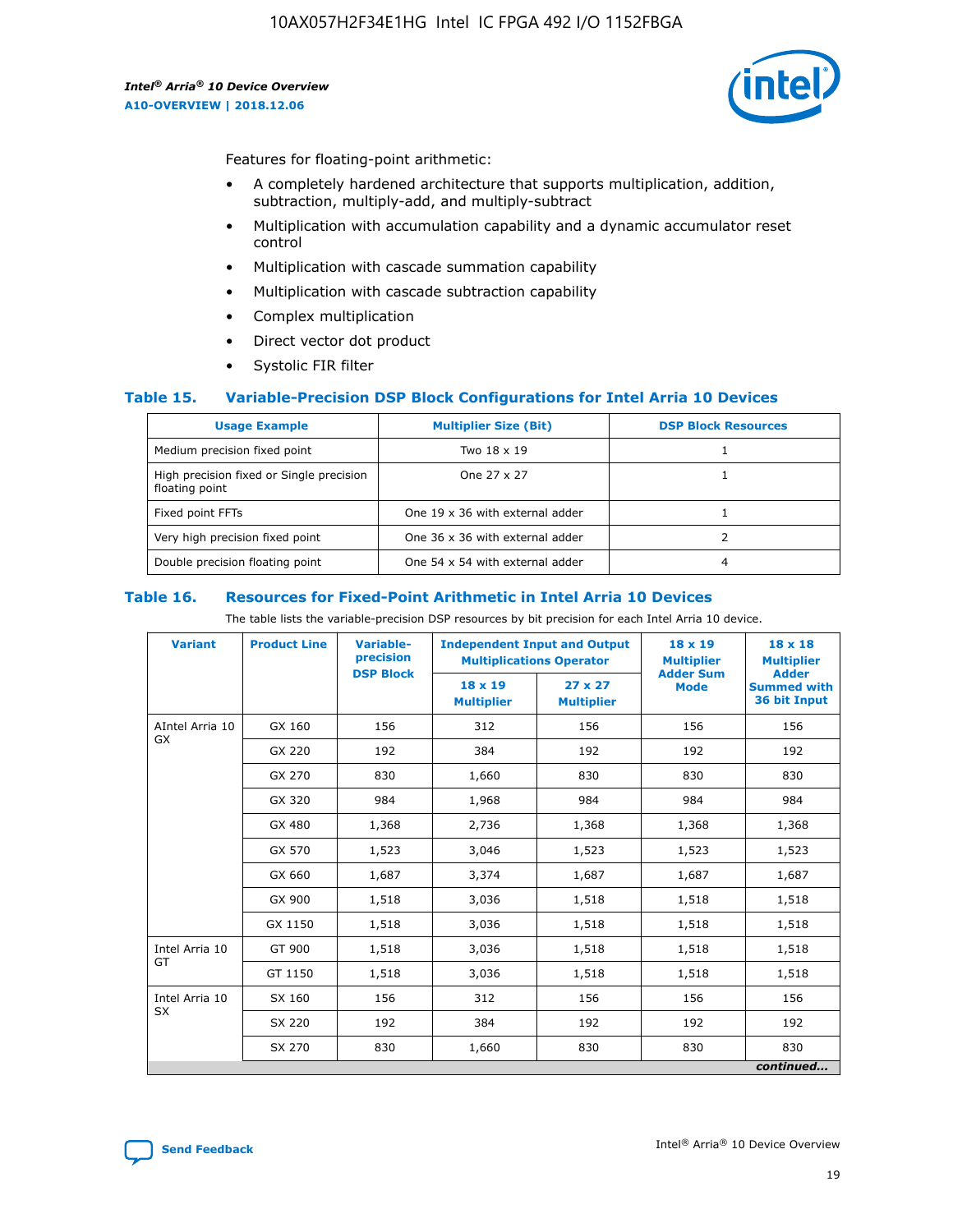Features for floating-point arithmetic:

- A completely hardened architecture that supports multiplication, addition, subtraction, multiply-add, and multiply-subtract
- Multiplication with accumulation capability and a dynamic accumulator reset control
- Multiplication with cascade summation capability
- Multiplication with cascade subtraction capability
- Complex multiplication
- Direct vector dot product
- Systolic FIR filter

### Table 15. Variable-Precision DSP Block Configurations for Intel Arria 10 Devices

| Usage Example | Multiplier Size (Bit) | DSP Block Resources |
|---|---|---|
| Medium precision fixed point | Two 18 x 19 | 1 |
| High precision fixed or Single precision floating point | One 27 x 27 | 1 |
| Fixed point FFTs | One 19 x 36 with external adder | 1 |
| Very high precision fixed point | One 36 x 36 with external adder | 2 |
| Double precision floating point | One 54 x 54 with external adder | 4 |

### Table 16. Resources for Fixed-Point Arithmetic in Intel Arria 10 Devices

The table lists the variable-precision DSP resources by bit precision for each Intel Arria 10 device.

| Variant | Product Line | Variable-precision DSP Block | Independent Input and Output Multiplications Operator | | 18 x 19 Multiplier Adder Sum Mode | 18 x 18 Multiplier Adder Summed with 36 bit Input |
|---|---|---|---|---|---|---|
| | | | 18 x 19 Multiplier | 27 x 27 Multiplier | | |
| AIntel Arria 10 GX | GX 160 | 156 | 312 | 156 | 156 | 156 |
| | GX 220 | 192 | 384 | 192 | 192 | 192 |
| | GX 270 | 830 | 1,660 | 830 | 830 | 830 |
| | GX 320 | 984 | 1,968 | 984 | 984 | 984 |
| | GX 480 | 1,368 | 2,736 | 1,368 | 1,368 | 1,368 |
| | GX 570 | 1,523 | 3,046 | 1,523 | 1,523 | 1,523 |
| | GX 660 | 1,687 | 3,374 | 1,687 | 1,687 | 1,687 |
| | GX 900 | 1,518 | 3,036 | 1,518 | 1,518 | 1,518 |
| | GX 1150 | 1,518 | 3,036 | 1,518 | 1,518 | 1,518 |
| Intel Arria 10 GT | GT 900 | 1,518 | 3,036 | 1,518 | 1,518 | 1,518 |
| | GT 1150 | 1,518 | 3,036 | 1,518 | 1,518 | 1,518 |
| Intel Arria 10 SX | SX 160 | 156 | 312 | 156 | 156 | 156 |
| | SX 220 | 192 | 384 | 192 | 192 | 192 |
| | SX 270 | 830 | 1,660 | 830 | 830 | 830 |

*continued...*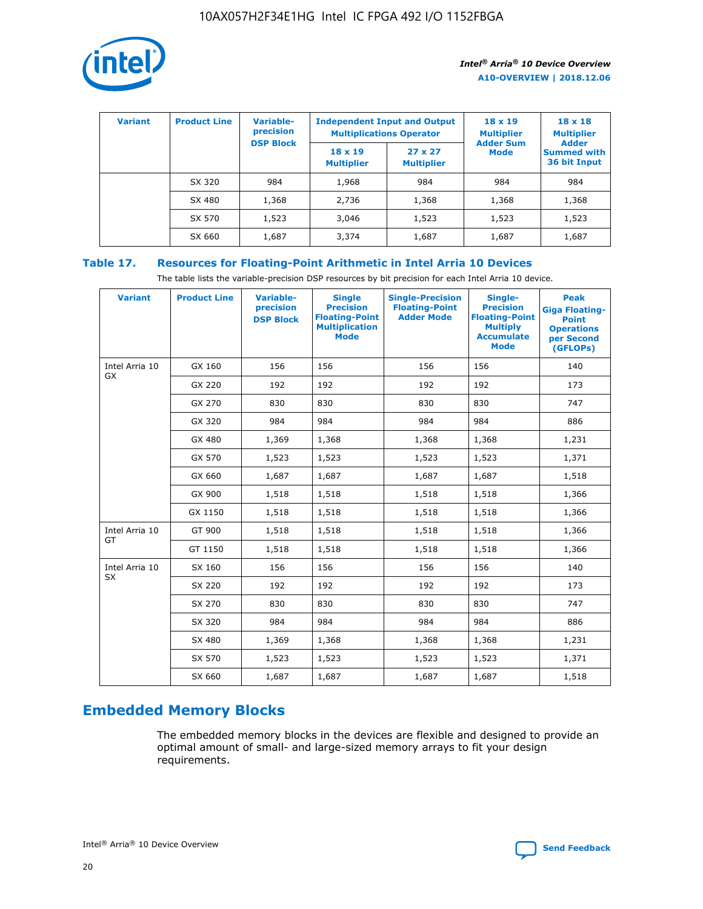| Variant | Product Line | Variable-precision DSP Block | Independent Input and Output Multiplications Operator | | 18 x 19 Multiplier Adder Sum Mode | 18 x 18 Multiplier Adder Summed with 36 bit Input |
|---|---|---|---|---|---|---|
| | | | 18 x 19 Multiplier | 27 x 27 Multiplier | | |
| | SX 320 | 984 | 1,968 | 984 | 984 | 984 |
| | SX 480 | 1,368 | 2,736 | 1,368 | 1,368 | 1,368 |
| | SX 570 | 1,523 | 3,046 | 1,523 | 1,523 | 1,523 |
| | SX 660 | 1,687 | 3,374 | 1,687 | 1,687 | 1,687 |

**Table 17. Resources for Floating-Point Arithmetic in Intel Arria 10 Devices**

The table lists the variable-precision DSP resources by bit precision for each Intel Arria 10 device.

| Variant | Product Line | Variable-precision DSP Block | Single Precision Floating-Point Multiplication Mode | Single-Precision Floating-Point Adder Mode | Single-Precision Floating-Point Multiply Accumulate Mode | Peak Giga Floating-Point Operations per Second (GFLOPs) |
|---|---|---|---|---|---|---|
| Intel Arria 10 GX | GX 160 | 156 | 156 | 156 | 156 | 140 |
| | GX 220 | 192 | 192 | 192 | 192 | 173 |
| | GX 270 | 830 | 830 | 830 | 830 | 747 |
| | GX 320 | 984 | 984 | 984 | 984 | 886 |
| | GX 480 | 1,369 | 1,368 | 1,368 | 1,368 | 1,231 |
| | GX 570 | 1,523 | 1,523 | 1,523 | 1,523 | 1,371 |
| | GX 660 | 1,687 | 1,687 | 1,687 | 1,687 | 1,518 |
| | GX 900 | 1,518 | 1,518 | 1,518 | 1,518 | 1,366 |
| | GX 1150 | 1,518 | 1,518 | 1,518 | 1,518 | 1,366 |
| Intel Arria 10 GT | GT 900 | 1,518 | 1,518 | 1,518 | 1,518 | 1,366 |
| | GT 1150 | 1,518 | 1,518 | 1,518 | 1,518 | 1,366 |
| Intel Arria 10 SX | SX 160 | 156 | 156 | 156 | 156 | 140 |
| | SX 220 | 192 | 192 | 192 | 192 | 173 |
| | SX 270 | 830 | 830 | 830 | 830 | 747 |
| | SX 320 | 984 | 984 | 984 | 984 | 886 |
| | SX 480 | 1,369 | 1,368 | 1,368 | 1,368 | 1,231 |
| | SX 570 | 1,523 | 1,523 | 1,523 | 1,523 | 1,371 |
| | SX 660 | 1,687 | 1,687 | 1,687 | 1,687 | 1,518 |

## Embedded Memory Blocks

The embedded memory blocks in the devices are flexible and designed to provide an optimal amount of small- and large-sized memory arrays to fit your design requirements.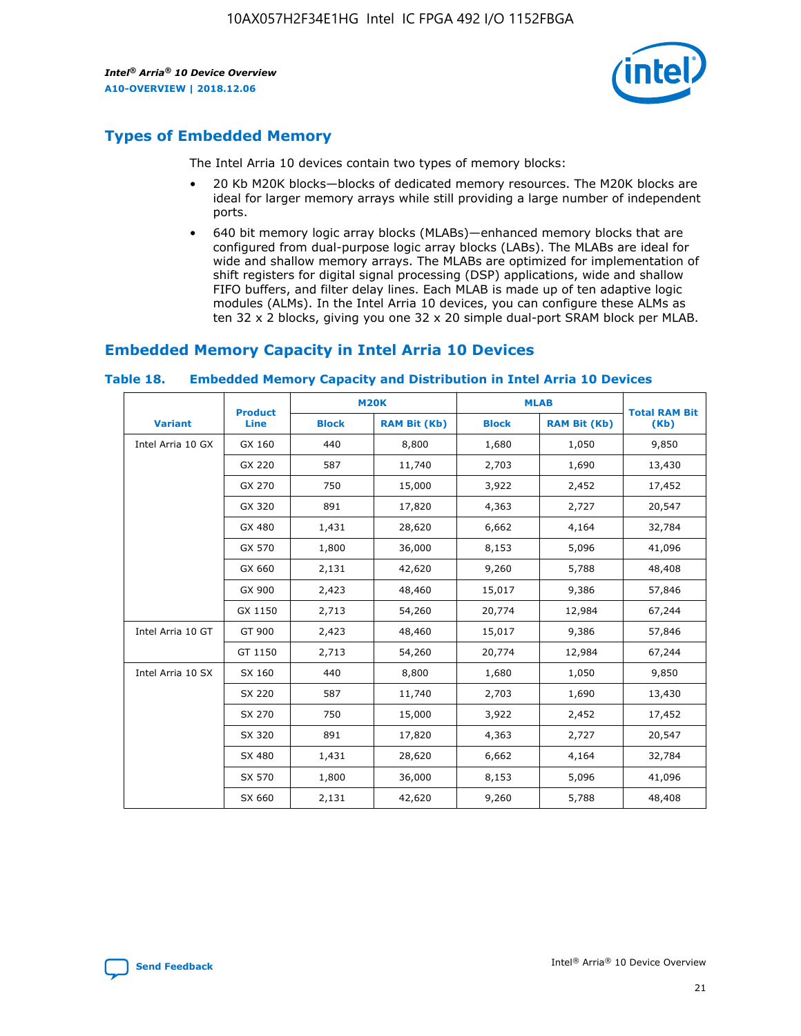## Types of Embedded Memory

The Intel Arria 10 devices contain two types of memory blocks:

- 20 Kb M20K blocks—blocks of dedicated memory resources. The M20K blocks are ideal for larger memory arrays while still providing a large number of independent ports.
- 640 bit memory logic array blocks (MLABs)—enhanced memory blocks that are configured from dual-purpose logic array blocks (LABs). The MLABs are ideal for wide and shallow memory arrays. The MLABs are optimized for implementation of shift registers for digital signal processing (DSP) applications, wide and shallow FIFO buffers, and filter delay lines. Each MLAB is made up of ten adaptive logic modules (ALMs). In the Intel Arria 10 devices, you can configure these ALMs as ten 32 x 2 blocks, giving you one 32 x 20 simple dual-port SRAM block per MLAB.

## Embedded Memory Capacity in Intel Arria 10 Devices

**Table 18. Embedded Memory Capacity and Distribution in Intel Arria 10 Devices**

| Variant | Product Line | M20K | | MLAB | | Total RAM Bit (Kb) |
|---|---|---|---|---|---|---|
| | | Block | RAM Bit (Kb) | Block | RAM Bit (Kb) | |
| Intel Arria 10 GX | GX 160 | 440 | 8,800 | 1,680 | 1,050 | 9,850 |
| | GX 220 | 587 | 11,740 | 2,703 | 1,690 | 13,430 |
| | GX 270 | 750 | 15,000 | 3,922 | 2,452 | 17,452 |
| | GX 320 | 891 | 17,820 | 4,363 | 2,727 | 20,547 |
| | GX 480 | 1,431 | 28,620 | 6,662 | 4,164 | 32,784 |
| | GX 570 | 1,800 | 36,000 | 8,153 | 5,096 | 41,096 |
| | GX 660 | 2,131 | 42,620 | 9,260 | 5,788 | 48,408 |
| | GX 900 | 2,423 | 48,460 | 15,017 | 9,386 | 57,846 |
| | GX 1150 | 2,713 | 54,260 | 20,774 | 12,984 | 67,244 |
| Intel Arria 10 GT | GT 900 | 2,423 | 48,460 | 15,017 | 9,386 | 57,846 |
| | GT 1150 | 2,713 | 54,260 | 20,774 | 12,984 | 67,244 |
| Intel Arria 10 SX | SX 160 | 440 | 8,800 | 1,680 | 1,050 | 9,850 |
| | SX 220 | 587 | 11,740 | 2,703 | 1,690 | 13,430 |
| | SX 270 | 750 | 15,000 | 3,922 | 2,452 | 17,452 |
| | SX 320 | 891 | 17,820 | 4,363 | 2,727 | 20,547 |
| | SX 480 | 1,431 | 28,620 | 6,662 | 4,164 | 32,784 |
| | SX 570 | 1,800 | 36,000 | 8,153 | 5,096 | 41,096 |
| | SX 660 | 2,131 | 42,620 | 9,260 | 5,788 | 48,408 |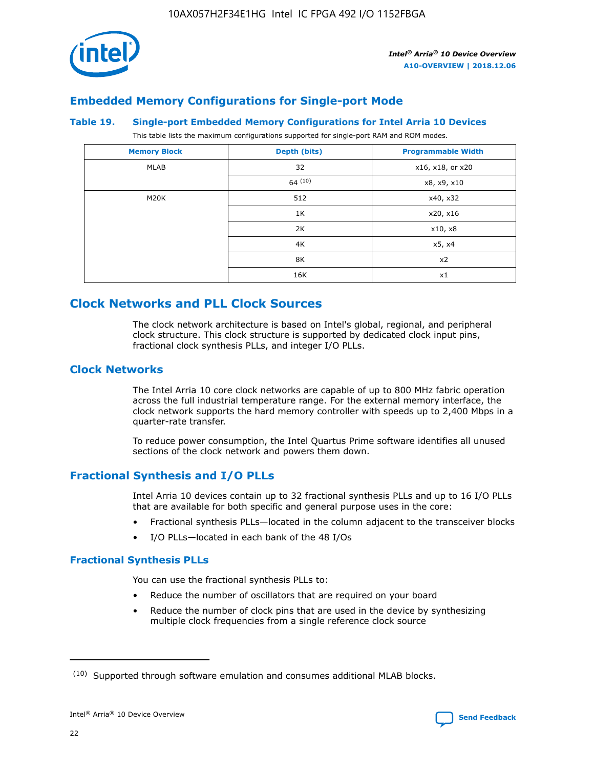## Embedded Memory Configurations for Single-port Mode

### Table 19. Single-port Embedded Memory Configurations for Intel Arria 10 Devices

This table lists the maximum configurations supported for single-port RAM and ROM modes.

| Memory Block | Depth (bits) | Programmable Width |
|---|---|---|
| MLAB | 32 | x16, x18, or x20 |
| | 64 [10] | x8, x9, x10 |
| M20K | 512 | x40, x32 |
| | 1K | x20, x16 |
| | 2K | x10, x8 |
| | 4K | x5, x4 |
| | 8K | x2 |
| | 16K | x1 |

# Clock Networks and PLL Clock Sources

The clock network architecture is based on Intel's global, regional, and peripheral clock structure. This clock structure is supported by dedicated clock input pins, fractional clock synthesis PLLs, and integer I/O PLLs.

## Clock Networks

The Intel Arria 10 core clock networks are capable of up to 800 MHz fabric operation across the full industrial temperature range. For the external memory interface, the clock network supports the hard memory controller with speeds up to 2,400 Mbps in a quarter-rate transfer.

To reduce power consumption, the Intel Quartus Prime software identifies all unused sections of the clock network and powers them down.

## Fractional Synthesis and I/O PLLs

Intel Arria 10 devices contain up to 32 fractional synthesis PLLs and up to 16 I/O PLLs that are available for both specific and general purpose uses in the core:

- Fractional synthesis PLLs—located in the column adjacent to the transceiver blocks
- I/O PLLs—located in each bank of the 48 I/Os

### Fractional Synthesis PLLs

You can use the fractional synthesis PLLs to:

- Reduce the number of oscillators that are required on your board
- Reduce the number of clock pins that are used in the device by synthesizing multiple clock frequencies from a single reference clock source

(10) Supported through software emulation and consumes additional MLAB blocks.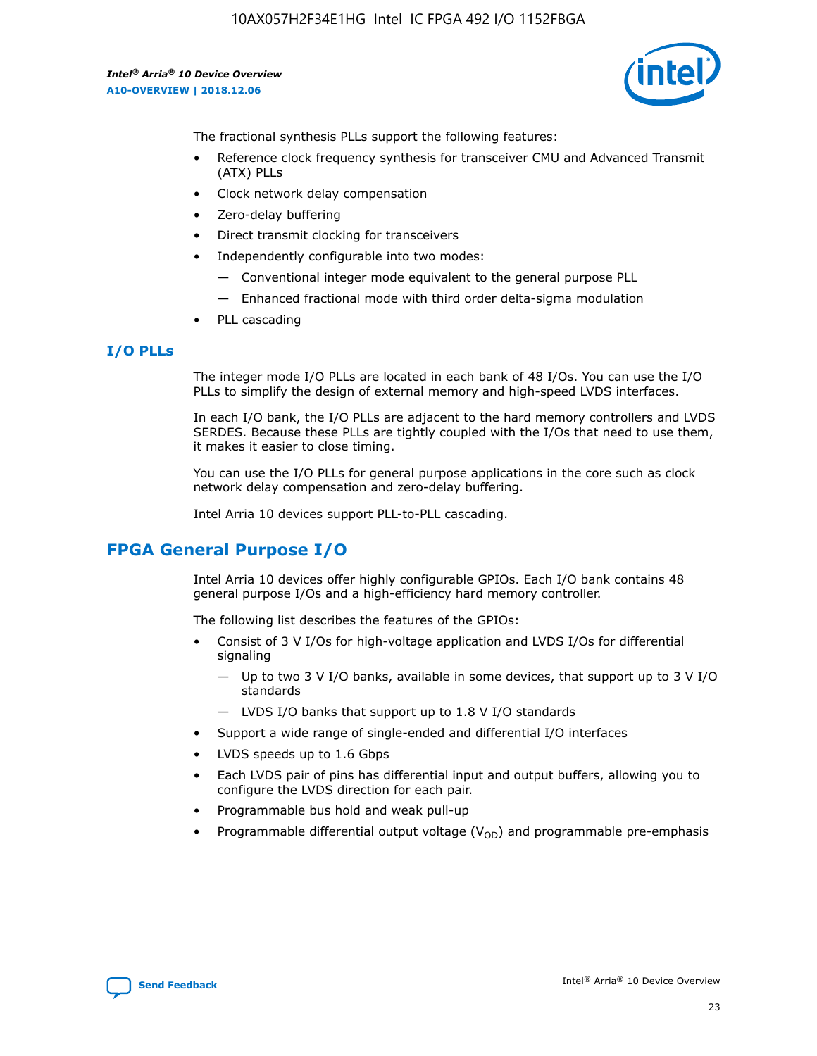The fractional synthesis PLLs support the following features:

- Reference clock frequency synthesis for transceiver CMU and Advanced Transmit (ATX) PLLs
- Clock network delay compensation
- Zero-delay buffering
- Direct transmit clocking for transceivers
- Independently configurable into two modes:
  - Conventional integer mode equivalent to the general purpose PLL
  - Enhanced fractional mode with third order delta-sigma modulation
- PLL cascading

### I/O PLLs

The integer mode I/O PLLs are located in each bank of 48 I/Os. You can use the I/O PLLs to simplify the design of external memory and high-speed LVDS interfaces.

In each I/O bank, the I/O PLLs are adjacent to the hard memory controllers and LVDS SERDES. Because these PLLs are tightly coupled with the I/Os that need to use them, it makes it easier to close timing.

You can use the I/O PLLs for general purpose applications in the core such as clock network delay compensation and zero-delay buffering.

Intel Arria 10 devices support PLL-to-PLL cascading.

## FPGA General Purpose I/O

Intel Arria 10 devices offer highly configurable GPIOs. Each I/O bank contains 48 general purpose I/Os and a high-efficiency hard memory controller.

The following list describes the features of the GPIOs:

- Consist of 3 V I/Os for high-voltage application and LVDS I/Os for differential signaling
  - Up to two 3 V I/O banks, available in some devices, that support up to 3 V I/O standards
  - LVDS I/O banks that support up to 1.8 V I/O standards
- Support a wide range of single-ended and differential I/O interfaces
- LVDS speeds up to 1.6 Gbps
- Each LVDS pair of pins has differential input and output buffers, allowing you to configure the LVDS direction for each pair.
- Programmable bus hold and weak pull-up
- Programmable differential output voltage ($V_{OD}$) and programmable pre-emphasis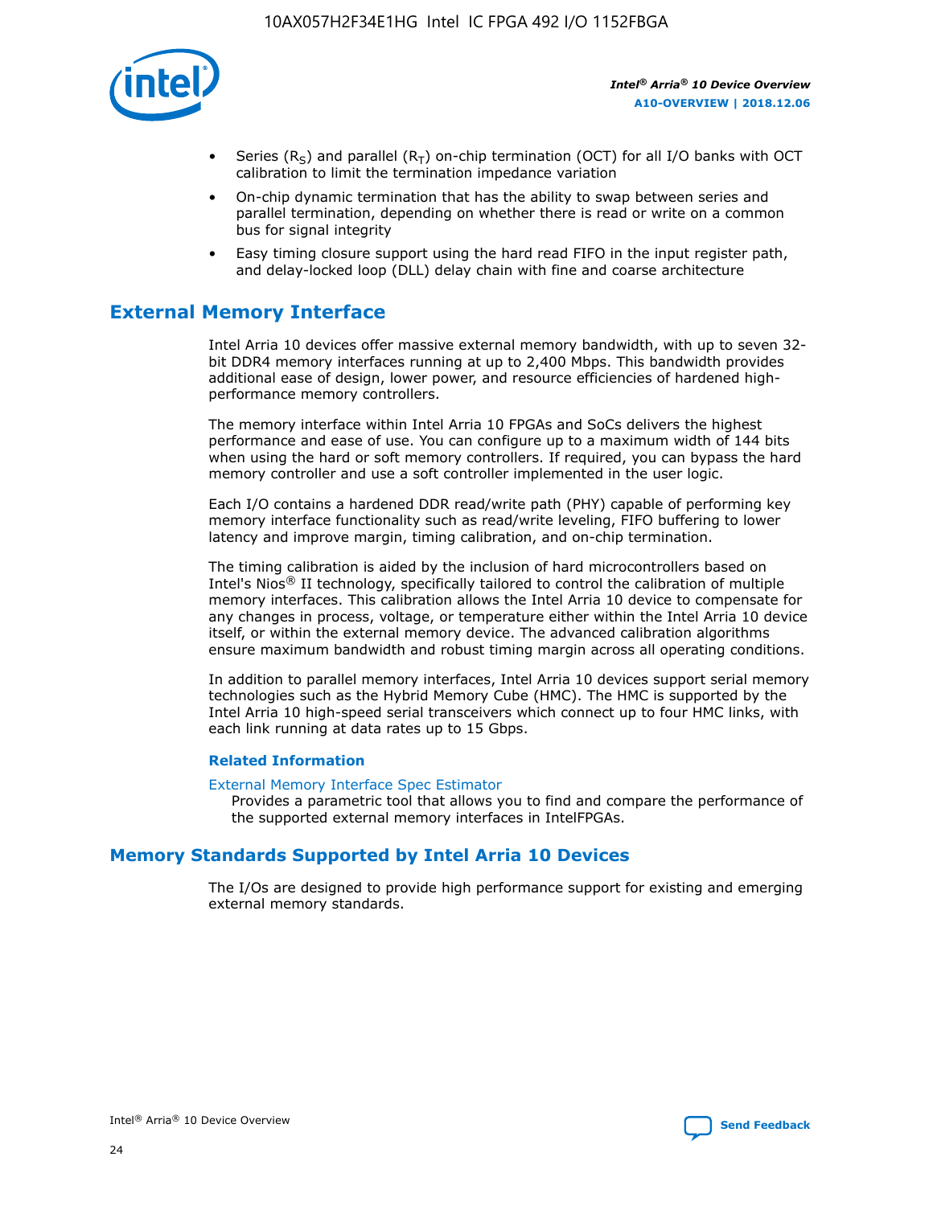- Series ($R_S$) and parallel ($R_T$) on-chip termination (OCT) for all I/O banks with OCT calibration to limit the termination impedance variation
- On-chip dynamic termination that has the ability to swap between series and parallel termination, depending on whether there is read or write on a common bus for signal integrity
- Easy timing closure support using the hard read FIFO in the input register path, and delay-locked loop (DLL) delay chain with fine and coarse architecture

## External Memory Interface

Intel Arria 10 devices offer massive external memory bandwidth, with up to seven 32-bit DDR4 memory interfaces running at up to 2,400 Mbps. This bandwidth provides additional ease of design, lower power, and resource efficiencies of hardened high-performance memory controllers.

The memory interface within Intel Arria 10 FPGAs and SoCs delivers the highest performance and ease of use. You can configure up to a maximum width of 144 bits when using the hard or soft memory controllers. If required, you can bypass the hard memory controller and use a soft controller implemented in the user logic.

Each I/O contains a hardened DDR read/write path (PHY) capable of performing key memory interface functionality such as read/write leveling, FIFO buffering to lower latency and improve margin, timing calibration, and on-chip termination.

The timing calibration is aided by the inclusion of hard microcontrollers based on Intel's Nios® II technology, specifically tailored to control the calibration of multiple memory interfaces. This calibration allows the Intel Arria 10 device to compensate for any changes in process, voltage, or temperature either within the Intel Arria 10 device itself, or within the external memory device. The advanced calibration algorithms ensure maximum bandwidth and robust timing margin across all operating conditions.

In addition to parallel memory interfaces, Intel Arria 10 devices support serial memory technologies such as the Hybrid Memory Cube (HMC). The HMC is supported by the Intel Arria 10 high-speed serial transceivers which connect up to four HMC links, with each link running at data rates up to 15 Gbps.

### Related Information

External Memory Interface Spec Estimator
Provides a parametric tool that allows you to find and compare the performance of the supported external memory interfaces in IntelFPGAs.

## Memory Standards Supported by Intel Arria 10 Devices

The I/Os are designed to provide high performance support for existing and emerging external memory standards.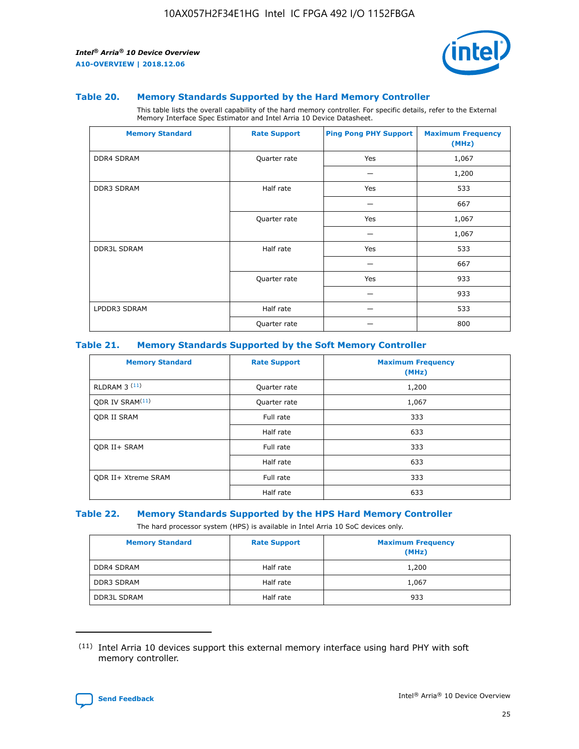### Table 20. Memory Standards Supported by the Hard Memory Controller

This table lists the overall capability of the hard memory controller. For specific details, refer to the External Memory Interface Spec Estimator and Intel Arria 10 Device Datasheet.

| Memory Standard | Rate Support | Ping Pong PHY Support | Maximum Frequency (MHz) |
|---|---|---|---|
| DDR4 SDRAM | Quarter rate | Yes | 1,067 |
| | | — | 1,200 |
| DDR3 SDRAM | Half rate | Yes | 533 |
| | | — | 667 |
| | Quarter rate | Yes | 1,067 |
| | | — | 1,067 |
| DDR3L SDRAM | Half rate | Yes | 533 |
| | | — | 667 |
| | Quarter rate | Yes | 933 |
| | | — | 933 |
| LPDDR3 SDRAM | Half rate | — | 533 |
| | Quarter rate | — | 800 |

### Table 21. Memory Standards Supported by the Soft Memory Controller

| Memory Standard | Rate Support | Maximum Frequency (MHz) |
|---|---|---|
| RLDRAM 3 [(11)] | Quarter rate | 1,200 |
| QDR IV SRAM[(11)] | Quarter rate | 1,067 |
| QDR II SRAM | Full rate | 333 |
| | Half rate | 633 |
| QDR II+ SRAM | Full rate | 333 |
| | Half rate | 633 |
| QDR II+ Xtreme SRAM | Full rate | 333 |
| | Half rate | 633 |

### Table 22. Memory Standards Supported by the HPS Hard Memory Controller

The hard processor system (HPS) is available in Intel Arria 10 SoC devices only.

| Memory Standard | Rate Support | Maximum Frequency (MHz) |
|---|---|---|
| DDR4 SDRAM | Half rate | 1,200 |
| DDR3 SDRAM | Half rate | 1,067 |
| DDR3L SDRAM | Half rate | 933 |

(11) Intel Arria 10 devices support this external memory interface using hard PHY with soft memory controller.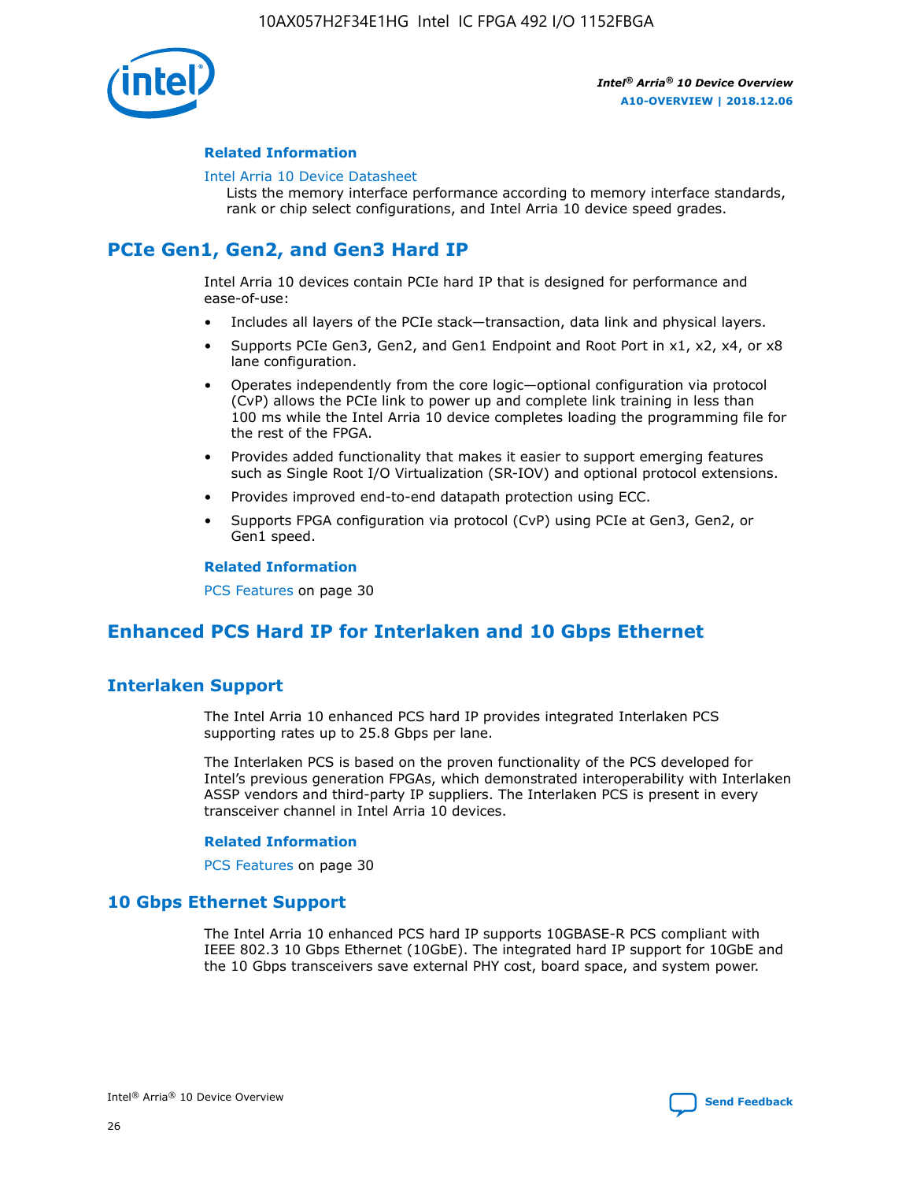#### Related Information

Intel Arria 10 Device Datasheet

Lists the memory interface performance according to memory interface standards, rank or chip select configurations, and Intel Arria 10 device speed grades.

## PCIe Gen1, Gen2, and Gen3 Hard IP

Intel Arria 10 devices contain PCIe hard IP that is designed for performance and ease-of-use:

- Includes all layers of the PCIe stack—transaction, data link and physical layers.
- Supports PCIe Gen3, Gen2, and Gen1 Endpoint and Root Port in x1, x2, x4, or x8 lane configuration.
- Operates independently from the core logic—optional configuration via protocol (CvP) allows the PCIe link to power up and complete link training in less than 100 ms while the Intel Arria 10 device completes loading the programming file for the rest of the FPGA.
- Provides added functionality that makes it easier to support emerging features such as Single Root I/O Virtualization (SR-IOV) and optional protocol extensions.
- Provides improved end-to-end datapath protection using ECC.
- Supports FPGA configuration via protocol (CvP) using PCIe at Gen3, Gen2, or Gen1 speed.

#### Related Information

PCS Features on page 30

## Enhanced PCS Hard IP for Interlaken and 10 Gbps Ethernet

### Interlaken Support

The Intel Arria 10 enhanced PCS hard IP provides integrated Interlaken PCS supporting rates up to 25.8 Gbps per lane.

The Interlaken PCS is based on the proven functionality of the PCS developed for Intel's previous generation FPGAs, which demonstrated interoperability with Interlaken ASSP vendors and third-party IP suppliers. The Interlaken PCS is present in every transceiver channel in Intel Arria 10 devices.

#### Related Information

PCS Features on page 30

### 10 Gbps Ethernet Support

The Intel Arria 10 enhanced PCS hard IP supports 10GBASE-R PCS compliant with IEEE 802.3 10 Gbps Ethernet (10GbE). The integrated hard IP support for 10GbE and the 10 Gbps transceivers save external PHY cost, board space, and system power.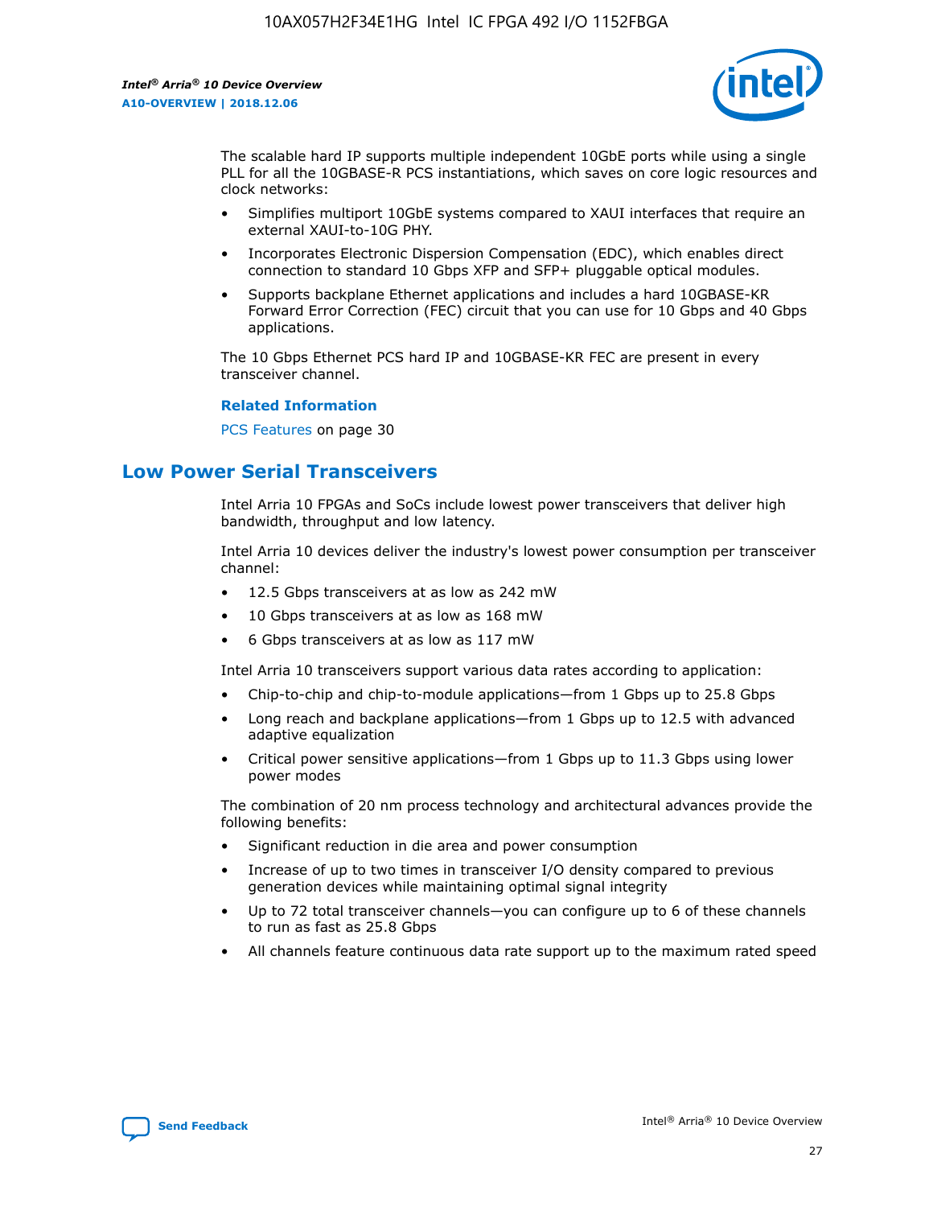The scalable hard IP supports multiple independent 10GbE ports while using a single PLL for all the 10GBASE-R PCS instantiations, which saves on core logic resources and clock networks:

- Simplifies multiport 10GbE systems compared to XAUI interfaces that require an external XAUI-to-10G PHY.
- Incorporates Electronic Dispersion Compensation (EDC), which enables direct connection to standard 10 Gbps XFP and SFP+ pluggable optical modules.
- Supports backplane Ethernet applications and includes a hard 10GBASE-KR Forward Error Correction (FEC) circuit that you can use for 10 Gbps and 40 Gbps applications.

The 10 Gbps Ethernet PCS hard IP and 10GBASE-KR FEC are present in every transceiver channel.

**Related Information**

PCS Features on page 30

## Low Power Serial Transceivers

Intel Arria 10 FPGAs and SoCs include lowest power transceivers that deliver high bandwidth, throughput and low latency.

Intel Arria 10 devices deliver the industry's lowest power consumption per transceiver channel:

- 12.5 Gbps transceivers at as low as 242 mW
- 10 Gbps transceivers at as low as 168 mW
- 6 Gbps transceivers at as low as 117 mW

Intel Arria 10 transceivers support various data rates according to application:

- Chip-to-chip and chip-to-module applications—from 1 Gbps up to 25.8 Gbps
- Long reach and backplane applications—from 1 Gbps up to 12.5 with advanced adaptive equalization
- Critical power sensitive applications—from 1 Gbps up to 11.3 Gbps using lower power modes

The combination of 20 nm process technology and architectural advances provide the following benefits:

- Significant reduction in die area and power consumption
- Increase of up to two times in transceiver I/O density compared to previous generation devices while maintaining optimal signal integrity
- Up to 72 total transceiver channels—you can configure up to 6 of these channels to run as fast as 25.8 Gbps
- All channels feature continuous data rate support up to the maximum rated speed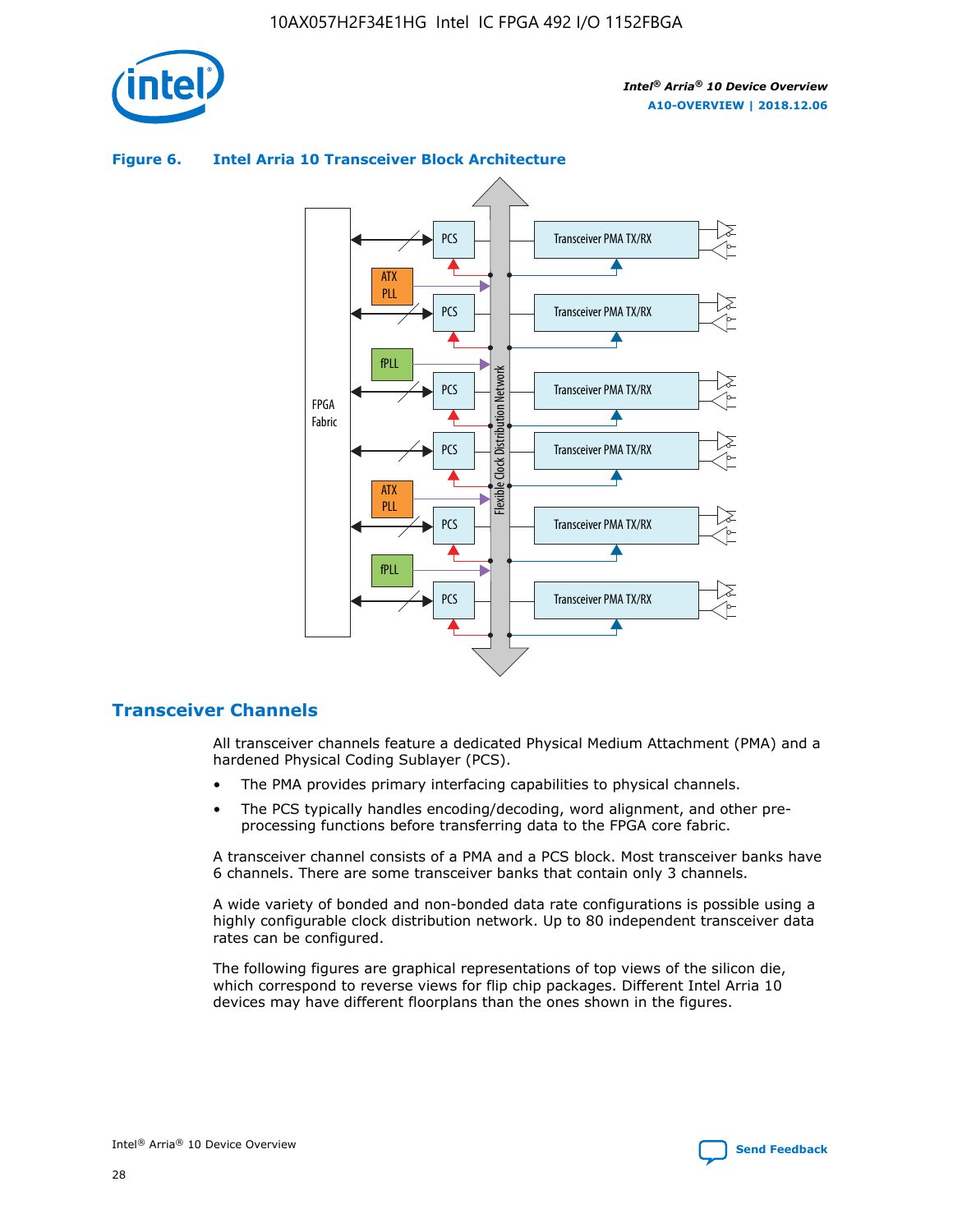**Figure 6. Intel Arria 10 Transceiver Block Architecture**

## Transceiver Channels

All transceiver channels feature a dedicated Physical Medium Attachment (PMA) and a hardened Physical Coding Sublayer (PCS).

- The PMA provides primary interfacing capabilities to physical channels.
- The PCS typically handles encoding/decoding, word alignment, and other pre-processing functions before transferring data to the FPGA core fabric.

A transceiver channel consists of a PMA and a PCS block. Most transceiver banks have 6 channels. There are some transceiver banks that contain only 3 channels.

A wide variety of bonded and non-bonded data rate configurations is possible using a highly configurable clock distribution network. Up to 80 independent transceiver data rates can be configured.

The following figures are graphical representations of top views of the silicon die, which correspond to reverse views for flip chip packages. Different Intel Arria 10 devices may have different floorplans than the ones shown in the figures.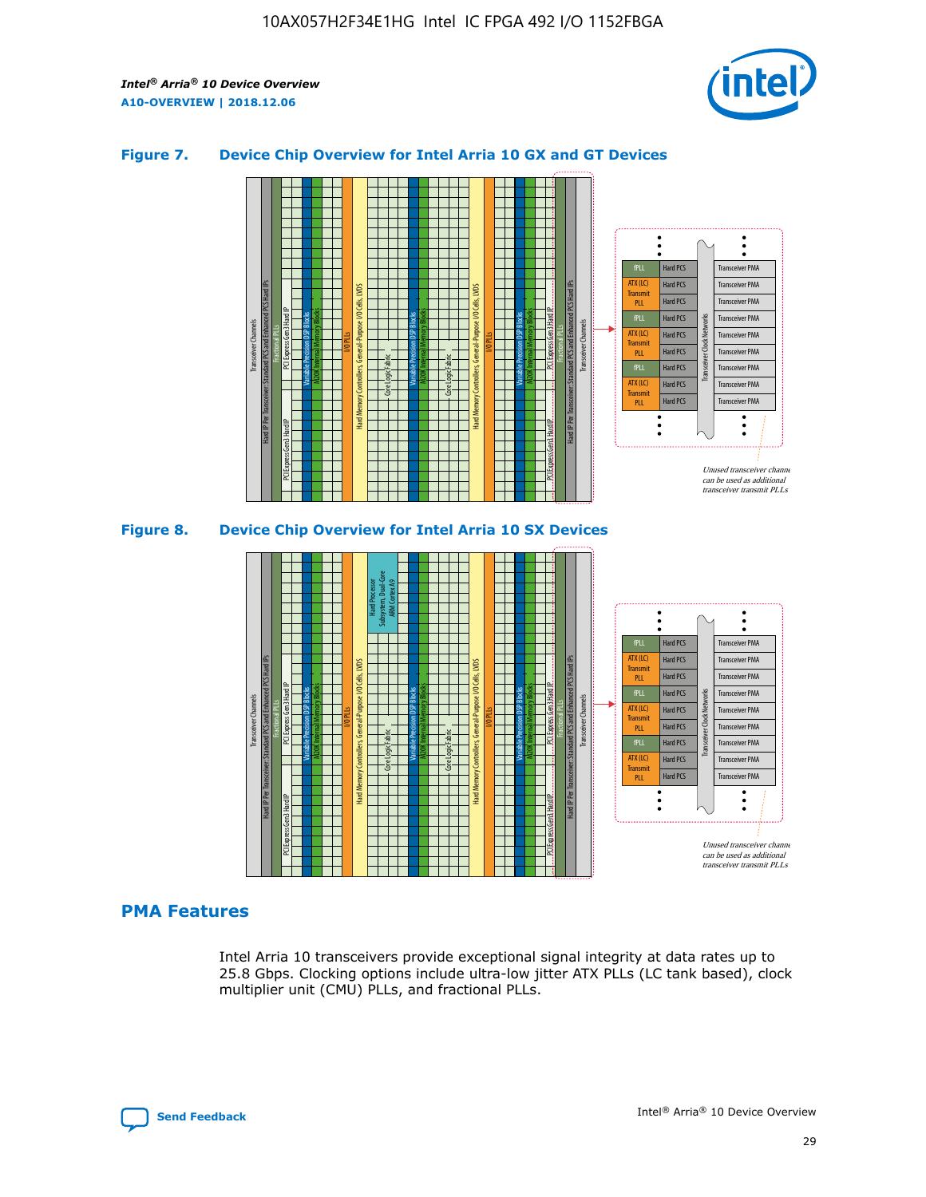## Figure 7. Device Chip Overview for Intel Arria 10 GX and GT Devices

## Figure 8. Device Chip Overview for Intel Arria 10 SX Devices

## PMA Features

Intel Arria 10 transceivers provide exceptional signal integrity at data rates up to 25.8 Gbps. Clocking options include ultra-low jitter ATX PLLs (LC tank based), clock multiplier unit (CMU) PLLs, and fractional PLLs.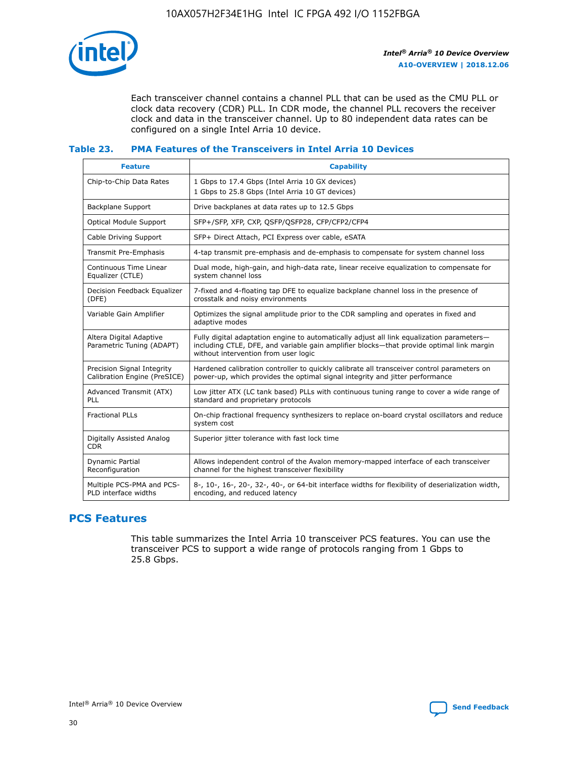Each transceiver channel contains a channel PLL that can be used as the CMU PLL or clock data recovery (CDR) PLL. In CDR mode, the channel PLL recovers the receiver clock and data in the transceiver channel. Up to 80 independent data rates can be configured on a single Intel Arria 10 device.

### Table 23. PMA Features of the Transceivers in Intel Arria 10 Devices

| Feature | Capability |
| --- | --- |
| Chip-to-Chip Data Rates | 1 Gbps to 17.4 Gbps (Intel Arria 10 GX devices)<br>1 Gbps to 25.8 Gbps (Intel Arria 10 GT devices) |
| Backplane Support | Drive backplanes at data rates up to 12.5 Gbps |
| Optical Module Support | SFP+/SFP, XFP, CXP, QSFP/QSFP28, CFP/CFP2/CFP4 |
| Cable Driving Support | SFP+ Direct Attach, PCI Express over cable, eSATA |
| Transmit Pre-Emphasis | 4-tap transmit pre-emphasis and de-emphasis to compensate for system channel loss |
| Continuous Time Linear Equalizer (CTLE) | Dual mode, high-gain, and high-data rate, linear receive equalization to compensate for system channel loss |
| Decision Feedback Equalizer (DFE) | 7-fixed and 4-floating tap DFE to equalize backplane channel loss in the presence of crosstalk and noisy environments |
| Variable Gain Amplifier | Optimizes the signal amplitude prior to the CDR sampling and operates in fixed and adaptive modes |
| Altera Digital Adaptive Parametric Tuning (ADAPT) | Fully digital adaptation engine to automatically adjust all link equalization parameters—including CTLE, DFE, and variable gain amplifier blocks—that provide optimal link margin without intervention from user logic |
| Precision Signal Integrity Calibration Engine (PreSICE) | Hardened calibration controller to quickly calibrate all transceiver control parameters on power-up, which provides the optimal signal integrity and jitter performance |
| Advanced Transmit (ATX) PLL | Low jitter ATX (LC tank based) PLLs with continuous tuning range to cover a wide range of standard and proprietary protocols |
| Fractional PLLs | On-chip fractional frequency synthesizers to replace on-board crystal oscillators and reduce system cost |
| Digitally Assisted Analog CDR | Superior jitter tolerance with fast lock time |
| Dynamic Partial Reconfiguration | Allows independent control of the Avalon memory-mapped interface of each transceiver channel for the highest transceiver flexibility |
| Multiple PCS-PMA and PCS-PLD interface widths | 8-, 10-, 16-, 20-, 32-, 40-, or 64-bit interface widths for flexibility of deserialization width, encoding, and reduced latency |

## PCS Features

This table summarizes the Intel Arria 10 transceiver PCS features. You can use the transceiver PCS to support a wide range of protocols ranging from 1 Gbps to 25.8 Gbps.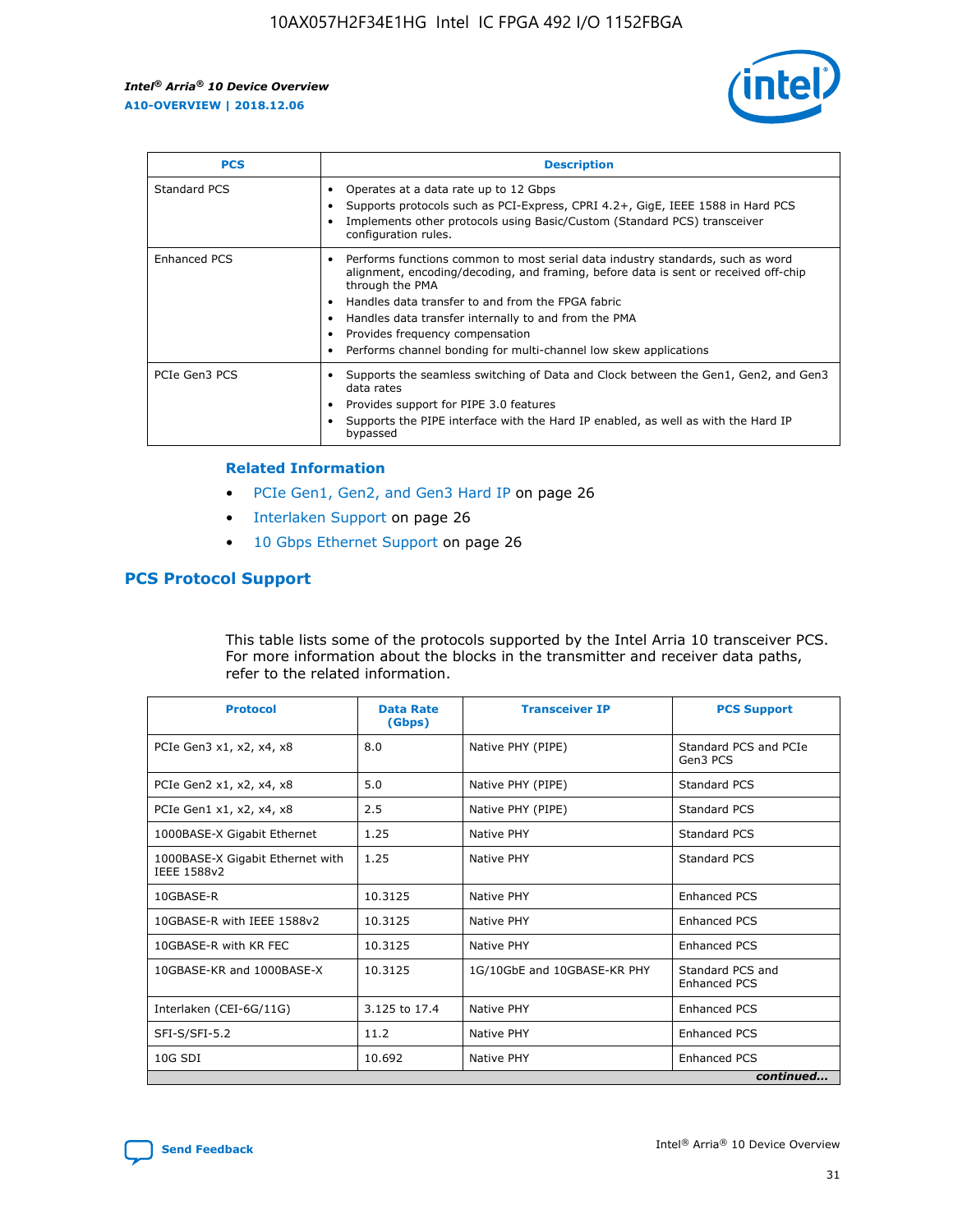| PCS | Description |
| --- | --- |
| Standard PCS | • Operates at a data rate up to 12 Gbps<br>• Supports protocols such as PCI-Express, CPRI 4.2+, GigE, IEEE 1588 in Hard PCS<br>• Implements other protocols using Basic/Custom (Standard PCS) transceiver configuration rules. |
| Enhanced PCS | • Performs functions common to most serial data industry standards, such as word alignment, encoding/decoding, and framing, before data is sent or received off-chip through the PMA<br>• Handles data transfer to and from the FPGA fabric<br>• Handles data transfer internally to and from the PMA<br>• Provides frequency compensation<br>• Performs channel bonding for multi-channel low skew applications |
| PCIe Gen3 PCS | • Supports the seamless switching of Data and Clock between the Gen1, Gen2, and Gen3 data rates<br>• Provides support for PIPE 3.0 features<br>• Supports the PIPE interface with the Hard IP enabled, as well as with the Hard IP bypassed |

**Related Information**

- PCIe Gen1, Gen2, and Gen3 Hard IP on page 26
- Interlaken Support on page 26
- 10 Gbps Ethernet Support on page 26

## PCS Protocol Support

This table lists some of the protocols supported by the Intel Arria 10 transceiver PCS. For more information about the blocks in the transmitter and receiver data paths, refer to the related information.

| Protocol | Data Rate (Gbps) | Transceiver IP | PCS Support |
| --- | --- | --- | --- |
| PCIe Gen3 x1, x2, x4, x8 | 8.0 | Native PHY (PIPE) | Standard PCS and PCIe Gen3 PCS |
| PCIe Gen2 x1, x2, x4, x8 | 5.0 | Native PHY (PIPE) | Standard PCS |
| PCIe Gen1 x1, x2, x4, x8 | 2.5 | Native PHY (PIPE) | Standard PCS |
| 1000BASE-X Gigabit Ethernet | 1.25 | Native PHY | Standard PCS |
| 1000BASE-X Gigabit Ethernet with IEEE 1588v2 | 1.25 | Native PHY | Standard PCS |
| 10GBASE-R | 10.3125 | Native PHY | Enhanced PCS |
| 10GBASE-R with IEEE 1588v2 | 10.3125 | Native PHY | Enhanced PCS |
| 10GBASE-R with KR FEC | 10.3125 | Native PHY | Enhanced PCS |
| 10GBASE-KR and 1000BASE-X | 10.3125 | 1G/10GbE and 10GBASE-KR PHY | Standard PCS and Enhanced PCS |
| Interlaken (CEI-6G/11G) | 3.125 to 17.4 | Native PHY | Enhanced PCS |
| SFI-S/SFI-5.2 | 11.2 | Native PHY | Enhanced PCS |
| 10G SDI | 10.692 | Native PHY | Enhanced PCS |

*continued...*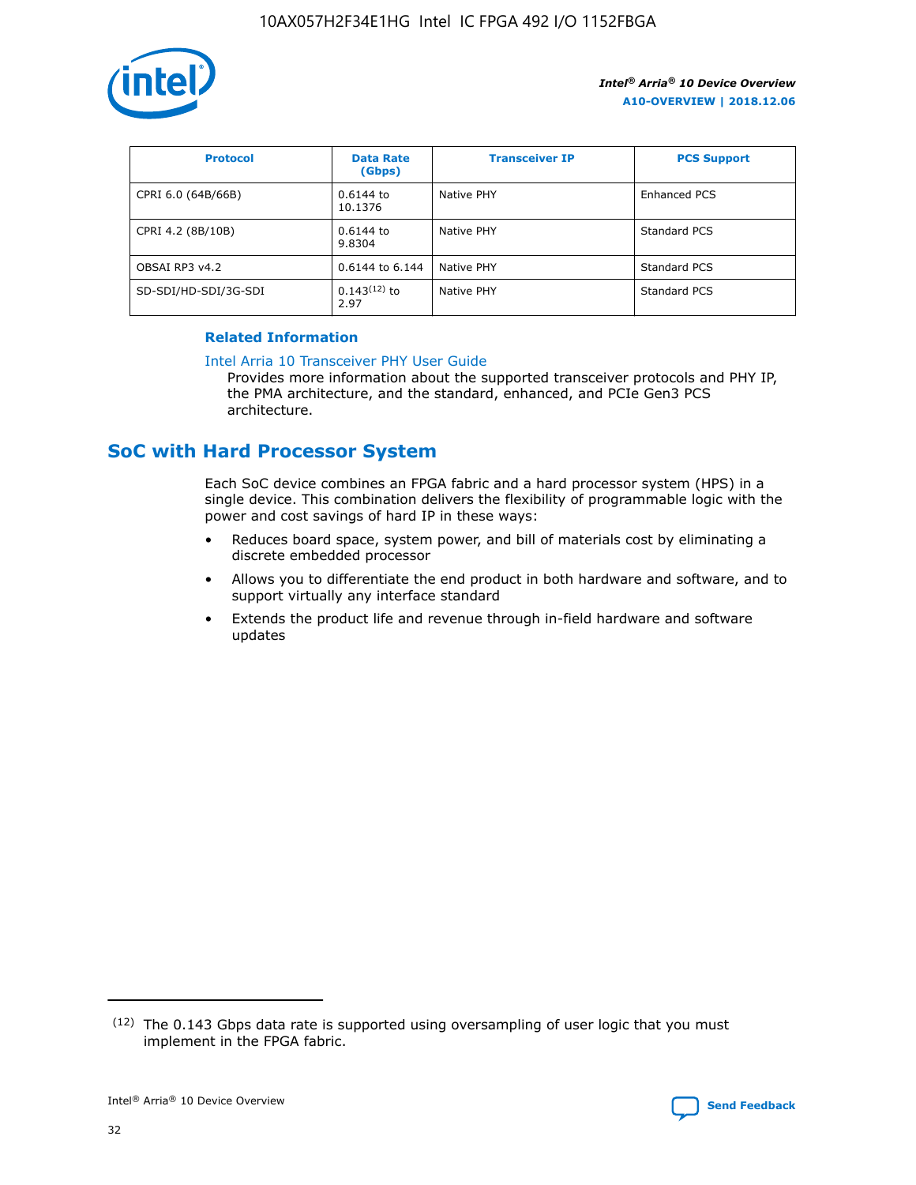| Protocol | Data Rate (Gbps) | Transceiver IP | PCS Support |
| --- | --- | --- | --- |
| CPRI 6.0 (64B/66B) | 0.6144 to 10.1376 | Native PHY | Enhanced PCS |
| CPRI 4.2 (8B/10B) | 0.6144 to 9.8304 | Native PHY | Standard PCS |
| OBSAI RP3 v4.2 | 0.6144 to 6.144 | Native PHY | Standard PCS |
| SD-SDI/HD-SDI/3G-SDI | 0.143[12] to 2.97 | Native PHY | Standard PCS |

**Related Information**

Intel Arria 10 Transceiver PHY User Guide

Provides more information about the supported transceiver protocols and PHY IP, the PMA architecture, and the standard, enhanced, and PCIe Gen3 PCS architecture.

## SoC with Hard Processor System

Each SoC device combines an FPGA fabric and a hard processor system (HPS) in a single device. This combination delivers the flexibility of programmable logic with the power and cost savings of hard IP in these ways:

- Reduces board space, system power, and bill of materials cost by eliminating a discrete embedded processor
- Allows you to differentiate the end product in both hardware and software, and to support virtually any interface standard
- Extends the product life and revenue through in-field hardware and software updates

(12) The 0.143 Gbps data rate is supported using oversampling of user logic that you must implement in the FPGA fabric.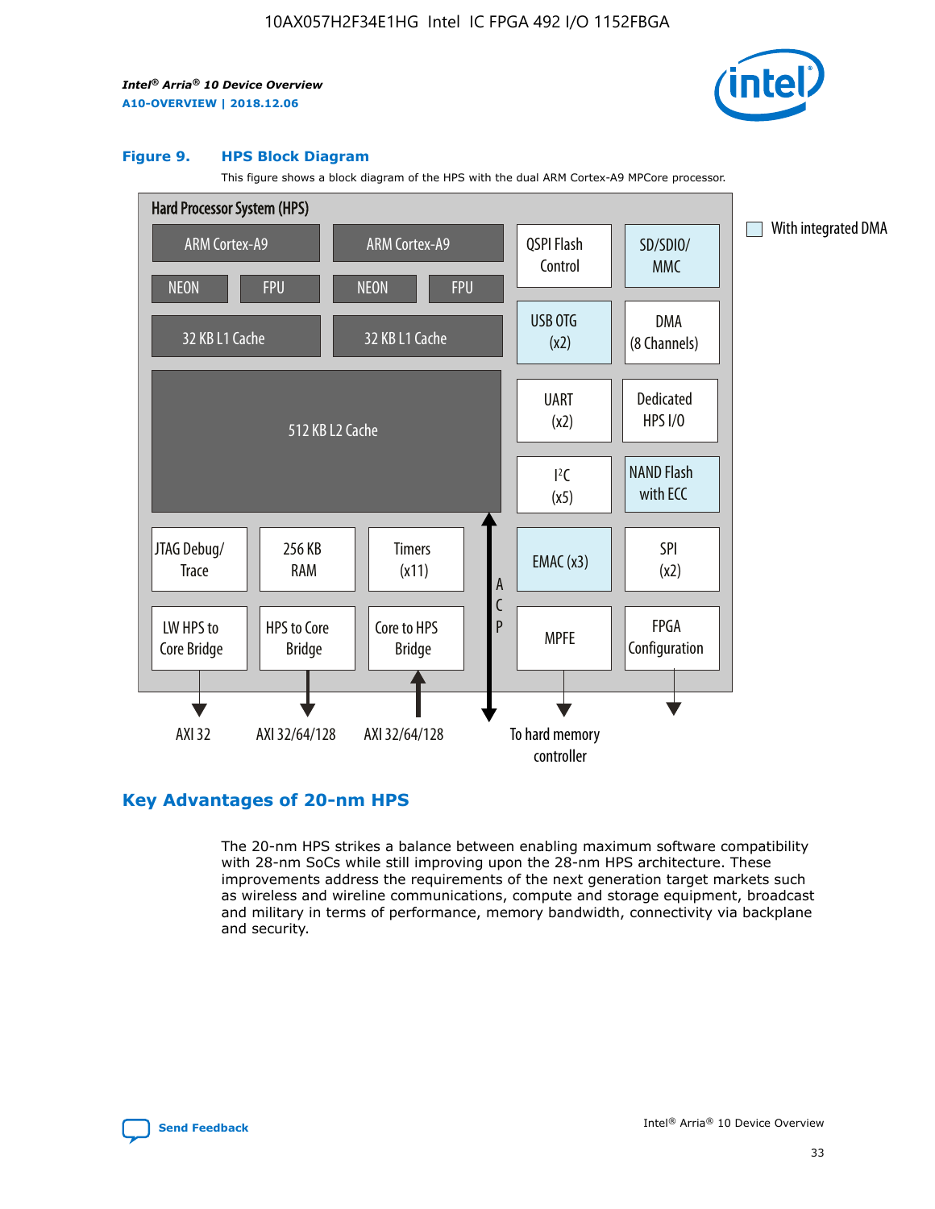#### Figure 9. HPS Block Diagram

This figure shows a block diagram of the HPS with the dual ARM Cortex-A9 MPCore processor.

Hard Processor System (HPS)

ARM Cortex-A9 | ARM Cortex-A9 | QSPI Flash Control | SD/SDIO/MMC

NEON | FPU | NEON | FPU

32 KB L1 Cache | 32 KB L1 Cache | USB OTG (x2) | DMA (8 Channels)

512 KB L2 Cache | UART (x2) | Dedicated HPS I/O | I²C (x5) | NAND Flash with ECC

JTAG Debug/Trace | 256 KB RAM | Timers (x11) | ACP | EMAC (x3) | SPI (x2)

LW HPS to Core Bridge | HPS to Core Bridge | Core to HPS Bridge | MPFE | FPGA Configuration

AXI 32 | AXI 32/64/128 | AXI 32/64/128 | To hard memory controller

With integrated DMA

## Key Advantages of 20-nm HPS

The 20-nm HPS strikes a balance between enabling maximum software compatibility with 28-nm SoCs while still improving upon the 28-nm HPS architecture. These improvements address the requirements of the next generation target markets such as wireless and wireline communications, compute and storage equipment, broadcast and military in terms of performance, memory bandwidth, connectivity via backplane and security.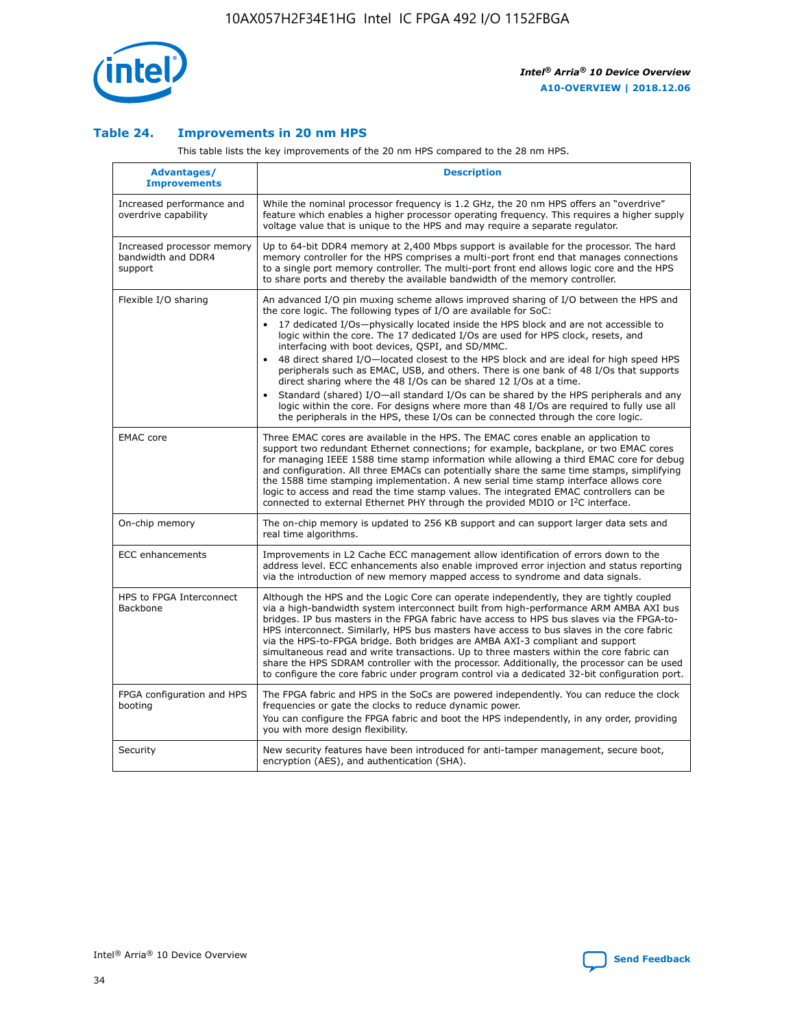### Table 24. Improvements in 20 nm HPS

This table lists the key improvements of the 20 nm HPS compared to the 28 nm HPS.

| Advantages/ Improvements | Description |
| --- | --- |
| Increased performance and overdrive capability | While the nominal processor frequency is 1.2 GHz, the 20 nm HPS offers an "overdrive" feature which enables a higher processor operating frequency. This requires a higher supply voltage value that is unique to the HPS and may require a separate regulator. |
| Increased processor memory bandwidth and DDR4 support | Up to 64-bit DDR4 memory at 2,400 Mbps support is available for the processor. The hard memory controller for the HPS comprises a multi-port front end that manages connections to a single port memory controller. The multi-port front end allows logic core and the HPS to share ports and thereby the available bandwidth of the memory controller. |
| Flexible I/O sharing | An advanced I/O pin muxing scheme allows improved sharing of I/O between the HPS and the core logic. The following types of I/O are available for SoC:<br>• 17 dedicated I/Os—physically located inside the HPS block and are not accessible to logic within the core. The 17 dedicated I/Os are used for HPS clock, resets, and interfacing with boot devices, QSPI, and SD/MMC.<br>• 48 direct shared I/O—located closest to the HPS block and are ideal for high speed HPS peripherals such as EMAC, USB, and others. There is one bank of 48 I/Os that supports direct sharing where the 48 I/Os can be shared 12 I/Os at a time.<br>• Standard (shared) I/O—all standard I/Os can be shared by the HPS peripherals and any logic within the core. For designs where more than 48 I/Os are required to fully use all the peripherals in the HPS, these I/Os can be connected through the core logic. |
| EMAC core | Three EMAC cores are available in the HPS. The EMAC cores enable an application to support two redundant Ethernet connections; for example, backplane, or two EMAC cores for managing IEEE 1588 time stamp information while allowing a third EMAC core for debug and configuration. All three EMACs can potentially share the same time stamps, simplifying the 1588 time stamping implementation. A new serial time stamp interface allows core logic to access and read the time stamp values. The integrated EMAC controllers can be connected to external Ethernet PHY through the provided MDIO or I$^2$C interface. |
| On-chip memory | The on-chip memory is updated to 256 KB support and can support larger data sets and real time algorithms. |
| ECC enhancements | Improvements in L2 Cache ECC management allow identification of errors down to the address level. ECC enhancements also enable improved error injection and status reporting via the introduction of new memory mapped access to syndrome and data signals. |
| HPS to FPGA Interconnect Backbone | Although the HPS and the Logic Core can operate independently, they are tightly coupled via a high-bandwidth system interconnect built from high-performance ARM AMBA AXI bus bridges. IP bus masters in the FPGA fabric have access to HPS bus slaves via the FPGA-to-HPS interconnect. Similarly, HPS bus masters have access to bus slaves in the core fabric via the HPS-to-FPGA bridge. Both bridges are AMBA AXI-3 compliant and support simultaneous read and write transactions. Up to three masters within the core fabric can share the HPS SDRAM controller with the processor. Additionally, the processor can be used to configure the core fabric under program control via a dedicated 32-bit configuration port. |
| FPGA configuration and HPS booting | The FPGA fabric and HPS in the SoCs are powered independently. You can reduce the clock frequencies or gate the clocks to reduce dynamic power.<br>You can configure the FPGA fabric and boot the HPS independently, in any order, providing you with more design flexibility. |
| Security | New security features have been introduced for anti-tamper management, secure boot, encryption (AES), and authentication (SHA). |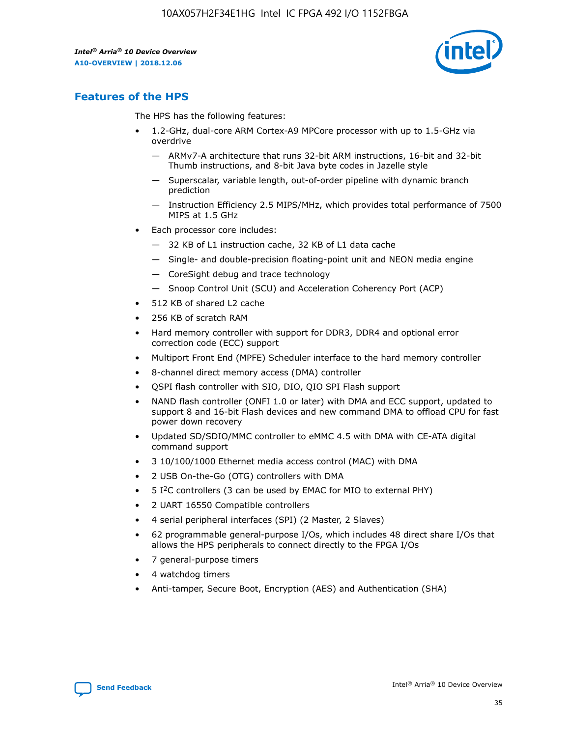## Features of the HPS

The HPS has the following features:

- 1.2-GHz, dual-core ARM Cortex-A9 MPCore processor with up to 1.5-GHz via overdrive
  - — ARMv7-A architecture that runs 32-bit ARM instructions, 16-bit and 32-bit Thumb instructions, and 8-bit Java byte codes in Jazelle style
  - — Superscalar, variable length, out-of-order pipeline with dynamic branch prediction
  - — Instruction Efficiency 2.5 MIPS/MHz, which provides total performance of 7500 MIPS at 1.5 GHz
- Each processor core includes:
  - — 32 KB of L1 instruction cache, 32 KB of L1 data cache
  - — Single- and double-precision floating-point unit and NEON media engine
  - — CoreSight debug and trace technology
  - — Snoop Control Unit (SCU) and Acceleration Coherency Port (ACP)
- 512 KB of shared L2 cache
- 256 KB of scratch RAM
- Hard memory controller with support for DDR3, DDR4 and optional error correction code (ECC) support
- Multiport Front End (MPFE) Scheduler interface to the hard memory controller
- 8-channel direct memory access (DMA) controller
- QSPI flash controller with SIO, DIO, QIO SPI Flash support
- NAND flash controller (ONFI 1.0 or later) with DMA and ECC support, updated to support 8 and 16-bit Flash devices and new command DMA to offload CPU for fast power down recovery
- Updated SD/SDIO/MMC controller to eMMC 4.5 with DMA with CE-ATA digital command support
- 3 10/100/1000 Ethernet media access control (MAC) with DMA
- 2 USB On-the-Go (OTG) controllers with DMA
- 5 I²C controllers (3 can be used by EMAC for MIO to external PHY)
- 2 UART 16550 Compatible controllers
- 4 serial peripheral interfaces (SPI) (2 Master, 2 Slaves)
- 62 programmable general-purpose I/Os, which includes 48 direct share I/Os that allows the HPS peripherals to connect directly to the FPGA I/Os
- 7 general-purpose timers
- 4 watchdog timers
- Anti-tamper, Secure Boot, Encryption (AES) and Authentication (SHA)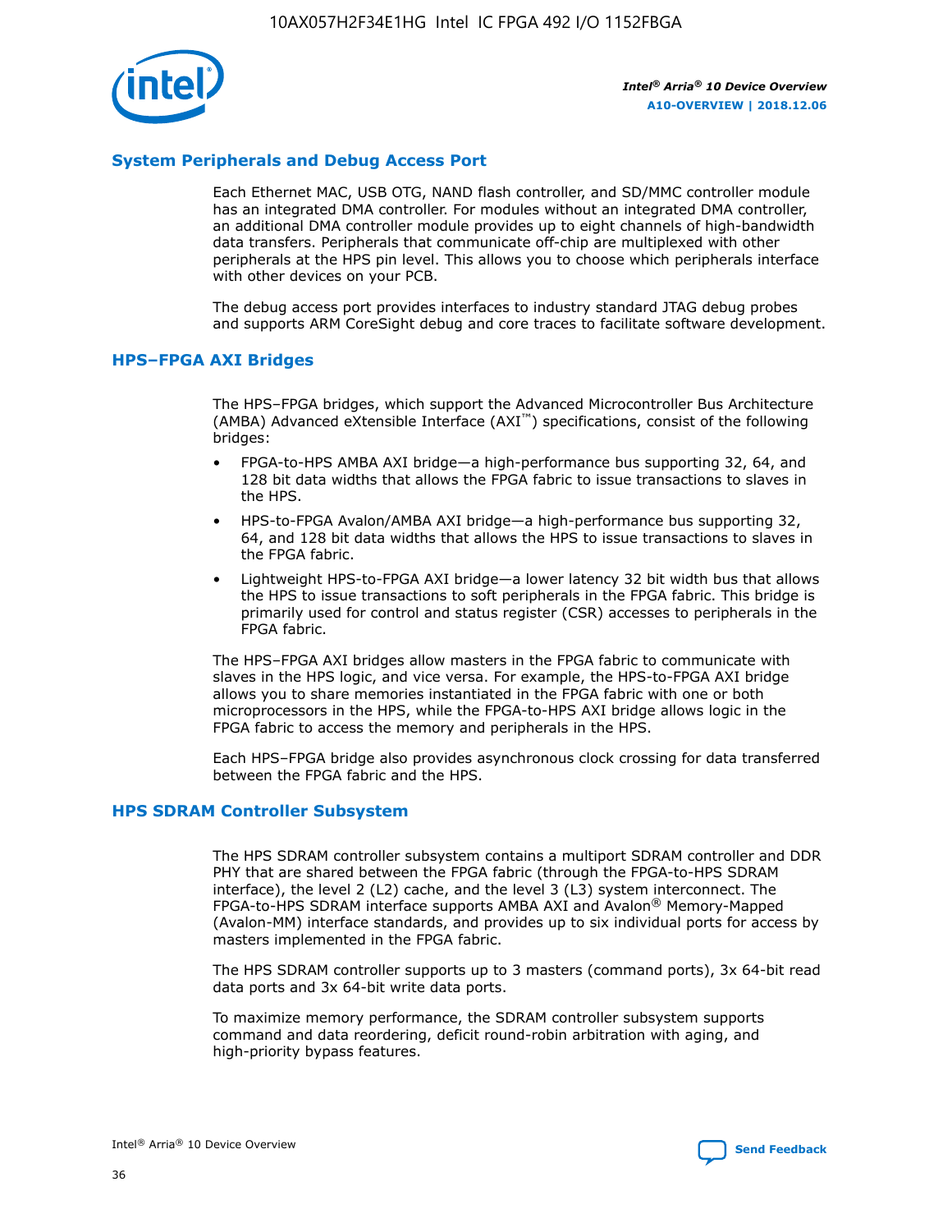## System Peripherals and Debug Access Port

Each Ethernet MAC, USB OTG, NAND flash controller, and SD/MMC controller module has an integrated DMA controller. For modules without an integrated DMA controller, an additional DMA controller module provides up to eight channels of high-bandwidth data transfers. Peripherals that communicate off-chip are multiplexed with other peripherals at the HPS pin level. This allows you to choose which peripherals interface with other devices on your PCB.

The debug access port provides interfaces to industry standard JTAG debug probes and supports ARM CoreSight debug and core traces to facilitate software development.

## HPS–FPGA AXI Bridges

The HPS–FPGA bridges, which support the Advanced Microcontroller Bus Architecture (AMBA) Advanced eXtensible Interface (AXI™) specifications, consist of the following bridges:

- FPGA-to-HPS AMBA AXI bridge—a high-performance bus supporting 32, 64, and 128 bit data widths that allows the FPGA fabric to issue transactions to slaves in the HPS.
- HPS-to-FPGA Avalon/AMBA AXI bridge—a high-performance bus supporting 32, 64, and 128 bit data widths that allows the HPS to issue transactions to slaves in the FPGA fabric.
- Lightweight HPS-to-FPGA AXI bridge—a lower latency 32 bit width bus that allows the HPS to issue transactions to soft peripherals in the FPGA fabric. This bridge is primarily used for control and status register (CSR) accesses to peripherals in the FPGA fabric.

The HPS–FPGA AXI bridges allow masters in the FPGA fabric to communicate with slaves in the HPS logic, and vice versa. For example, the HPS-to-FPGA AXI bridge allows you to share memories instantiated in the FPGA fabric with one or both microprocessors in the HPS, while the FPGA-to-HPS AXI bridge allows logic in the FPGA fabric to access the memory and peripherals in the HPS.

Each HPS–FPGA bridge also provides asynchronous clock crossing for data transferred between the FPGA fabric and the HPS.

## HPS SDRAM Controller Subsystem

The HPS SDRAM controller subsystem contains a multiport SDRAM controller and DDR PHY that are shared between the FPGA fabric (through the FPGA-to-HPS SDRAM interface), the level 2 (L2) cache, and the level 3 (L3) system interconnect. The FPGA-to-HPS SDRAM interface supports AMBA AXI and Avalon® Memory-Mapped (Avalon-MM) interface standards, and provides up to six individual ports for access by masters implemented in the FPGA fabric.

The HPS SDRAM controller supports up to 3 masters (command ports), 3x 64-bit read data ports and 3x 64-bit write data ports.

To maximize memory performance, the SDRAM controller subsystem supports command and data reordering, deficit round-robin arbitration with aging, and high-priority bypass features.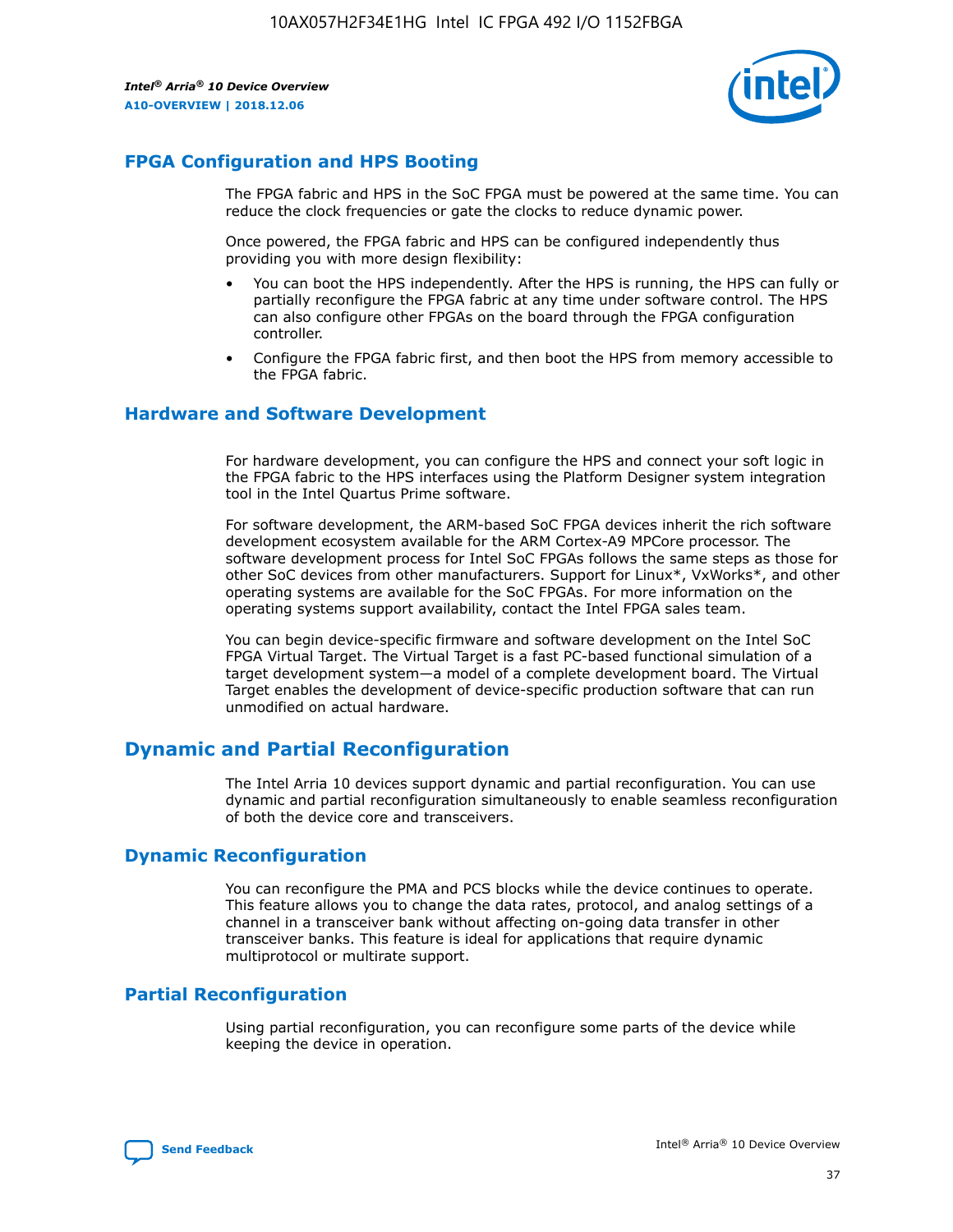## FPGA Configuration and HPS Booting

The FPGA fabric and HPS in the SoC FPGA must be powered at the same time. You can reduce the clock frequencies or gate the clocks to reduce dynamic power.

Once powered, the FPGA fabric and HPS can be configured independently thus providing you with more design flexibility:

- You can boot the HPS independently. After the HPS is running, the HPS can fully or partially reconfigure the FPGA fabric at any time under software control. The HPS can also configure other FPGAs on the board through the FPGA configuration controller.
- Configure the FPGA fabric first, and then boot the HPS from memory accessible to the FPGA fabric.

## Hardware and Software Development

For hardware development, you can configure the HPS and connect your soft logic in the FPGA fabric to the HPS interfaces using the Platform Designer system integration tool in the Intel Quartus Prime software.

For software development, the ARM-based SoC FPGA devices inherit the rich software development ecosystem available for the ARM Cortex-A9 MPCore processor. The software development process for Intel SoC FPGAs follows the same steps as those for other SoC devices from other manufacturers. Support for Linux*, VxWorks*, and other operating systems are available for the SoC FPGAs. For more information on the operating systems support availability, contact the Intel FPGA sales team.

You can begin device-specific firmware and software development on the Intel SoC FPGA Virtual Target. The Virtual Target is a fast PC-based functional simulation of a target development system—a model of a complete development board. The Virtual Target enables the development of device-specific production software that can run unmodified on actual hardware.

# Dynamic and Partial Reconfiguration

The Intel Arria 10 devices support dynamic and partial reconfiguration. You can use dynamic and partial reconfiguration simultaneously to enable seamless reconfiguration of both the device core and transceivers.

## Dynamic Reconfiguration

You can reconfigure the PMA and PCS blocks while the device continues to operate. This feature allows you to change the data rates, protocol, and analog settings of a channel in a transceiver bank without affecting on-going data transfer in other transceiver banks. This feature is ideal for applications that require dynamic multiprotocol or multirate support.

## Partial Reconfiguration

Using partial reconfiguration, you can reconfigure some parts of the device while keeping the device in operation.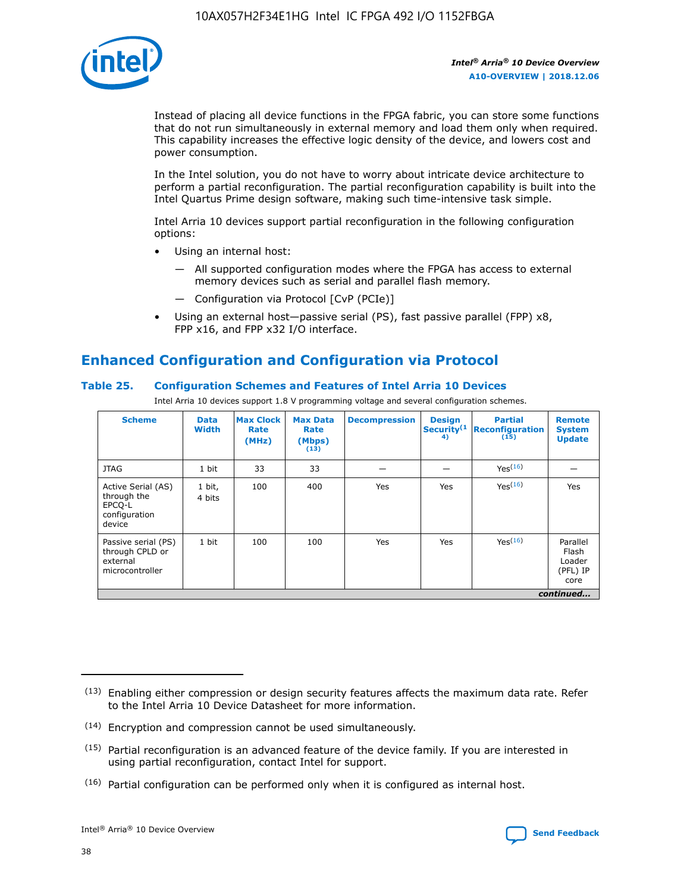Instead of placing all device functions in the FPGA fabric, you can store some functions that do not run simultaneously in external memory and load them only when required. This capability increases the effective logic density of the device, and lowers cost and power consumption.

In the Intel solution, you do not have to worry about intricate device architecture to perform a partial reconfiguration. The partial reconfiguration capability is built into the Intel Quartus Prime design software, making such time-intensive task simple.

Intel Arria 10 devices support partial reconfiguration in the following configuration options:

- Using an internal host:
  — All supported configuration modes where the FPGA has access to external memory devices such as serial and parallel flash memory.
  — Configuration via Protocol [CvP (PCIe)]
- Using an external host—passive serial (PS), fast passive parallel (FPP) x8, FPP x16, and FPP x32 I/O interface.

## Enhanced Configuration and Configuration via Protocol

### Table 25. Configuration Schemes and Features of Intel Arria 10 Devices

Intel Arria 10 devices support 1.8 V programming voltage and several configuration schemes.

| Scheme | Data Width | Max Clock Rate (MHz) | Max Data Rate (Mbps) (13) | Decompression | Design Security (14) | Partial Reconfiguration (15) | Remote System Update |
|---|---|---|---|---|---|---|---|
| JTAG | 1 bit | 33 | 33 | — | — | Yes(16) | — |
| Active Serial (AS) through the EPCQ-L configuration device | 1 bit, 4 bits | 100 | 400 | Yes | Yes | Yes(16) | Yes |
| Passive serial (PS) through CPLD or external microcontroller | 1 bit | 100 | 100 | Yes | Yes | Yes(16) | Parallel Flash Loader (PFL) IP core |

*continued...*

(13) Enabling either compression or design security features affects the maximum data rate. Refer to the Intel Arria 10 Device Datasheet for more information.

(14) Encryption and compression cannot be used simultaneously.

(15) Partial reconfiguration is an advanced feature of the device family. If you are interested in using partial reconfiguration, contact Intel for support.

(16) Partial configuration can be performed only when it is configured as internal host.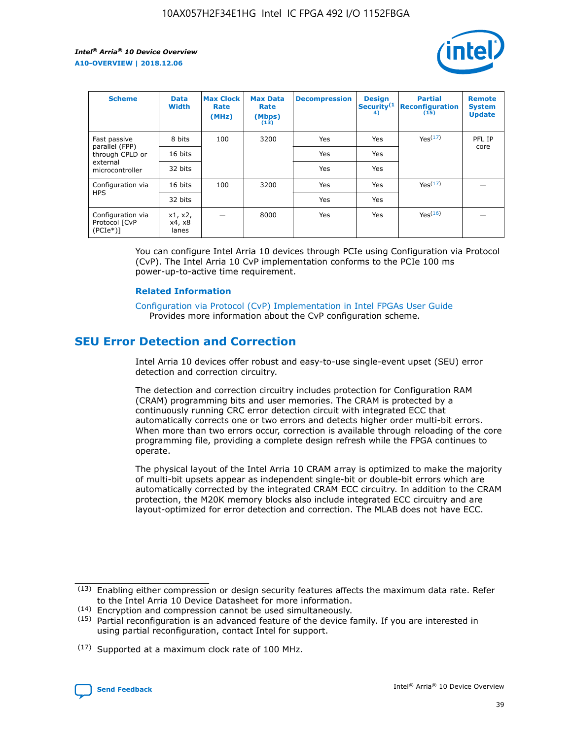| Scheme | Data Width | Max Clock Rate (MHz) | Max Data Rate (Mbps) (13) | Decompression | Design Security(14) | Partial Reconfiguration (15) | Remote System Update |
|---|---|---|---|---|---|---|---|
| Fast passive parallel (FPP) through CPLD or external microcontroller | 8 bits | 100 | 3200 | Yes | Yes | Yes(17) | PFL IP core |
| | 16 bits | | | Yes | Yes | | |
| | 32 bits | | | Yes | Yes | | |
| Configuration via HPS | 16 bits | 100 | 3200 | Yes | Yes | Yes(17) | — |
| | 32 bits | | | Yes | Yes | | |
| Configuration via Protocol [CvP (PCIe*)] | x1, x2, x4, x8 lanes | — | 8000 | Yes | Yes | Yes(16) | — |

You can configure Intel Arria 10 devices through PCIe using Configuration via Protocol (CvP). The Intel Arria 10 CvP implementation conforms to the PCIe 100 ms power-up-to-active time requirement.

### Related Information

Configuration via Protocol (CvP) Implementation in Intel FPGAs User Guide
Provides more information about the CvP configuration scheme.

## SEU Error Detection and Correction

Intel Arria 10 devices offer robust and easy-to-use single-event upset (SEU) error detection and correction circuitry.

The detection and correction circuitry includes protection for Configuration RAM (CRAM) programming bits and user memories. The CRAM is protected by a continuously running CRC error detection circuit with integrated ECC that automatically corrects one or two errors and detects higher order multi-bit errors. When more than two errors occur, correction is available through reloading of the core programming file, providing a complete design refresh while the FPGA continues to operate.

The physical layout of the Intel Arria 10 CRAM array is optimized to make the majority of multi-bit upsets appear as independent single-bit or double-bit errors which are automatically corrected by the integrated CRAM ECC circuitry. In addition to the CRAM protection, the M20K memory blocks also include integrated ECC circuitry and are layout-optimized for error detection and correction. The MLAB does not have ECC.

(13) Enabling either compression or design security features affects the maximum data rate. Refer to the Intel Arria 10 Device Datasheet for more information.

(14) Encryption and compression cannot be used simultaneously.

(15) Partial reconfiguration is an advanced feature of the device family. If you are interested in using partial reconfiguration, contact Intel for support.

(17) Supported at a maximum clock rate of 100 MHz.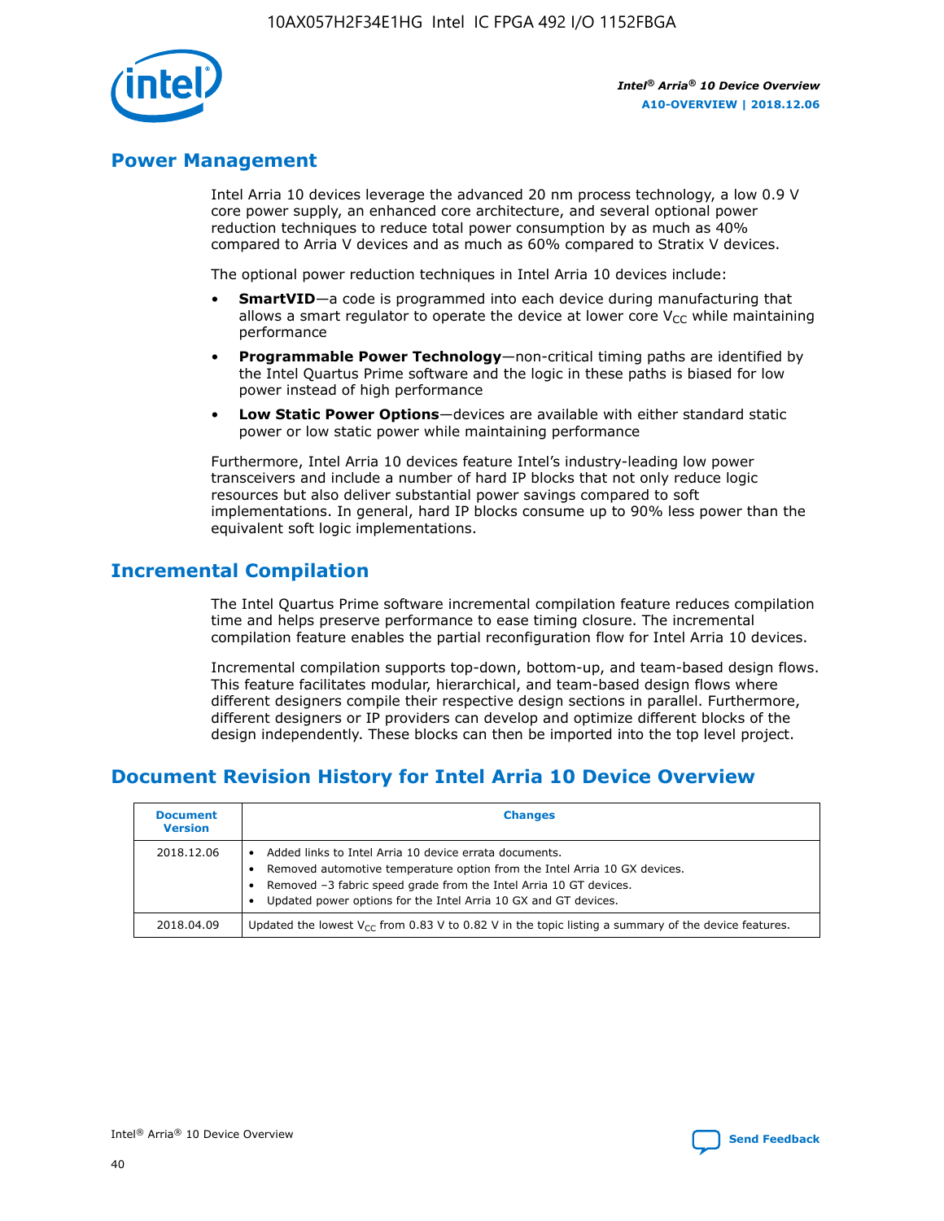## Power Management

Intel Arria 10 devices leverage the advanced 20 nm process technology, a low 0.9 V core power supply, an enhanced core architecture, and several optional power reduction techniques to reduce total power consumption by as much as 40% compared to Arria V devices and as much as 60% compared to Stratix V devices.

The optional power reduction techniques in Intel Arria 10 devices include:

- **SmartVID**—a code is programmed into each device during manufacturing that allows a smart regulator to operate the device at lower core $V_{CC}$ while maintaining performance
- **Programmable Power Technology**—non-critical timing paths are identified by the Intel Quartus Prime software and the logic in these paths is biased for low power instead of high performance
- **Low Static Power Options**—devices are available with either standard static power or low static power while maintaining performance

Furthermore, Intel Arria 10 devices feature Intel's industry-leading low power transceivers and include a number of hard IP blocks that not only reduce logic resources but also deliver substantial power savings compared to soft implementations. In general, hard IP blocks consume up to 90% less power than the equivalent soft logic implementations.

## Incremental Compilation

The Intel Quartus Prime software incremental compilation feature reduces compilation time and helps preserve performance to ease timing closure. The incremental compilation feature enables the partial reconfiguration flow for Intel Arria 10 devices.

Incremental compilation supports top-down, bottom-up, and team-based design flows. This feature facilitates modular, hierarchical, and team-based design flows where different designers compile their respective design sections in parallel. Furthermore, different designers or IP providers can develop and optimize different blocks of the design independently. These blocks can then be imported into the top level project.

## Document Revision History for Intel Arria 10 Device Overview

| Document Version | Changes |
|---|---|
| 2018.12.06 | • Added links to Intel Arria 10 device errata documents.<br>• Removed automotive temperature option from the Intel Arria 10 GX devices.<br>• Removed –3 fabric speed grade from the Intel Arria 10 GT devices.<br>• Updated power options for the Intel Arria 10 GX and GT devices. |
| 2018.04.09 | Updated the lowest $V_{CC}$ from 0.83 V to 0.82 V in the topic listing a summary of the device features. |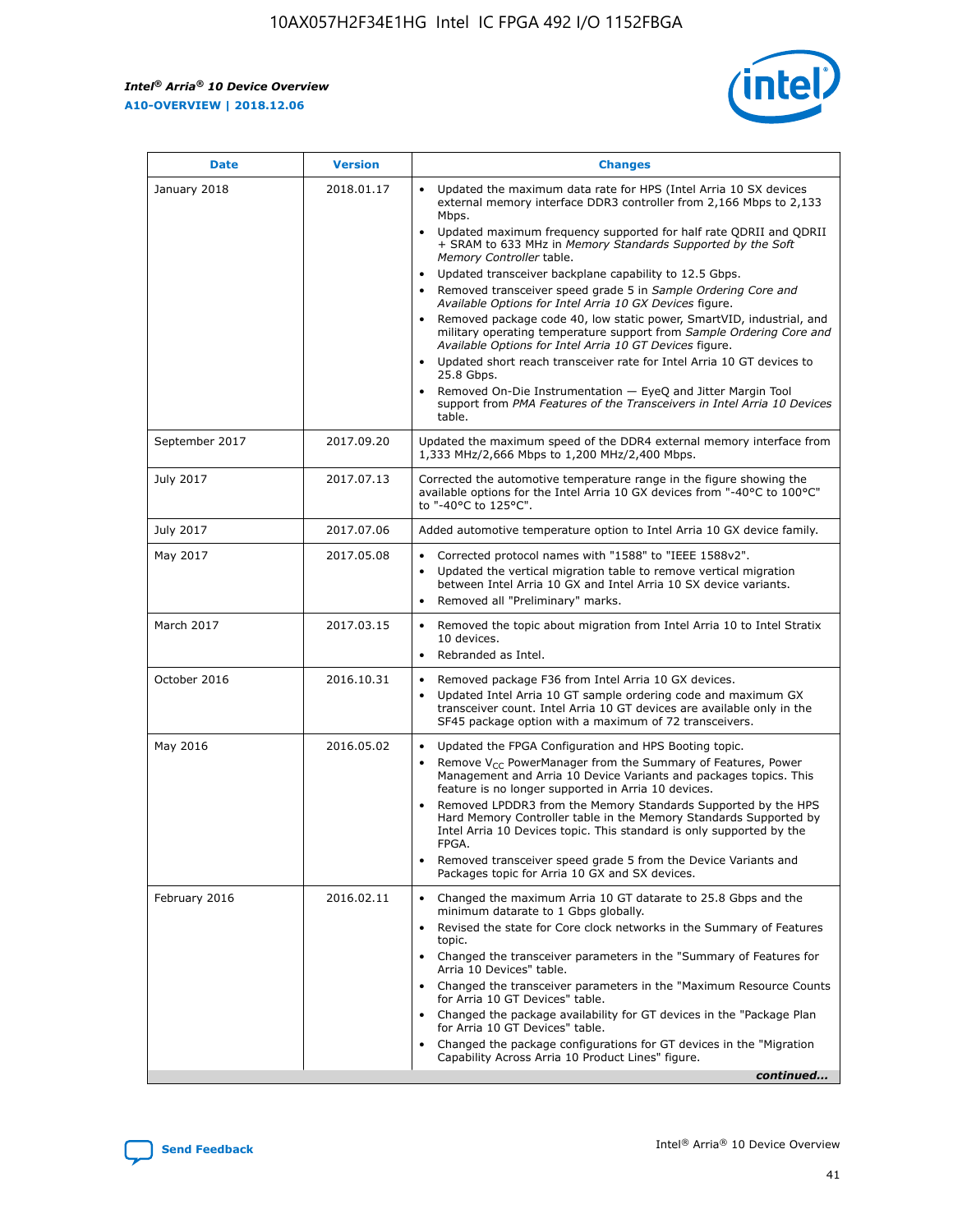| Date | Version | Changes |
| --- | --- | --- |
| January 2018 | 2018.01.17 | • Updated the maximum data rate for HPS (Intel Arria 10 SX devices external memory interface DDR3 controller from 2,166 Mbps to 2,133 Mbps.<br>• Updated maximum frequency supported for half rate QDRII and QDRII + SRAM to 633 MHz in *Memory Standards Supported by the Soft Memory Controller* table.<br>• Updated transceiver backplane capability to 12.5 Gbps.<br>• Removed transceiver speed grade 5 in *Sample Ordering Core and Available Options for Intel Arria 10 GX Devices* figure.<br>• Removed package code 40, low static power, SmartVID, industrial, and military operating temperature support from *Sample Ordering Core and Available Options for Intel Arria 10 GT Devices* figure.<br>• Updated short reach transceiver rate for Intel Arria 10 GT devices to 25.8 Gbps.<br>• Removed On-Die Instrumentation — EyeQ and Jitter Margin Tool support from *PMA Features of the Transceivers in Intel Arria 10 Devices* table. |
| September 2017 | 2017.09.20 | Updated the maximum speed of the DDR4 external memory interface from 1,333 MHz/2,666 Mbps to 1,200 MHz/2,400 Mbps. |
| July 2017 | 2017.07.13 | Corrected the automotive temperature range in the figure showing the available options for the Intel Arria 10 GX devices from "-40°C to 100°C" to "-40°C to 125°C". |
| July 2017 | 2017.07.06 | Added automotive temperature option to Intel Arria 10 GX device family. |
| May 2017 | 2017.05.08 | • Corrected protocol names with "1588" to "IEEE 1588v2".<br>• Updated the vertical migration table to remove vertical migration between Intel Arria 10 GX and Intel Arria 10 SX device variants.<br>• Removed all "Preliminary" marks. |
| March 2017 | 2017.03.15 | • Removed the topic about migration from Intel Arria 10 to Intel Stratix 10 devices.<br>• Rebranded as Intel. |
| October 2016 | 2016.10.31 | • Removed package F36 from Intel Arria 10 GX devices.<br>• Updated Intel Arria 10 GT sample ordering code and maximum GX transceiver count. Intel Arria 10 GT devices are available only in the SF45 package option with a maximum of 72 transceivers. |
| May 2016 | 2016.05.02 | • Updated the FPGA Configuration and HPS Booting topic.<br>• Remove $V_{CC}$ PowerManager from the Summary of Features, Power Management and Arria 10 Device Variants and packages topics. This feature is no longer supported in Arria 10 devices.<br>• Removed LPDDR3 from the Memory Standards Supported by the HPS Hard Memory Controller table in the Memory Standards Supported by Intel Arria 10 Devices topic. This standard is only supported by the FPGA.<br>• Removed transceiver speed grade 5 from the Device Variants and Packages topic for Arria 10 GX and SX devices. |
| February 2016 | 2016.02.11 | • Changed the maximum Arria 10 GT datarate to 25.8 Gbps and the minimum datarate to 1 Gbps globally.<br>• Revised the state for Core clock networks in the Summary of Features topic.<br>• Changed the transceiver parameters in the "Summary of Features for Arria 10 Devices" table.<br>• Changed the transceiver parameters in the "Maximum Resource Counts for Arria 10 GT Devices" table.<br>• Changed the package availability for GT devices in the "Package Plan for Arria 10 GT Devices" table.<br>• Changed the package configurations for GT devices in the "Migration Capability Across Arria 10 Product Lines" figure. |

*continued...*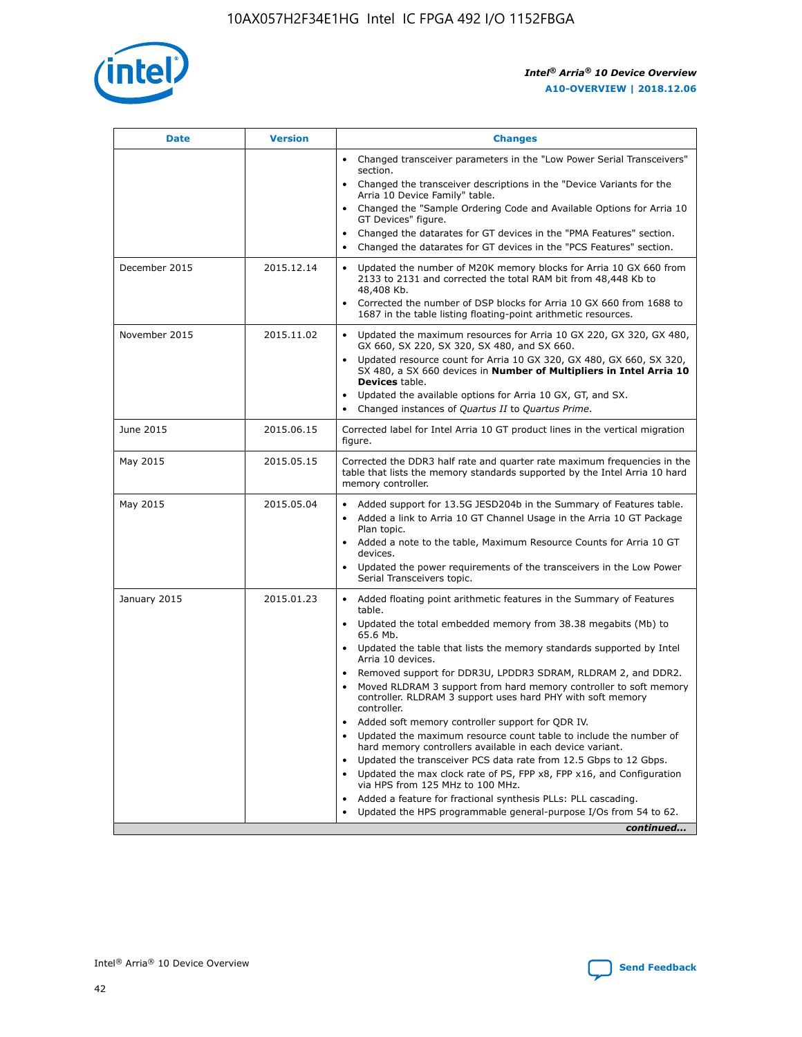| Date | Version | Changes |
| --- | --- | --- |
| | | • Changed transceiver parameters in the "Low Power Serial Transceivers" section.<br>• Changed the transceiver descriptions in the "Device Variants for the Arria 10 Device Family" table.<br>• Changed the "Sample Ordering Code and Available Options for Arria 10 GT Devices" figure.<br>• Changed the datarates for GT devices in the "PMA Features" section.<br>• Changed the datarates for GT devices in the "PCS Features" section. |
| December 2015 | 2015.12.14 | • Updated the number of M20K memory blocks for Arria 10 GX 660 from 2133 to 2131 and corrected the total RAM bit from 48,448 Kb to 48,408 Kb.<br>• Corrected the number of DSP blocks for Arria 10 GX 660 from 1688 to 1687 in the table listing floating-point arithmetic resources. |
| November 2015 | 2015.11.02 | • Updated the maximum resources for Arria 10 GX 220, GX 320, GX 480, GX 660, SX 220, SX 320, SX 480, and SX 660.<br>• Updated resource count for Arria 10 GX 320, GX 480, GX 660, SX 320, SX 480, a SX 660 devices in **Number of Multipliers in Intel Arria 10 Devices** table.<br>• Updated the available options for Arria 10 GX, GT, and SX.<br>• Changed instances of *Quartus II* to *Quartus Prime*. |
| June 2015 | 2015.06.15 | Corrected label for Intel Arria 10 GT product lines in the vertical migration figure. |
| May 2015 | 2015.05.15 | Corrected the DDR3 half rate and quarter rate maximum frequencies in the table that lists the memory standards supported by the Intel Arria 10 hard memory controller. |
| May 2015 | 2015.05.04 | • Added support for 13.5G JESD204b in the Summary of Features table.<br>• Added a link to Arria 10 GT Channel Usage in the Arria 10 GT Package Plan topic.<br>• Added a note to the table, Maximum Resource Counts for Arria 10 GT devices.<br>• Updated the power requirements of the transceivers in the Low Power Serial Transceivers topic. |
| January 2015 | 2015.01.23 | • Added floating point arithmetic features in the Summary of Features table.<br>• Updated the total embedded memory from 38.38 megabits (Mb) to 65.6 Mb.<br>• Updated the table that lists the memory standards supported by Intel Arria 10 devices.<br>• Removed support for DDR3U, LPDDR3 SDRAM, RLDRAM 2, and DDR2.<br>• Moved RLDRAM 3 support from hard memory controller to soft memory controller. RLDRAM 3 support uses hard PHY with soft memory controller.<br>• Added soft memory controller support for QDR IV.<br>• Updated the maximum resource count table to include the number of hard memory controllers available in each device variant.<br>• Updated the transceiver PCS data rate from 12.5 Gbps to 12 Gbps.<br>• Updated the max clock rate of PS, FPP x8, FPP x16, and Configuration via HPS from 125 MHz to 100 MHz.<br>• Added a feature for fractional synthesis PLLs: PLL cascading.<br>• Updated the HPS programmable general-purpose I/Os from 54 to 62. |

*continued...*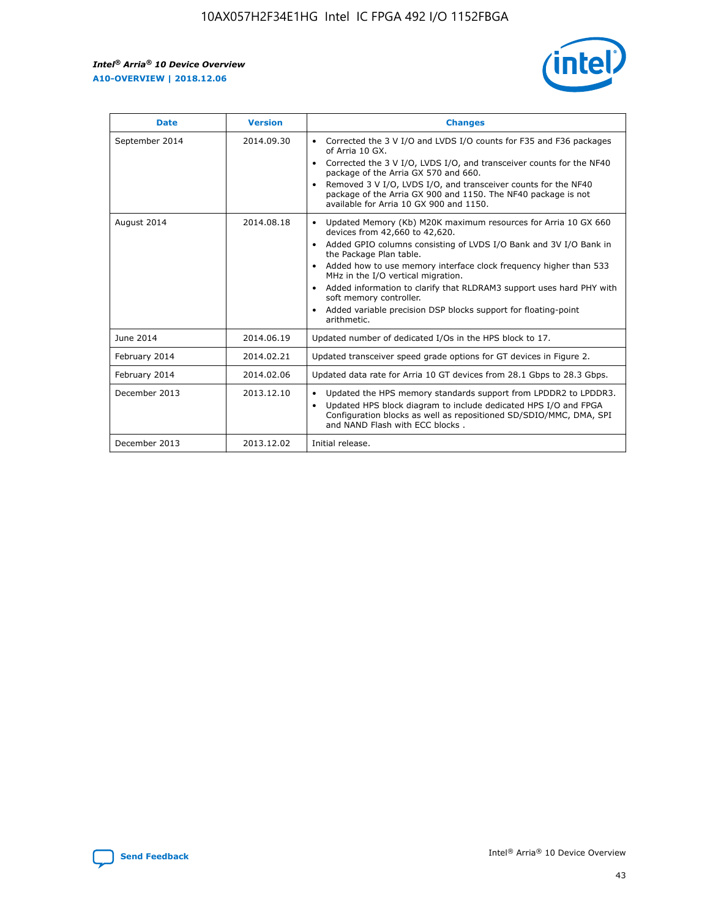| Date | Version | Changes |
| --- | --- | --- |
| September 2014 | 2014.09.30 | • Corrected the 3 V I/O and LVDS I/O counts for F35 and F36 packages of Arria 10 GX.<br>• Corrected the 3 V I/O, LVDS I/O, and transceiver counts for the NF40 package of the Arria GX 570 and 660.<br>• Removed 3 V I/O, LVDS I/O, and transceiver counts for the NF40 package of the Arria GX 900 and 1150. The NF40 package is not available for Arria 10 GX 900 and 1150. |
| August 2014 | 2014.08.18 | • Updated Memory (Kb) M20K maximum resources for Arria 10 GX 660 devices from 42,660 to 42,620.<br>• Added GPIO columns consisting of LVDS I/O Bank and 3V I/O Bank in the Package Plan table.<br>• Added how to use memory interface clock frequency higher than 533 MHz in the I/O vertical migration.<br>• Added information to clarify that RLDRAM3 support uses hard PHY with soft memory controller.<br>• Added variable precision DSP blocks support for floating-point arithmetic. |
| June 2014 | 2014.06.19 | Updated number of dedicated I/Os in the HPS block to 17. |
| February 2014 | 2014.02.21 | Updated transceiver speed grade options for GT devices in Figure 2. |
| February 2014 | 2014.02.06 | Updated data rate for Arria 10 GT devices from 28.1 Gbps to 28.3 Gbps. |
| December 2013 | 2013.12.10 | • Updated the HPS memory standards support from LPDDR2 to LPDDR3.<br>• Updated HPS block diagram to include dedicated HPS I/O and FPGA Configuration blocks as well as repositioned SD/SDIO/MMC, DMA, SPI and NAND Flash with ECC blocks . |
| December 2013 | 2013.12.02 | Initial release. |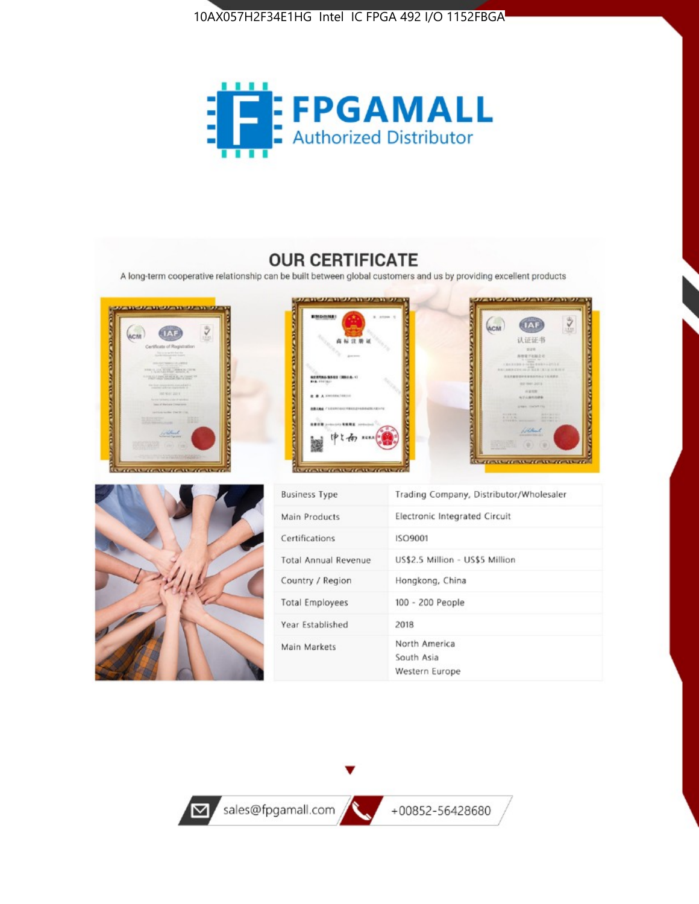FPGAMALL
Authorized Distributor

## OUR CERTIFICATE

A long-term cooperative relationship can be built between global customers and us by providing excellent products

| | |
|---|---|
| Business Type | Trading Company, Distributor/Wholesaler |
| Main Products | Electronic Integrated Circuit |
| Certifications | ISO9001 |
| Total Annual Revenue | US$2.5 Million - US$5 Million |
| Country / Region | Hongkong, China |
| Total Employees | 100 - 200 People |
| Year Established | 2018 |
| Main Markets | North America<br>South Asia<br>Western Europe |

sales@fpgamall.com

+00852-56428680